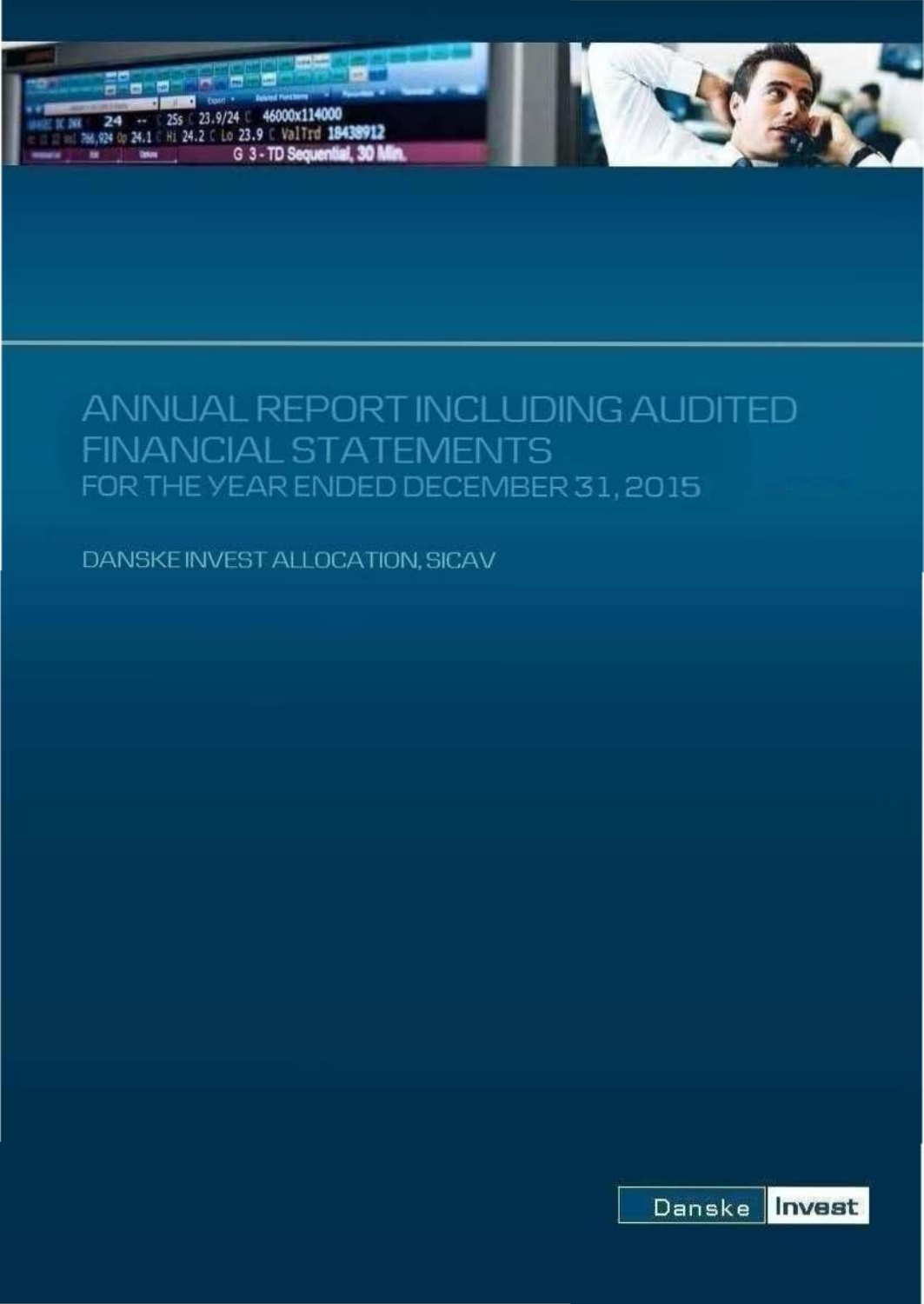# ANNUAL REPORT INCLUDING AUDITED FINANCIAL STATEMENTS

## FOR THE YEAR ENDED DECEMBER 31, 2015

DANSKE INVEST ALLOCATION, SICAV

Danske Invest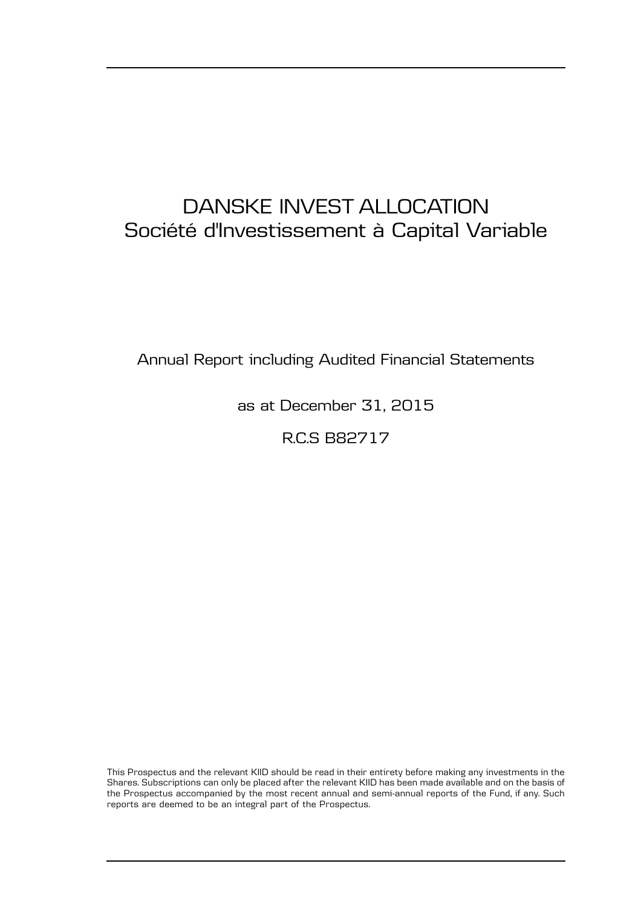# DANSKE INVEST ALLOCATION
## Société d'Investissement à Capital Variable

Annual Report including Audited Financial Statements

as at December 31, 2015

R.C.S B82717

This Prospectus and the relevant KIID should be read in their entirety before making any investments in the Shares. Subscriptions can only be placed after the relevant KIID has been made available and on the basis of the Prospectus accompanied by the most recent annual and semi-annual reports of the Fund, if any. Such reports are deemed to be an integral part of the Prospectus.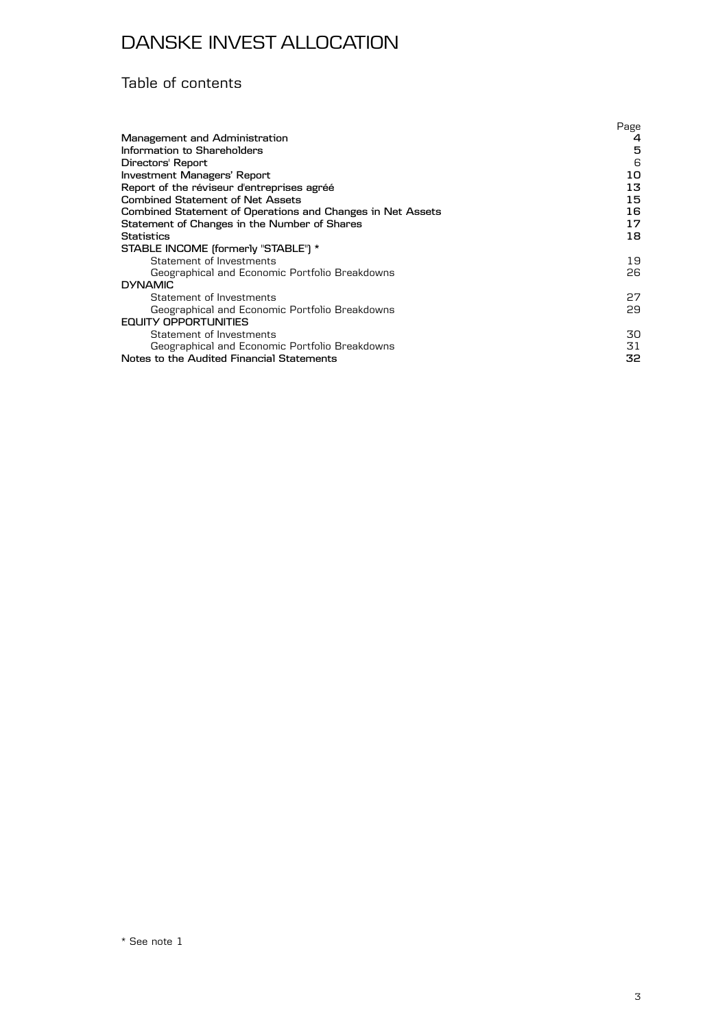# DANSKE INVEST ALLOCATION

## Table of contents

| | Page |
|---|---|
| **Management and Administration** | **4** |
| **Information to Shareholders** | **5** |
| **Directors' Report** | **6** |
| **Investment Managers' Report** | **10** |
| **Report of the réviseur d'entreprises agréé** | **13** |
| **Combined Statement of Net Assets** | **15** |
| **Combined Statement of Operations and Changes in Net Assets** | **16** |
| **Statement of Changes in the Number of Shares** | **17** |
| **Statistics** | **18** |
| **STABLE INCOME (formerly "STABLE") \*** | |
| Statement of Investments | 19 |
| Geographical and Economic Portfolio Breakdowns | 26 |
| **DYNAMIC** | |
| Statement of Investments | 27 |
| Geographical and Economic Portfolio Breakdowns | 29 |
| **EQUITY OPPORTUNITIES** | |
| Statement of Investments | 30 |
| Geographical and Economic Portfolio Breakdowns | 31 |
| **Notes to the Audited Financial Statements** | **32** |

\* See note 1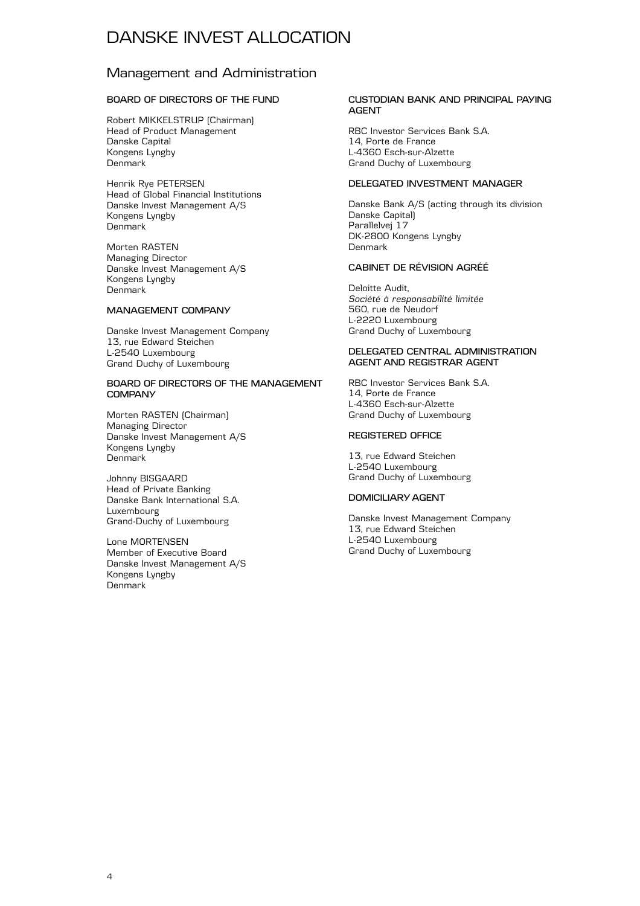# DANSKE INVEST ALLOCATION

## Management and Administration

### BOARD OF DIRECTORS OF THE FUND

Robert MIKKELSTRUP (Chairman)
Head of Product Management
Danske Capital
Kongens Lyngby
Denmark

Henrik Rye PETERSEN
Head of Global Financial Institutions
Danske Invest Management A/S
Kongens Lyngby
Denmark

Morten RASTEN
Managing Director
Danske Invest Management A/S
Kongens Lyngby
Denmark

### MANAGEMENT COMPANY

Danske Invest Management Company
13, rue Edward Steichen
L-2540 Luxembourg
Grand Duchy of Luxembourg

### BOARD OF DIRECTORS OF THE MANAGEMENT COMPANY

Morten RASTEN (Chairman)
Managing Director
Danske Invest Management A/S
Kongens Lyngby
Denmark

Johnny BISGAARD
Head of Private Banking
Danske Bank International S.A.
Luxembourg
Grand-Duchy of Luxembourg

Lone MORTENSEN
Member of Executive Board
Danske Invest Management A/S
Kongens Lyngby
Denmark

### CUSTODIAN BANK AND PRINCIPAL PAYING AGENT

RBC Investor Services Bank S.A.
14, Porte de France
L-4360 Esch-sur-Alzette
Grand Duchy of Luxembourg

### DELEGATED INVESTMENT MANAGER

Danske Bank A/S (acting through its division Danske Capital)
Parallelvej 17
DK-2800 Kongens Lyngby
Denmark

### CABINET DE RÉVISION AGRÉÉ

Deloitte Audit,
*Société à responsabilité limitée*
560, rue de Neudorf
L-2220 Luxembourg
Grand Duchy of Luxembourg

### DELEGATED CENTRAL ADMINISTRATION AGENT AND REGISTRAR AGENT

RBC Investor Services Bank S.A.
14, Porte de France
L-4360 Esch-sur-Alzette
Grand Duchy of Luxembourg

### REGISTERED OFFICE

13, rue Edward Steichen
L-2540 Luxembourg
Grand Duchy of Luxembourg

### DOMICILIARY AGENT

Danske Invest Management Company
13, rue Edward Steichen
L-2540 Luxembourg
Grand Duchy of Luxembourg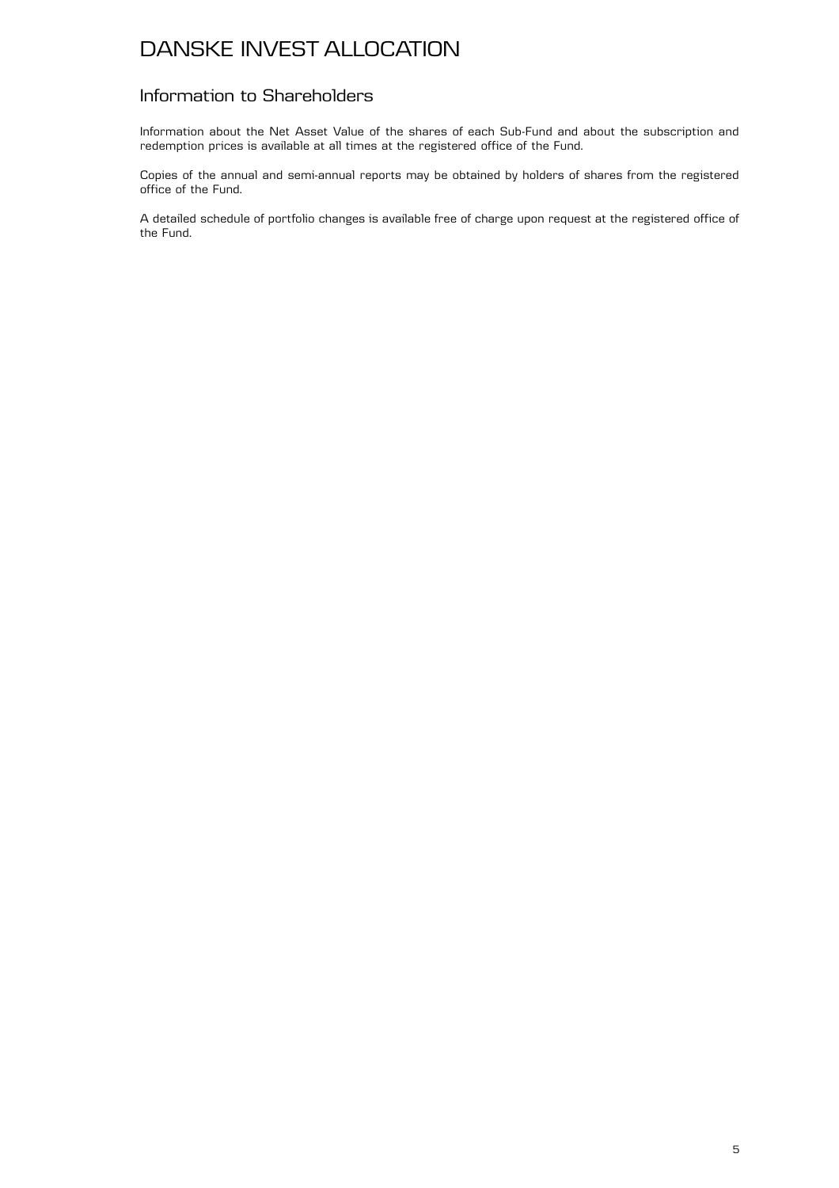# DANSKE INVEST ALLOCATION

## Information to Shareholders

Information about the Net Asset Value of the shares of each Sub-Fund and about the subscription and redemption prices is available at all times at the registered office of the Fund.

Copies of the annual and semi-annual reports may be obtained by holders of shares from the registered office of the Fund.

A detailed schedule of portfolio changes is available free of charge upon request at the registered office of the Fund.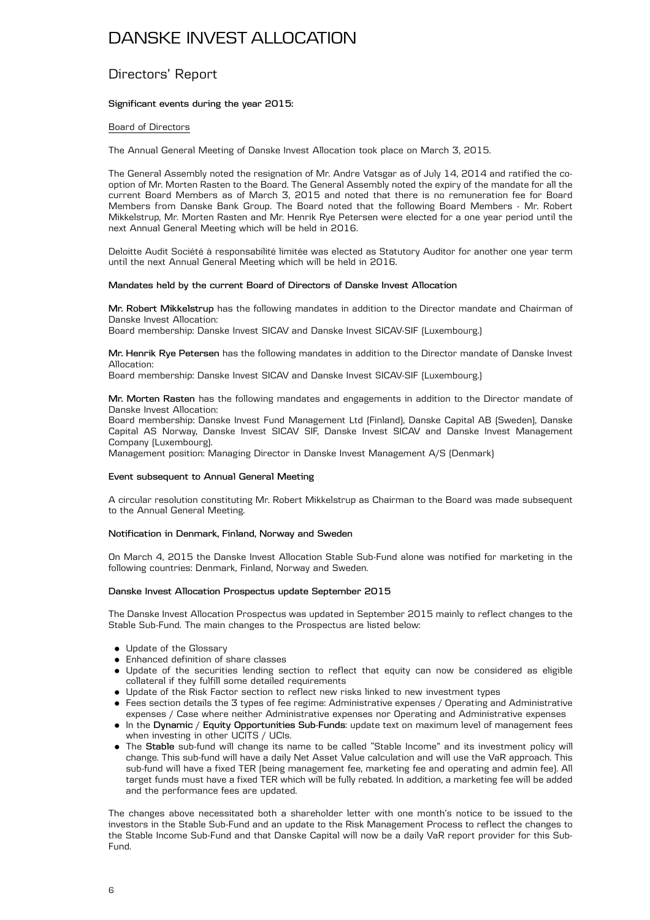# DANSKE INVEST ALLOCATION

## Directors' Report

**Significant events during the year 2015:**

Board of Directors

The Annual General Meeting of Danske Invest Allocation took place on March 3, 2015.

The General Assembly noted the resignation of Mr. Andre Vatsgar as of July 14, 2014 and ratified the co-option of Mr. Morten Rasten to the Board. The General Assembly noted the expiry of the mandate for all the current Board Members as of March 3, 2015 and noted that there is no remuneration fee for Board Members from Danske Bank Group. The Board noted that the following Board Members - Mr. Robert Mikkelstrup, Mr. Morten Rasten and Mr. Henrik Rye Petersen were elected for a one year period until the next Annual General Meeting which will be held in 2016.

Deloitte Audit Société à responsabilité limitée was elected as Statutory Auditor for another one year term until the next Annual General Meeting which will be held in 2016.

**Mandates held by the current Board of Directors of Danske Invest Allocation**

**Mr. Robert Mikkelstrup** has the following mandates in addition to the Director mandate and Chairman of Danske Invest Allocation:
Board membership: Danske Invest SICAV and Danske Invest SICAV-SIF (Luxembourg.)

**Mr. Henrik Rye Petersen** has the following mandates in addition to the Director mandate of Danske Invest Allocation:
Board membership: Danske Invest SICAV and Danske Invest SICAV-SIF (Luxembourg.)

**Mr. Morten Rasten** has the following mandates and engagements in addition to the Director mandate of Danske Invest Allocation:
Board membership: Danske Invest Fund Management Ltd (Finland), Danske Capital AB (Sweden), Danske Capital AS Norway, Danske Invest SICAV SIF, Danske Invest SICAV and Danske Invest Management Company (Luxembourg).
Management position: Managing Director in Danske Invest Management A/S (Denmark)

**Event subsequent to Annual General Meeting**

A circular resolution constituting Mr. Robert Mikkelstrup as Chairman to the Board was made subsequent to the Annual General Meeting.

**Notification in Denmark, Finland, Norway and Sweden**

On March 4, 2015 the Danske Invest Allocation Stable Sub-Fund alone was notified for marketing in the following countries: Denmark, Finland, Norway and Sweden.

**Danske Invest Allocation Prospectus update September 2015**

The Danske Invest Allocation Prospectus was updated in September 2015 mainly to reflect changes to the Stable Sub-Fund. The main changes to the Prospectus are listed below:

- Update of the Glossary
- Enhanced definition of share classes
- Update of the securities lending section to reflect that equity can now be considered as eligible collateral if they fulfill some detailed requirements
- Update of the Risk Factor section to reflect new risks linked to new investment types
- Fees section details the 3 types of fee regime: Administrative expenses / Operating and Administrative expenses / Case where neither Administrative expenses nor Operating and Administrative expenses
- In the **Dynamic** / **Equity Opportunities Sub-Funds**: update text on maximum level of management fees when investing in other UCITS / UCIs.
- The **Stable** sub-fund will change its name to be called "Stable Income" and its investment policy will change. This sub-fund will have a daily Net Asset Value calculation and will use the VaR approach. This sub-fund will have a fixed TER (being management fee, marketing fee and operating and admin fee). All target funds must have a fixed TER which will be fully rebated. In addition, a marketing fee will be added and the performance fees are updated.

The changes above necessitated both a shareholder letter with one month's notice to be issued to the investors in the Stable Sub-Fund and an update to the Risk Management Process to reflect the changes to the Stable Income Sub-Fund and that Danske Capital will now be a daily VaR report provider for this Sub-Fund.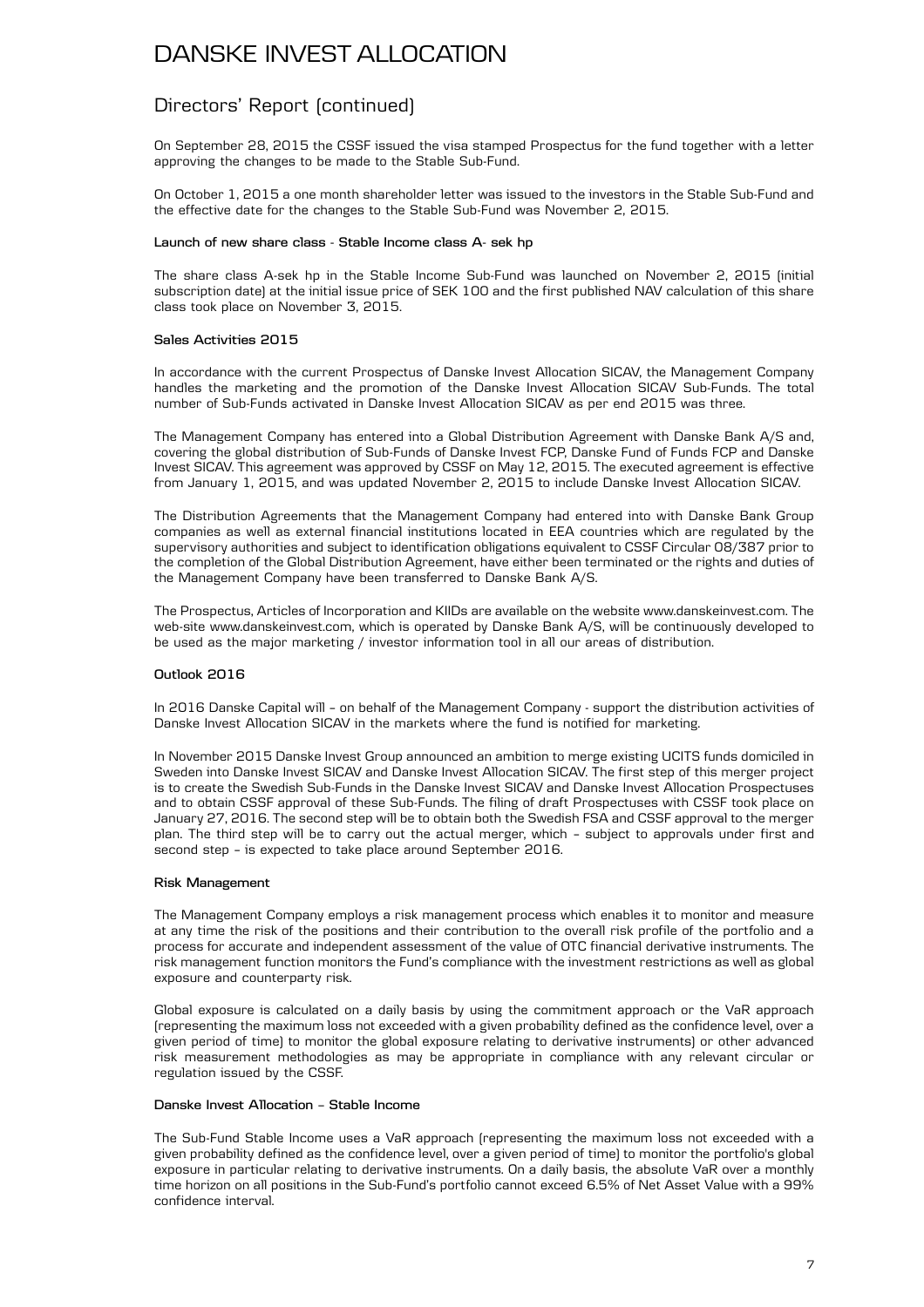# DANSKE INVEST ALLOCATION

## Directors' Report (continued)

On September 28, 2015 the CSSF issued the visa stamped Prospectus for the fund together with a letter approving the changes to be made to the Stable Sub-Fund.

On October 1, 2015 a one month shareholder letter was issued to the investors in the Stable Sub-Fund and the effective date for the changes to the Stable Sub-Fund was November 2, 2015.

**Launch of new share class - Stable Income class A- sek hp**

The share class A-sek hp in the Stable Income Sub-Fund was launched on November 2, 2015 (initial subscription date) at the initial issue price of SEK 100 and the first published NAV calculation of this share class took place on November 3, 2015.

**Sales Activities 2015**

In accordance with the current Prospectus of Danske Invest Allocation SICAV, the Management Company handles the marketing and the promotion of the Danske Invest Allocation SICAV Sub-Funds. The total number of Sub-Funds activated in Danske Invest Allocation SICAV as per end 2015 was three.

The Management Company has entered into a Global Distribution Agreement with Danske Bank A/S and, covering the global distribution of Sub-Funds of Danske Invest FCP, Danske Fund of Funds FCP and Danske Invest SICAV. This agreement was approved by CSSF on May 12, 2015. The executed agreement is effective from January 1, 2015, and was updated November 2, 2015 to include Danske Invest Allocation SICAV.

The Distribution Agreements that the Management Company had entered into with Danske Bank Group companies as well as external financial institutions located in EEA countries which are regulated by the supervisory authorities and subject to identification obligations equivalent to CSSF Circular 08/387 prior to the completion of the Global Distribution Agreement, have either been terminated or the rights and duties of the Management Company have been transferred to Danske Bank A/S.

The Prospectus, Articles of Incorporation and KIIDs are available on the website www.danskeinvest.com. The web-site www.danskeinvest.com, which is operated by Danske Bank A/S, will be continuously developed to be used as the major marketing / investor information tool in all our areas of distribution.

**Outlook 2016**

In 2016 Danske Capital will – on behalf of the Management Company - support the distribution activities of Danske Invest Allocation SICAV in the markets where the fund is notified for marketing.

In November 2015 Danske Invest Group announced an ambition to merge existing UCITS funds domiciled in Sweden into Danske Invest SICAV and Danske Invest Allocation SICAV. The first step of this merger project is to create the Swedish Sub-Funds in the Danske Invest SICAV and Danske Invest Allocation Prospectuses and to obtain CSSF approval of these Sub-Funds. The filing of draft Prospectuses with CSSF took place on January 27, 2016. The second step will be to obtain both the Swedish FSA and CSSF approval to the merger plan. The third step will be to carry out the actual merger, which – subject to approvals under first and second step – is expected to take place around September 2016.

**Risk Management**

The Management Company employs a risk management process which enables it to monitor and measure at any time the risk of the positions and their contribution to the overall risk profile of the portfolio and a process for accurate and independent assessment of the value of OTC financial derivative instruments. The risk management function monitors the Fund's compliance with the investment restrictions as well as global exposure and counterparty risk.

Global exposure is calculated on a daily basis by using the commitment approach or the VaR approach (representing the maximum loss not exceeded with a given probability defined as the confidence level, over a given period of time) to monitor the global exposure relating to derivative instruments) or other advanced risk measurement methodologies as may be appropriate in compliance with any relevant circular or regulation issued by the CSSF.

**Danske Invest Allocation – Stable Income**

The Sub-Fund Stable Income uses a VaR approach (representing the maximum loss not exceeded with a given probability defined as the confidence level, over a given period of time) to monitor the portfolio's global exposure in particular relating to derivative instruments. On a daily basis, the absolute VaR over a monthly time horizon on all positions in the Sub-Fund's portfolio cannot exceed 6.5% of Net Asset Value with a 99% confidence interval.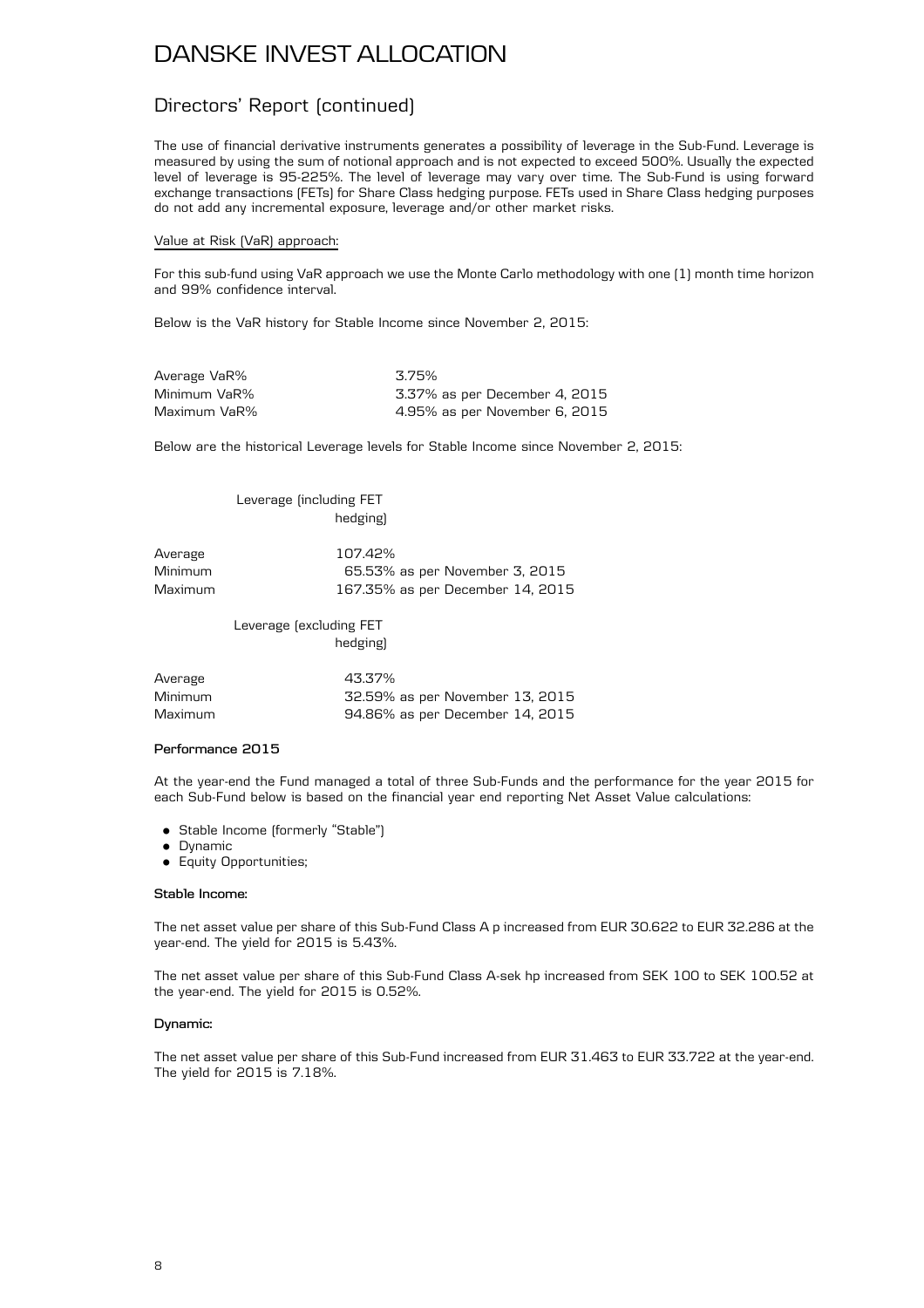# DANSKE INVEST ALLOCATION

## Directors' Report (continued)

The use of financial derivative instruments generates a possibility of leverage in the Sub-Fund. Leverage is measured by using the sum of notional approach and is not expected to exceed 500%. Usually the expected level of leverage is 95-225%. The level of leverage may vary over time. The Sub-Fund is using forward exchange transactions (FETs) for Share Class hedging purpose. FETs used in Share Class hedging purposes do not add any incremental exposure, leverage and/or other market risks.

Value at Risk (VaR) approach:

For this sub-fund using VaR approach we use the Monte Carlo methodology with one (1) month time horizon and 99% confidence interval.

Below is the VaR history for Stable Income since November 2, 2015:

| | |
|---|---|
| Average VaR% | 3.75% |
| Minimum VaR% | 3.37% as per December 4, 2015 |
| Maximum VaR% | 4.95% as per November 6, 2015 |

Below are the historical Leverage levels for Stable Income since November 2, 2015:

| | Leverage (including FET hedging) |
|---|---|
| Average | 107.42% |
| Minimum | 65.53% as per November 3, 2015 |
| Maximum | 167.35% as per December 14, 2015 |

| | Leverage (excluding FET hedging) |
|---|---|
| Average | 43.37% |
| Minimum | 32.59% as per November 13, 2015 |
| Maximum | 94.86% as per December 14, 2015 |

**Performance 2015**

At the year-end the Fund managed a total of three Sub-Funds and the performance for the year 2015 for each Sub-Fund below is based on the financial year end reporting Net Asset Value calculations:

- Stable Income (formerly "Stable")
- Dynamic
- Equity Opportunities;

**Stable Income:**

The net asset value per share of this Sub-Fund Class A p increased from EUR 30.622 to EUR 32.286 at the year-end. The yield for 2015 is 5.43%.

The net asset value per share of this Sub-Fund Class A-sek hp increased from SEK 100 to SEK 100.52 at the year-end. The yield for 2015 is 0.52%.

**Dynamic:**

The net asset value per share of this Sub-Fund increased from EUR 31.463 to EUR 33.722 at the year-end. The yield for 2015 is 7.18%.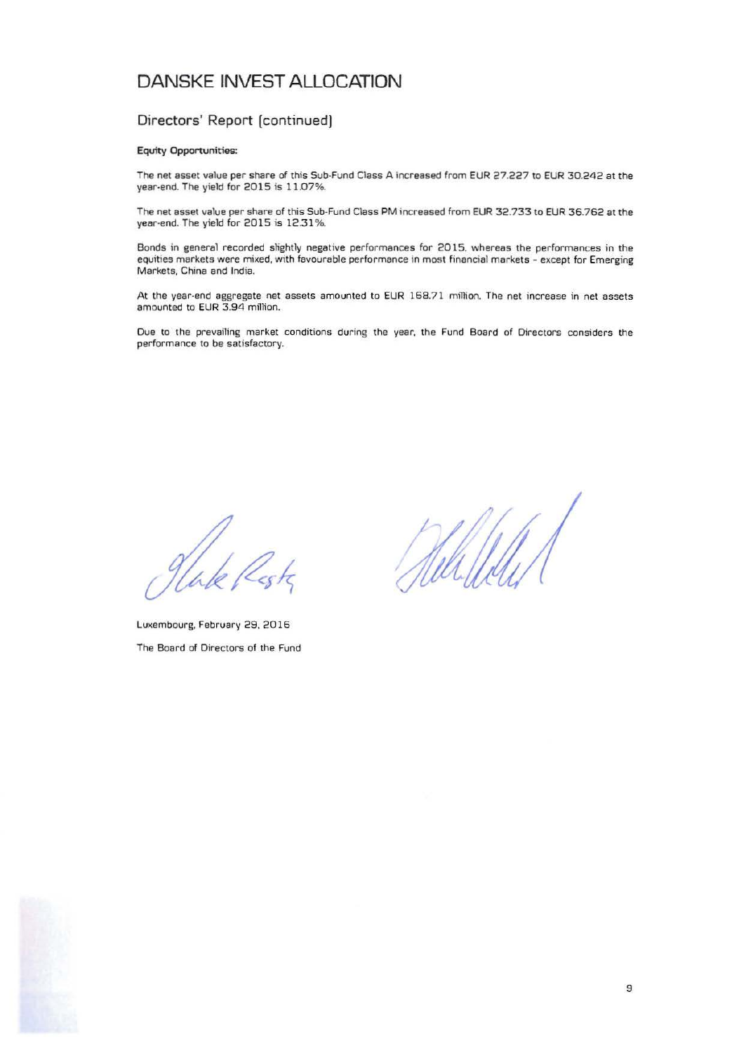# DANSKE INVEST ALLOCATION

## Directors' Report (continued)

**Equity Opportunities:**

The net asset value per share of this Sub-Fund Class A increased from EUR 27.227 to EUR 30.242 at the year-end. The yield for 2015 is 11.07%.

The net asset value per share of this Sub-Fund Class PM increased from EUR 32.733 to EUR 36.762 at the year-end. The yield for 2015 is 12.31%.

Bonds in general recorded slightly negative performances for 2015, whereas the performances in the equities markets were mixed, with favourable performance in most financial markets - except for Emerging Markets, China and India.

At the year-end aggregate net assets amounted to EUR 168.71 million. The net increase in net assets amounted to EUR 3.94 million.

Due to the prevailing market conditions during the year, the Fund Board of Directors considers the performance to be satisfactory.

Luxembourg, February 29, 2016

The Board of Directors of the Fund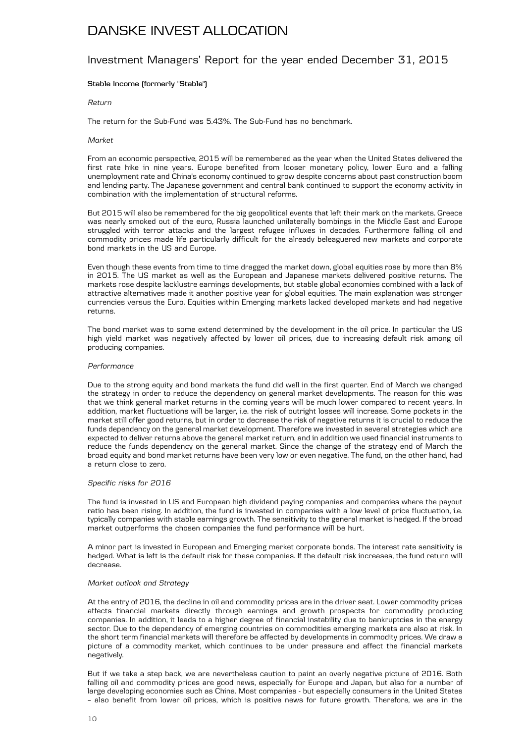# DANSKE INVEST ALLOCATION

## Investment Managers' Report for the year ended December 31, 2015

**Stable Income (formerly "Stable")**

*Return*

The return for the Sub-Fund was 5.43%. The Sub-Fund has no benchmark.

*Market*

From an economic perspective, 2015 will be remembered as the year when the United States delivered the first rate hike in nine years. Europe benefited from looser monetary policy, lower Euro and a falling unemployment rate and China's economy continued to grow despite concerns about past construction boom and lending party. The Japanese government and central bank continued to support the economy activity in combination with the implementation of structural reforms.

But 2015 will also be remembered for the big geopolitical events that left their mark on the markets. Greece was nearly smoked out of the euro, Russia launched unilaterally bombings in the Middle East and Europe struggled with terror attacks and the largest refugee influxes in decades. Furthermore falling oil and commodity prices made life particularly difficult for the already beleaguered new markets and corporate bond markets in the US and Europe.

Even though these events from time to time dragged the market down, global equities rose by more than 8% in 2015. The US market as well as the European and Japanese markets delivered positive returns. The markets rose despite lacklustre earnings developments, but stable global economies combined with a lack of attractive alternatives made it another positive year for global equities. The main explanation was stronger currencies versus the Euro. Equities within Emerging markets lacked developed markets and had negative returns.

The bond market was to some extend determined by the development in the oil price. In particular the US high yield market was negatively affected by lower oil prices, due to increasing default risk among oil producing companies.

*Performance*

Due to the strong equity and bond markets the fund did well in the first quarter. End of March we changed the strategy in order to reduce the dependency on general market developments. The reason for this was that we think general market returns in the coming years will be much lower compared to recent years. In addition, market fluctuations will be larger, i.e. the risk of outright losses will increase. Some pockets in the market still offer good returns, but in order to decrease the risk of negative returns it is crucial to reduce the funds dependency on the general market development. Therefore we invested in several strategies which are expected to deliver returns above the general market return, and in addition we used financial instruments to reduce the funds dependency on the general market. Since the change of the strategy end of March the broad equity and bond market returns have been very low or even negative. The fund, on the other hand, had a return close to zero.

*Specific risks for 2016*

The fund is invested in US and European high dividend paying companies and companies where the payout ratio has been rising. In addition, the fund is invested in companies with a low level of price fluctuation, i.e. typically companies with stable earnings growth. The sensitivity to the general market is hedged. If the broad market outperforms the chosen companies the fund performance will be hurt.

A minor part is invested in European and Emerging market corporate bonds. The interest rate sensitivity is hedged. What is left is the default risk for these companies. If the default risk increases, the fund return will decrease.

*Market outlook and Strategy*

At the entry of 2016, the decline in oil and commodity prices are in the driver seat. Lower commodity prices affects financial markets directly through earnings and growth prospects for commodity producing companies. In addition, it leads to a higher degree of financial instability due to bankruptcies in the energy sector. Due to the dependency of emerging countries on commodities emerging markets are also at risk. In the short term financial markets will therefore be affected by developments in commodity prices. We draw a picture of a commodity market, which continues to be under pressure and affect the financial markets negatively.

But if we take a step back, we are nevertheless caution to paint an overly negative picture of 2016. Both falling oil and commodity prices are good news, especially for Europe and Japan, but also for a number of large developing economies such as China. Most companies - but especially consumers in the United States – also benefit from lower oil prices, which is positive news for future growth. Therefore, we are in the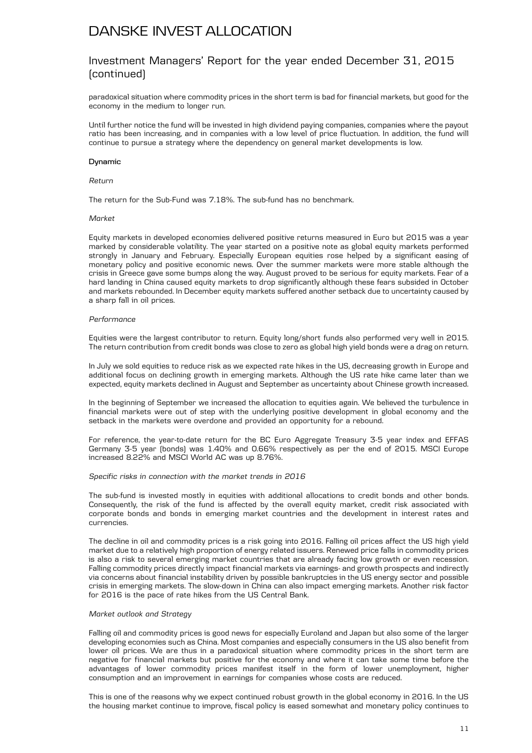paradoxical situation where commodity prices in the short term is bad for financial markets, but good for the economy in the medium to longer run.

Until further notice the fund will be invested in high dividend paying companies, companies where the payout ratio has been increasing, and in companies with a low level of price fluctuation. In addition, the fund will continue to pursue a strategy where the dependency on general market developments is low.

**Dynamic**

*Return*

The return for the Sub-Fund was 7.18%. The sub-fund has no benchmark.

*Market*

Equity markets in developed economies delivered positive returns measured in Euro but 2015 was a year marked by considerable volatility. The year started on a positive note as global equity markets performed strongly in January and February. Especially European equities rose helped by a significant easing of monetary policy and positive economic news. Over the summer markets were more stable although the crisis in Greece gave some bumps along the way. August proved to be serious for equity markets. Fear of a hard landing in China caused equity markets to drop significantly although these fears subsided in October and markets rebounded. In December equity markets suffered another setback due to uncertainty caused by a sharp fall in oil prices.

*Performance*

Equities were the largest contributor to return. Equity long/short funds also performed very well in 2015. The return contribution from credit bonds was close to zero as global high yield bonds were a drag on return.

In July we sold equities to reduce risk as we expected rate hikes in the US, decreasing growth in Europe and additional focus on declining growth in emerging markets. Although the US rate hike came later than we expected, equity markets declined in August and September as uncertainty about Chinese growth increased.

In the beginning of September we increased the allocation to equities again. We believed the turbulence in financial markets were out of step with the underlying positive development in global economy and the setback in the markets were overdone and provided an opportunity for a rebound.

For reference, the year-to-date return for the BC Euro Aggregate Treasury 3-5 year index and EFFAS Germany 3-5 year (bonds) was 1.40% and 0.66% respectively as per the end of 2015. MSCI Europe increased 8.22% and MSCI World AC was up 8.76%.

*Specific risks in connection with the market trends in 2016*

The sub-fund is invested mostly in equities with additional allocations to credit bonds and other bonds. Consequently, the risk of the fund is affected by the overall equity market, credit risk associated with corporate bonds and bonds in emerging market countries and the development in interest rates and currencies.

The decline in oil and commodity prices is a risk going into 2016. Falling oil prices affect the US high yield market due to a relatively high proportion of energy related issuers. Renewed price falls in commodity prices is also a risk to several emerging market countries that are already facing low growth or even recession. Falling commodity prices directly impact financial markets via earnings- and growth prospects and indirectly via concerns about financial instability driven by possible bankruptcies in the US energy sector and possible crisis in emerging markets. The slow-down in China can also impact emerging markets. Another risk factor for 2016 is the pace of rate hikes from the US Central Bank.

*Market outlook and Strategy*

Falling oil and commodity prices is good news for especially Euroland and Japan but also some of the larger developing economies such as China. Most companies and especially consumers in the US also benefit from lower oil prices. We are thus in a paradoxical situation where commodity prices in the short term are negative for financial markets but positive for the economy and where it can take some time before the advantages of lower commodity prices manifest itself in the form of lower unemployment, higher consumption and an improvement in earnings for companies whose costs are reduced.

This is one of the reasons why we expect continued robust growth in the global economy in 2016. In the US the housing market continue to improve, fiscal policy is eased somewhat and monetary policy continues to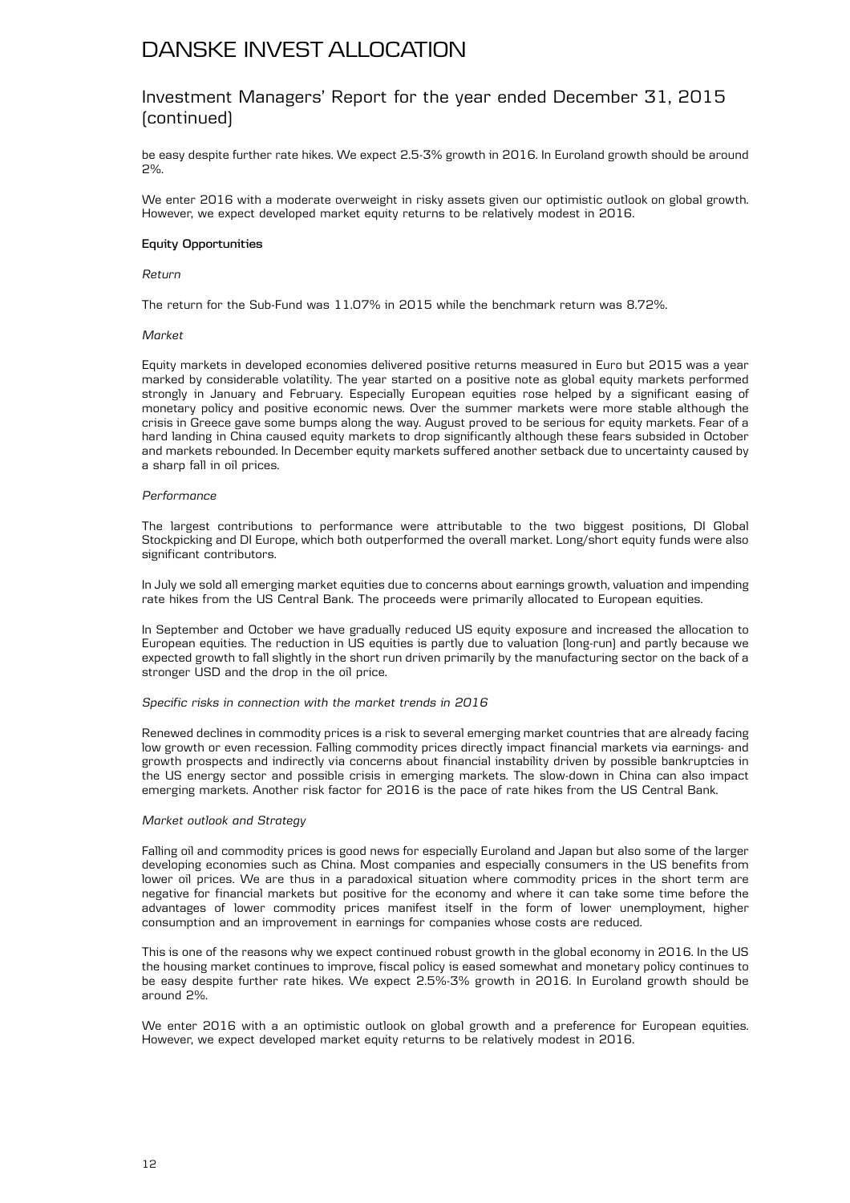# DANSKE INVEST ALLOCATION

## Investment Managers' Report for the year ended December 31, 2015 (continued)

be easy despite further rate hikes. We expect 2.5-3% growth in 2016. In Euroland growth should be around 2%.

We enter 2016 with a moderate overweight in risky assets given our optimistic outlook on global growth. However, we expect developed market equity returns to be relatively modest in 2016.

**Equity Opportunities**

*Return*

The return for the Sub-Fund was 11.07% in 2015 while the benchmark return was 8.72%.

*Market*

Equity markets in developed economies delivered positive returns measured in Euro but 2015 was a year marked by considerable volatility. The year started on a positive note as global equity markets performed strongly in January and February. Especially European equities rose helped by a significant easing of monetary policy and positive economic news. Over the summer markets were more stable although the crisis in Greece gave some bumps along the way. August proved to be serious for equity markets. Fear of a hard landing in China caused equity markets to drop significantly although these fears subsided in October and markets rebounded. In December equity markets suffered another setback due to uncertainty caused by a sharp fall in oil prices.

*Performance*

The largest contributions to performance were attributable to the two biggest positions, DI Global Stockpicking and DI Europe, which both outperformed the overall market. Long/short equity funds were also significant contributors.

In July we sold all emerging market equities due to concerns about earnings growth, valuation and impending rate hikes from the US Central Bank. The proceeds were primarily allocated to European equities.

In September and October we have gradually reduced US equity exposure and increased the allocation to European equities. The reduction in US equities is partly due to valuation (long-run) and partly because we expected growth to fall slightly in the short run driven primarily by the manufacturing sector on the back of a stronger USD and the drop in the oil price.

*Specific risks in connection with the market trends in 2016*

Renewed declines in commodity prices is a risk to several emerging market countries that are already facing low growth or even recession. Falling commodity prices directly impact financial markets via earnings- and growth prospects and indirectly via concerns about financial instability driven by possible bankruptcies in the US energy sector and possible crisis in emerging markets. The slow-down in China can also impact emerging markets. Another risk factor for 2016 is the pace of rate hikes from the US Central Bank.

*Market outlook and Strategy*

Falling oil and commodity prices is good news for especially Euroland and Japan but also some of the larger developing economies such as China. Most companies and especially consumers in the US benefits from lower oil prices. We are thus in a paradoxical situation where commodity prices in the short term are negative for financial markets but positive for the economy and where it can take some time before the advantages of lower commodity prices manifest itself in the form of lower unemployment, higher consumption and an improvement in earnings for companies whose costs are reduced.

This is one of the reasons why we expect continued robust growth in the global economy in 2016. In the US the housing market continues to improve, fiscal policy is eased somewhat and monetary policy continues to be easy despite further rate hikes. We expect 2.5%-3% growth in 2016. In Euroland growth should be around 2%.

We enter 2016 with a an optimistic outlook on global growth and a preference for European equities. However, we expect developed market equity returns to be relatively modest in 2016.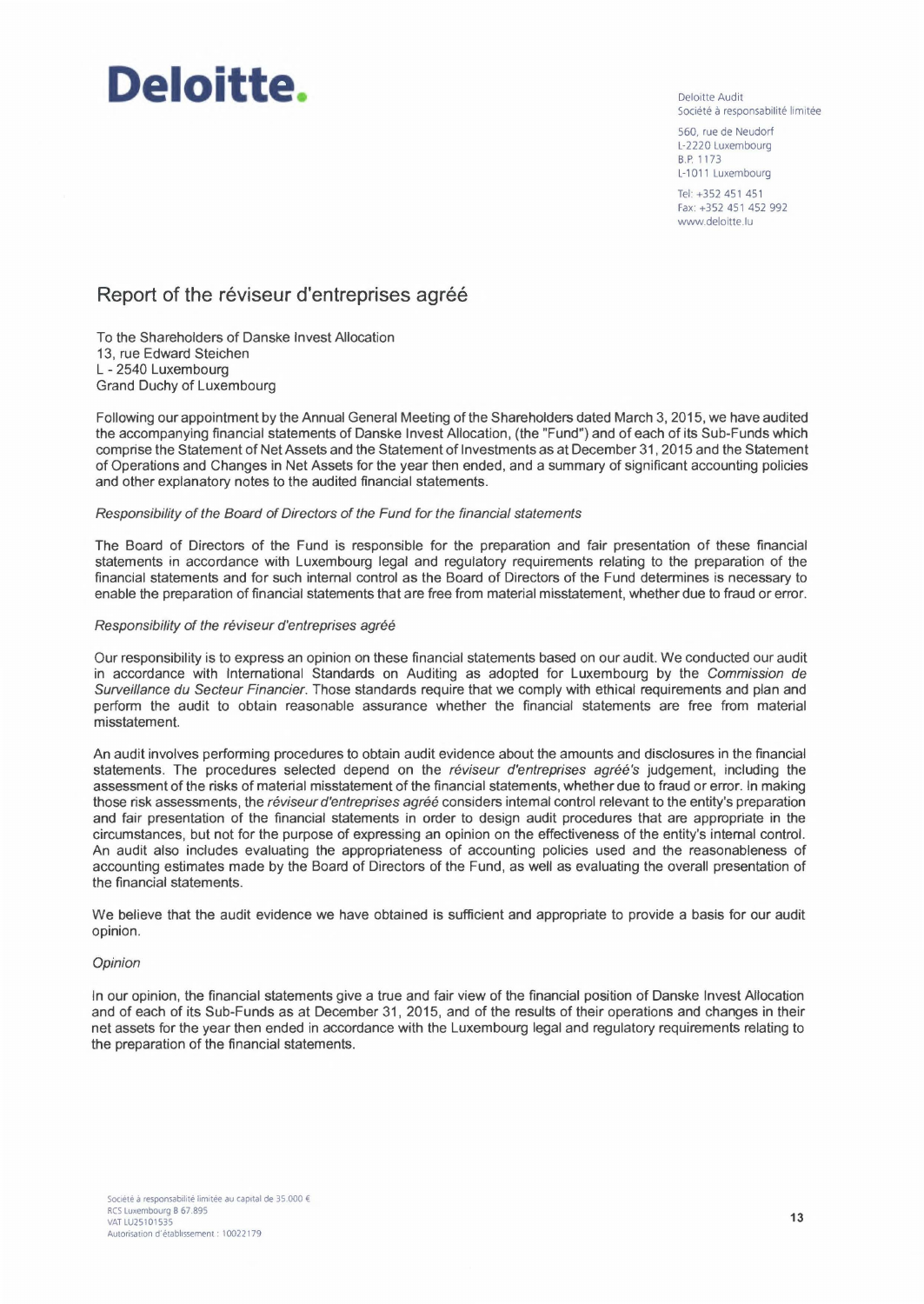# Deloitte.

Deloitte Audit
Société à responsabilité limitée

560, rue de Neudorf
L-2220 Luxembourg
B.P. 1173
L-1011 Luxembourg

Tel: +352 451 451
Fax: +352 451 452 992
www.deloitte.lu

## Report of the réviseur d'entreprises agréé

To the Shareholders of Danske Invest Allocation
13, rue Edward Steichen
L - 2540 Luxembourg
Grand Duchy of Luxembourg

Following our appointment by the Annual General Meeting of the Shareholders dated March 3, 2015, we have audited the accompanying financial statements of Danske Invest Allocation, (the "Fund") and of each of its Sub-Funds which comprise the Statement of Net Assets and the Statement of Investments as at December 31, 2015 and the Statement of Operations and Changes in Net Assets for the year then ended, and a summary of significant accounting policies and other explanatory notes to the audited financial statements.

*Responsibility of the Board of Directors of the Fund for the financial statements*

The Board of Directors of the Fund is responsible for the preparation and fair presentation of these financial statements in accordance with Luxembourg legal and regulatory requirements relating to the preparation of the financial statements and for such internal control as the Board of Directors of the Fund determines is necessary to enable the preparation of financial statements that are free from material misstatement, whether due to fraud or error.

*Responsibility of the réviseur d'entreprises agréé*

Our responsibility is to express an opinion on these financial statements based on our audit. We conducted our audit in accordance with International Standards on Auditing as adopted for Luxembourg by the *Commission de Surveillance du Secteur Financier*. Those standards require that we comply with ethical requirements and plan and perform the audit to obtain reasonable assurance whether the financial statements are free from material misstatement.

An audit involves performing procedures to obtain audit evidence about the amounts and disclosures in the financial statements. The procedures selected depend on the *réviseur d'entreprises agréé's* judgement, including the assessment of the risks of material misstatement of the financial statements, whether due to fraud or error. In making those risk assessments, the *réviseur d'entreprises agréé* considers internal control relevant to the entity's preparation and fair presentation of the financial statements in order to design audit procedures that are appropriate in the circumstances, but not for the purpose of expressing an opinion on the effectiveness of the entity's internal control. An audit also includes evaluating the appropriateness of accounting policies used and the reasonableness of accounting estimates made by the Board of Directors of the Fund, as well as evaluating the overall presentation of the financial statements.

We believe that the audit evidence we have obtained is sufficient and appropriate to provide a basis for our audit opinion.

*Opinion*

In our opinion, the financial statements give a true and fair view of the financial position of Danske Invest Allocation and of each of its Sub-Funds as at December 31, 2015, and of the results of their operations and changes in their net assets for the year then ended in accordance with the Luxembourg legal and regulatory requirements relating to the preparation of the financial statements.

Société à responsabilité limitée au capital de 35.000 €
RCS Luxembourg B 67.895
VAT LU25101535
Autorisation d'établissement : 10022179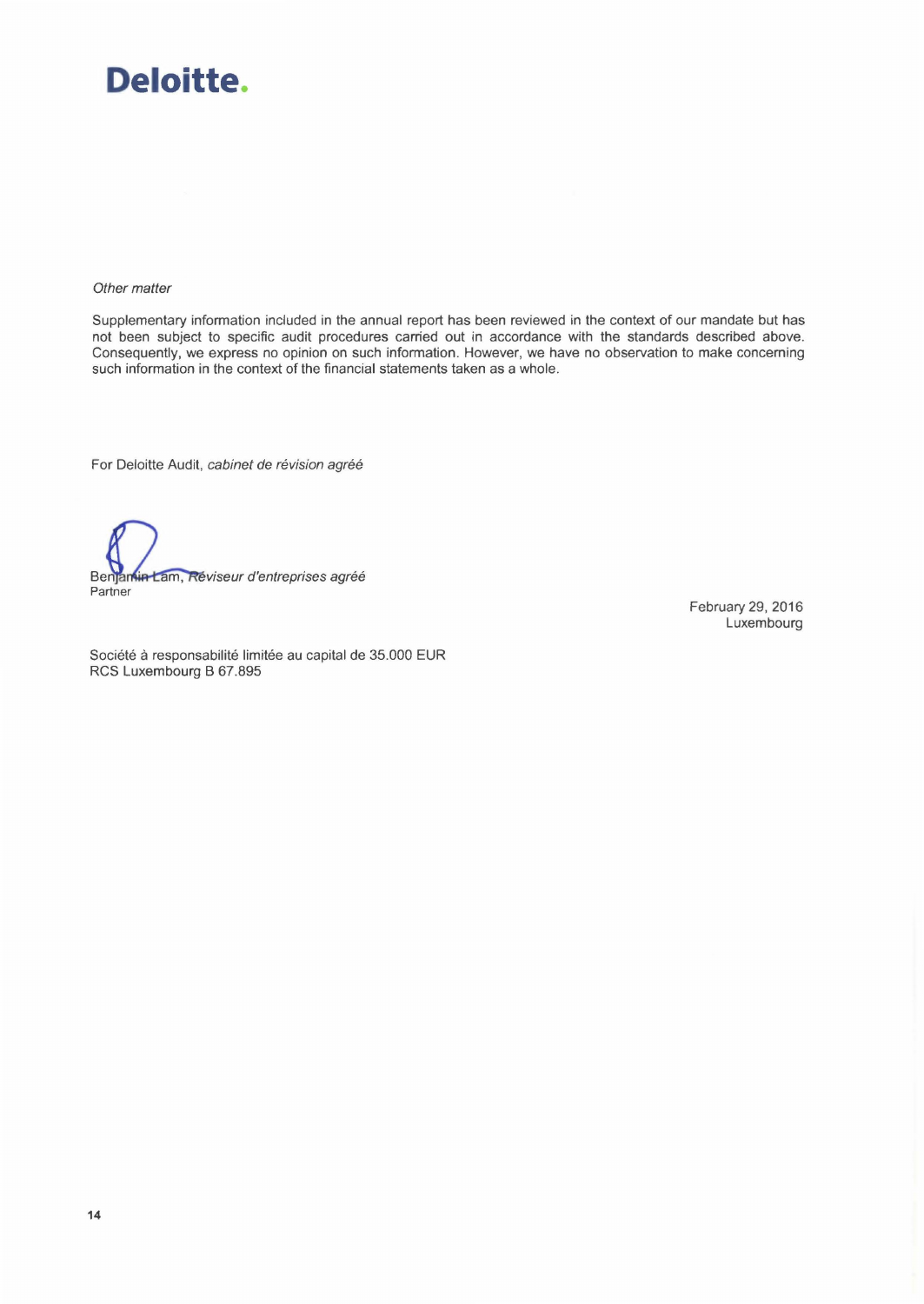Deloitte.

*Other matter*

Supplementary information included in the annual report has been reviewed in the context of our mandate but has not been subject to specific audit procedures carried out in accordance with the standards described above. Consequently, we express no opinion on such information. However, we have no observation to make concerning such information in the context of the financial statements taken as a whole.

For Deloitte Audit, *cabinet de révision agréé*

Benjamin Lam, *Réviseur d'entreprises agréé*
Partner

February 29, 2016
Luxembourg

Société à responsabilité limitée au capital de 35.000 EUR
RCS Luxembourg B 67.895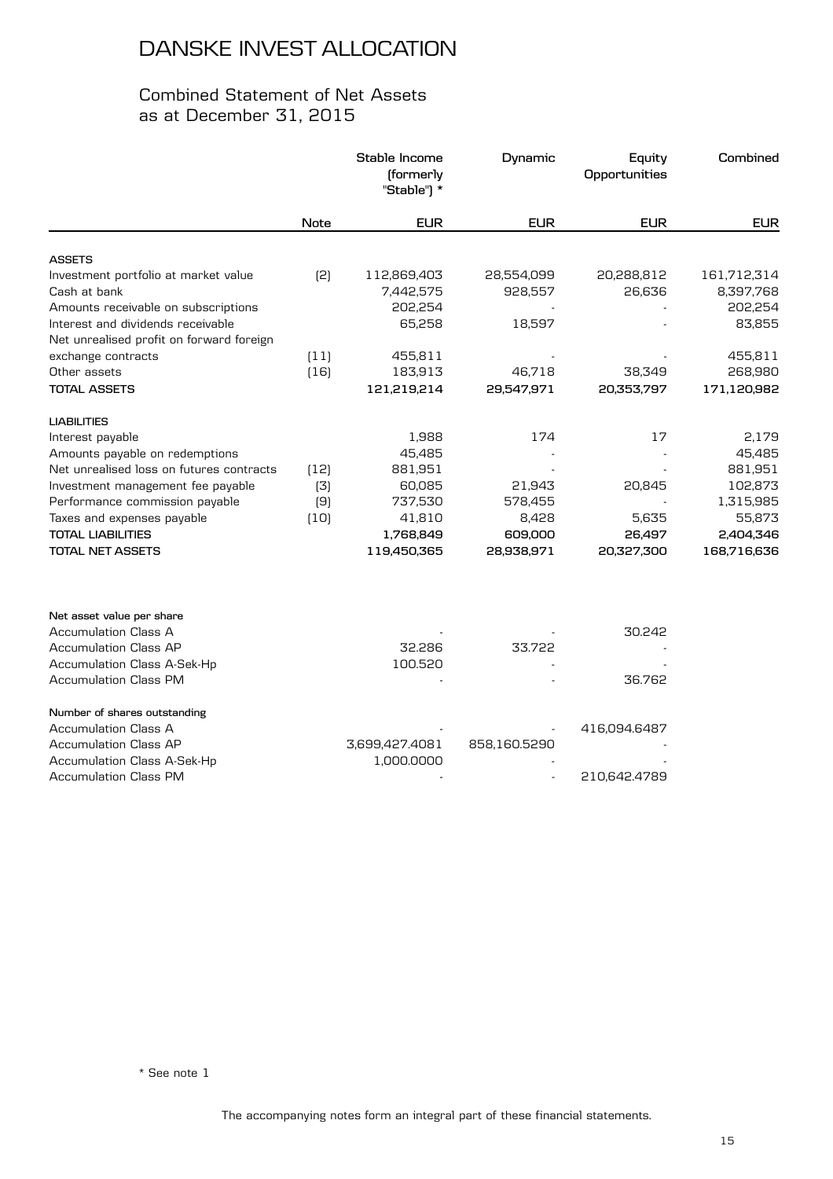# DANSKE INVEST ALLOCATION

## Combined Statement of Net Assets as at December 31, 2015

| | Note | Stable Income (formerly "Stable") * | Dynamic | Equity Opportunities | Combined |
|---|---|---|---|---|---|
| | | EUR | EUR | EUR | EUR |
| **ASSETS** | | | | | |
| Investment portfolio at market value | (2) | 112,869,403 | 28,554,099 | 20,288,812 | 161,712,314 |
| Cash at bank | | 7,442,575 | 928,557 | 26,636 | 8,397,768 |
| Amounts receivable on subscriptions | | 202,254 | - | - | 202,254 |
| Interest and dividends receivable | | 65,258 | 18,597 | - | 83,855 |
| Net unrealised profit on forward foreign exchange contracts | (11) | 455,811 | - | - | 455,811 |
| Other assets | (16) | 183,913 | 46,718 | 38,349 | 268,980 |
| **TOTAL ASSETS** | | **121,219,214** | **29,547,971** | **20,353,797** | **171,120,982** |
| **LIABILITIES** | | | | | |
| Interest payable | | 1,988 | 174 | 17 | 2,179 |
| Amounts payable on redemptions | | 45,485 | - | - | 45,485 |
| Net unrealised loss on futures contracts | (12) | 881,951 | - | - | 881,951 |
| Investment management fee payable | (3) | 60,085 | 21,943 | 20,845 | 102,873 |
| Performance commission payable | (9) | 737,530 | 578,455 | - | 1,315,985 |
| Taxes and expenses payable | (10) | 41,810 | 8,428 | 5,635 | 55,873 |
| **TOTAL LIABILITIES** | | **1,768,849** | **609,000** | **26,497** | **2,404,346** |
| **TOTAL NET ASSETS** | | **119,450,365** | **28,938,971** | **20,327,300** | **168,716,636** |
| | | | | | |
| **Net asset value per share** | | | | | |
| Accumulation Class A | | - | - | 30.242 | |
| Accumulation Class AP | | 32.286 | 33.722 | - | |
| Accumulation Class A-Sek-Hp | | 100.520 | - | - | |
| Accumulation Class PM | | - | - | 36.762 | |
| **Number of shares outstanding** | | | | | |
| Accumulation Class A | | - | - | 416,094.6487 | |
| Accumulation Class AP | | 3,699,427.4081 | 858,160.5290 | - | |
| Accumulation Class A-Sek-Hp | | 1,000.0000 | - | - | |
| Accumulation Class PM | | - | - | 210,642.4789 | |

\* See note 1

The accompanying notes form an integral part of these financial statements.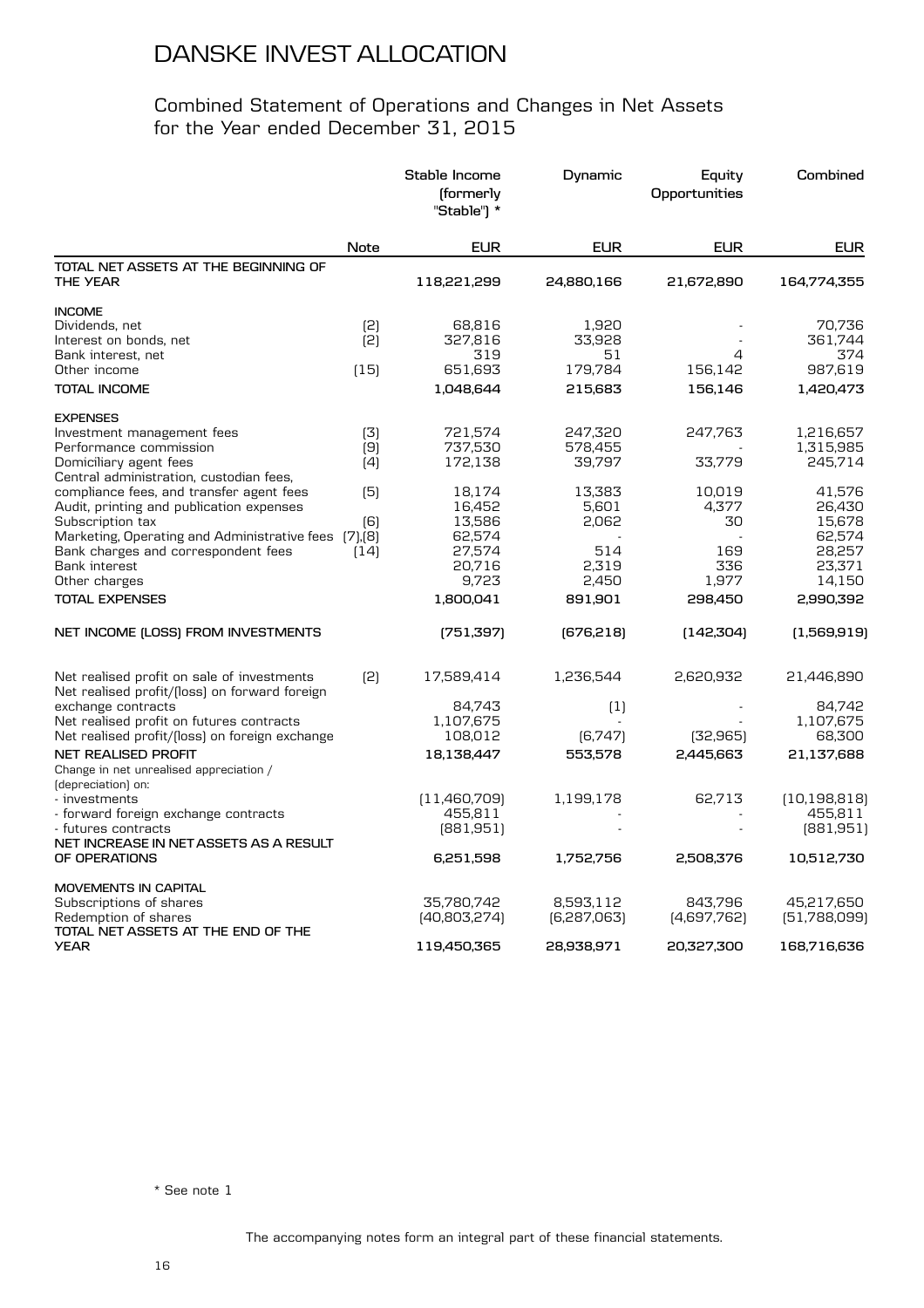# DANSKE INVEST ALLOCATION

## Combined Statement of Operations and Changes in Net Assets for the Year ended December 31, 2015

| | Note | Stable Income (formerly "Stable") * | Dynamic | Equity Opportunities | Combined |
|---|---|---|---|---|---|
| | | EUR | EUR | EUR | EUR |
| **TOTAL NET ASSETS AT THE BEGINNING OF THE YEAR** | | **118,221,299** | **24,880,166** | **21,672,890** | **164,774,355** |
| **INCOME** | | | | | |
| Dividends, net | (2) | 68,816 | 1,920 | - | 70,736 |
| Interest on bonds, net | (2) | 327,816 | 33,928 | - | 361,744 |
| Bank interest, net | | 319 | 51 | 4 | 374 |
| Other income | (15) | 651,693 | 179,784 | 156,142 | 987,619 |
| **TOTAL INCOME** | | **1,048,644** | **215,683** | **156,146** | **1,420,473** |
| **EXPENSES** | | | | | |
| Investment management fees | (3) | 721,574 | 247,320 | 247,763 | 1,216,657 |
| Performance commission | (9) | 737,530 | 578,455 | - | 1,315,985 |
| Domiciliary agent fees | (4) | 172,138 | 39,797 | 33,779 | 245,714 |
| Central administration, custodian fees, compliance fees, and transfer agent fees | (5) | 18,174 | 13,383 | 10,019 | 41,576 |
| Audit, printing and publication expenses | | 16,452 | 5,601 | 4,377 | 26,430 |
| Subscription tax | (6) | 13,586 | 2,062 | 30 | 15,678 |
| Marketing, Operating and Administrative fees | (7),(8) | 62,574 | - | - | 62,574 |
| Bank charges and correspondent fees | (14) | 27,574 | 514 | 169 | 28,257 |
| Bank interest | | 20,716 | 2,319 | 336 | 23,371 |
| Other charges | | 9,723 | 2,450 | 1,977 | 14,150 |
| **TOTAL EXPENSES** | | **1,800,041** | **891,901** | **298,450** | **2,990,392** |
| **NET INCOME (LOSS) FROM INVESTMENTS** | | **(751,397)** | **(676,218)** | **(142,304)** | **(1,569,919)** |
| Net realised profit on sale of investments | (2) | 17,589,414 | 1,236,544 | 2,620,932 | 21,446,890 |
| Net realised profit/(loss) on forward foreign exchange contracts | | 84,743 | (1) | - | 84,742 |
| Net realised profit on futures contracts | | 1,107,675 | - | - | 1,107,675 |
| Net realised profit/(loss) on foreign exchange | | 108,012 | (6,747) | (32,965) | 68,300 |
| **NET REALISED PROFIT** | | **18,138,447** | **553,578** | **2,445,663** | **21,137,688** |
| Change in net unrealised appreciation / (depreciation) on: | | | | | |
| - investments | | (11,460,709) | 1,199,178 | 62,713 | (10,198,818) |
| - forward foreign exchange contracts | | 455,811 | - | - | 455,811 |
| - futures contracts | | (881,951) | - | - | (881,951) |
| **NET INCREASE IN NET ASSETS AS A RESULT OF OPERATIONS** | | **6,251,598** | **1,752,756** | **2,508,376** | **10,512,730** |
| **MOVEMENTS IN CAPITAL** | | | | | |
| Subscriptions of shares | | 35,780,742 | 8,593,112 | 843,796 | 45,217,650 |
| Redemption of shares | | (40,803,274) | (6,287,063) | (4,697,762) | (51,788,099) |
| **TOTAL NET ASSETS AT THE END OF THE YEAR** | | **119,450,365** | **28,938,971** | **20,327,300** | **168,716,636** |

\* See note 1

The accompanying notes form an integral part of these financial statements.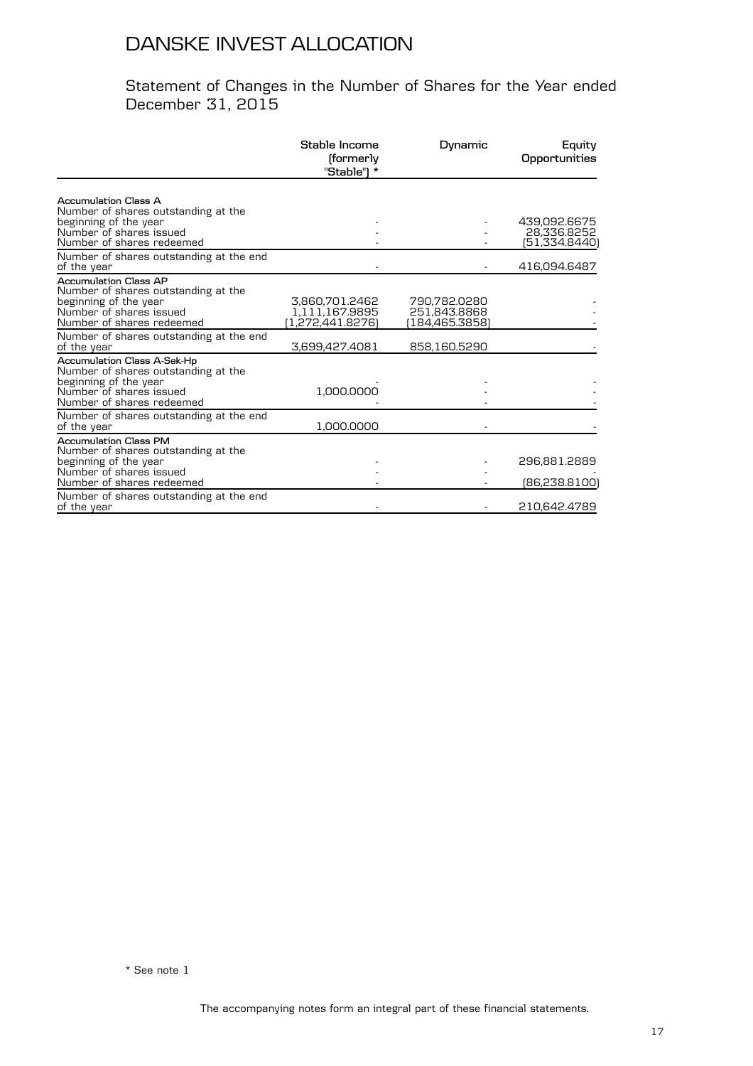# DANSKE INVEST ALLOCATION

## Statement of Changes in the Number of Shares for the Year ended December 31, 2015

| | Stable Income (formerly "Stable") * | Dynamic | Equity Opportunities |
|---|---|---|---|
| **Accumulation Class A** | | | |
| Number of shares outstanding at the beginning of the year | - | - | 439,092.6675 |
| Number of shares issued | - | - | 28,336.8252 |
| Number of shares redeemed | - | - | (51,334.8440) |
| Number of shares outstanding at the end of the year | - | - | 416,094.6487 |
| **Accumulation Class AP** | | | |
| Number of shares outstanding at the beginning of the year | 3,860,701.2462 | 790,782.0280 | - |
| Number of shares issued | 1,111,167.9895 | 251,843.8868 | - |
| Number of shares redeemed | (1,272,441.8276) | (184,465.3858) | - |
| Number of shares outstanding at the end of the year | 3,699,427.4081 | 858,160.5290 | - |
| **Accumulation Class A-Sek-Hp** | | | |
| Number of shares outstanding at the beginning of the year | - | - | - |
| Number of shares issued | 1,000.0000 | - | - |
| Number of shares redeemed | - | - | - |
| Number of shares outstanding at the end of the year | 1,000.0000 | - | - |
| **Accumulation Class PM** | | | |
| Number of shares outstanding at the beginning of the year | - | - | 296,881.2889 |
| Number of shares issued | - | - | - |
| Number of shares redeemed | - | - | (86,238.8100) |
| Number of shares outstanding at the end of the year | - | - | 210,642.4789 |

\* See note 1

The accompanying notes form an integral part of these financial statements.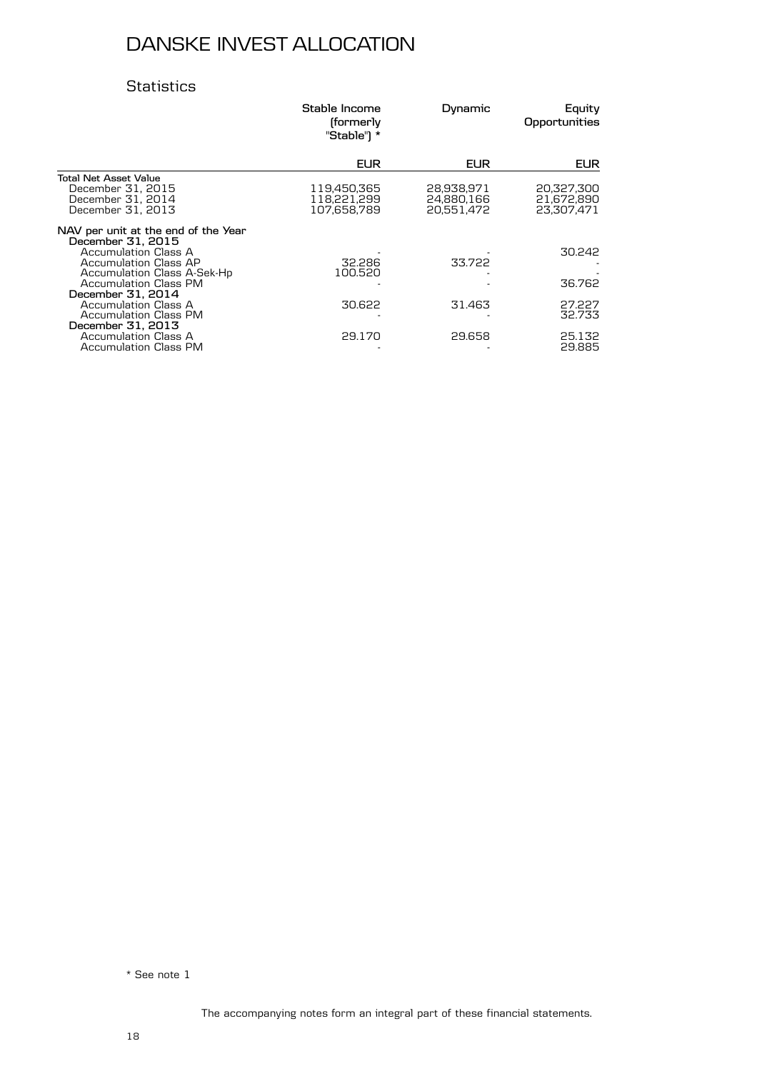# DANSKE INVEST ALLOCATION

## Statistics

| | Stable Income (formerly "Stable") * | Dynamic | Equity Opportunities |
|---|---|---|---|
| | EUR | EUR | EUR |
| **Total Net Asset Value** | | | |
| December 31, 2015 | 119,450,365 | 28,938,971 | 20,327,300 |
| December 31, 2014 | 118,221,299 | 24,880,166 | 21,672,890 |
| December 31, 2013 | 107,658,789 | 20,551,472 | 23,307,471 |
| **NAV per unit at the end of the Year** | | | |
| **December 31, 2015** | | | |
| Accumulation Class A | - | - | 30.242 |
| Accumulation Class AP | 32.286 | 33.722 | - |
| Accumulation Class A-Sek-Hp | 100.520 | - | - |
| Accumulation Class PM | - | - | 36.762 |
| **December 31, 2014** | | | |
| Accumulation Class A | 30.622 | 31.463 | 27.227 |
| Accumulation Class PM | - | - | 32.733 |
| **December 31, 2013** | | | |
| Accumulation Class A | 29.170 | 29.658 | 25.132 |
| Accumulation Class PM | - | - | 29.885 |

\* See note 1

The accompanying notes form an integral part of these financial statements.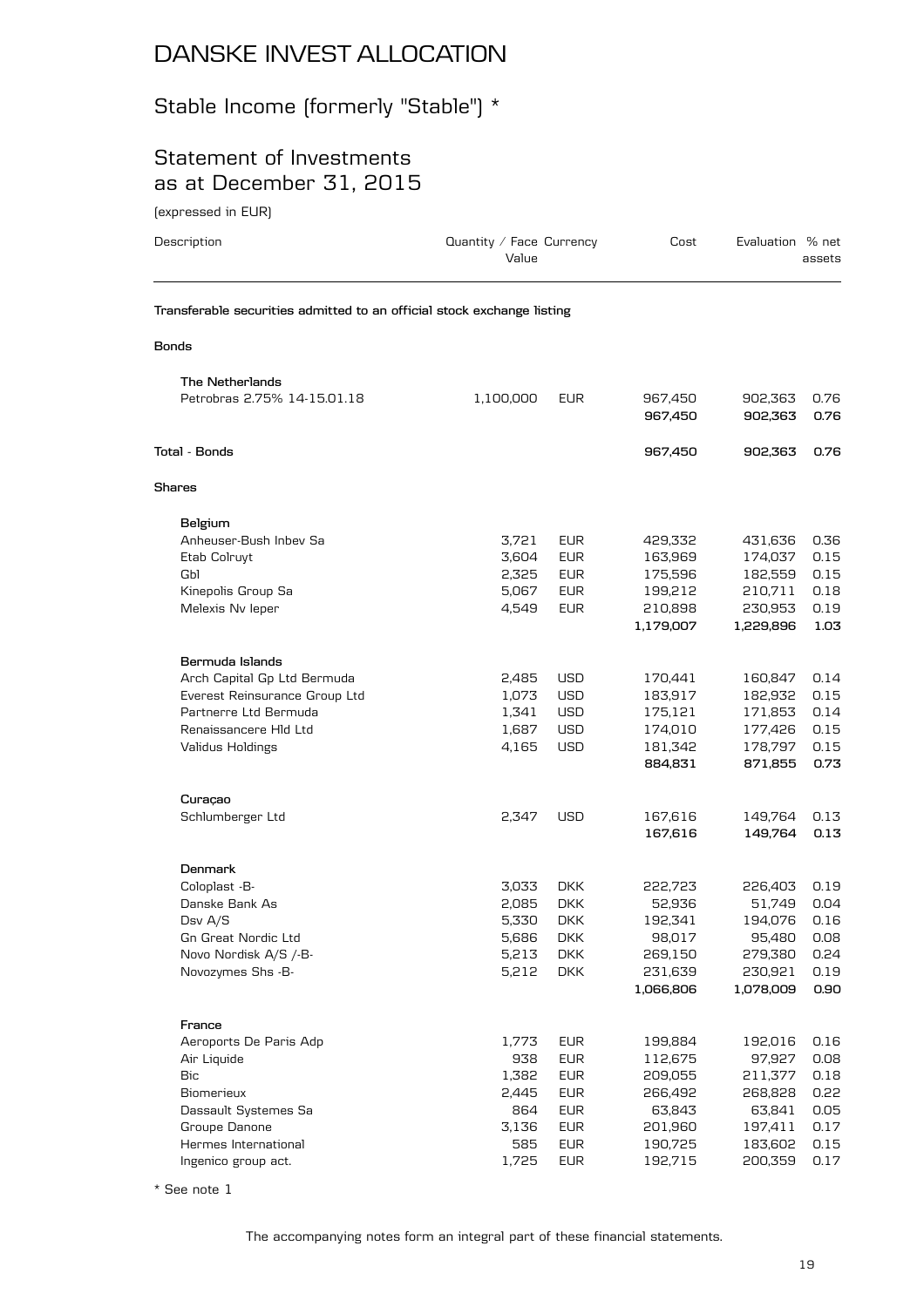# DANSKE INVEST ALLOCATION

## Stable Income (formerly "Stable") *

## Statement of Investments as at December 31, 2015

(expressed in EUR)

| Description | Quantity / Face Value | Currency | Cost | Evaluation | % net assets |
|---|---|---|---|---|---|
| **Transferable securities admitted to an official stock exchange listing** | | | | | |
| **Bonds** | | | | | |
| **The Netherlands** | | | | | |
| Petrobras 2.75% 14-15.01.18 | 1,100,000 | EUR | 967,450 | 902,363 | 0.76 |
| | | | **967,450** | **902,363** | **0.76** |
| **Total - Bonds** | | | **967,450** | **902,363** | **0.76** |
| **Shares** | | | | | |
| **Belgium** | | | | | |
| Anheuser-Bush Inbev Sa | 3,721 | EUR | 429,332 | 431,636 | 0.36 |
| Etab Colruyt | 3,604 | EUR | 163,969 | 174,037 | 0.15 |
| Gbl | 2,325 | EUR | 175,596 | 182,559 | 0.15 |
| Kinepolis Group Sa | 5,067 | EUR | 199,212 | 210,711 | 0.18 |
| Melexis Nv Ieper | 4,549 | EUR | 210,898 | 230,953 | 0.19 |
| | | | **1,179,007** | **1,229,896** | **1.03** |
| **Bermuda Islands** | | | | | |
| Arch Capital Gp Ltd Bermuda | 2,485 | USD | 170,441 | 160,847 | 0.14 |
| Everest Reinsurance Group Ltd | 1,073 | USD | 183,917 | 182,932 | 0.15 |
| Partnerre Ltd Bermuda | 1,341 | USD | 175,121 | 171,853 | 0.14 |
| Renaissancere Hld Ltd | 1,687 | USD | 174,010 | 177,426 | 0.15 |
| Validus Holdings | 4,165 | USD | 181,342 | 178,797 | 0.15 |
| | | | **884,831** | **871,855** | **0.73** |
| **Curaçao** | | | | | |
| Schlumberger Ltd | 2,347 | USD | 167,616 | 149,764 | 0.13 |
| | | | **167,616** | **149,764** | **0.13** |
| **Denmark** | | | | | |
| Coloplast -B- | 3,033 | DKK | 222,723 | 226,403 | 0.19 |
| Danske Bank As | 2,085 | DKK | 52,936 | 51,749 | 0.04 |
| Dsv A/S | 5,330 | DKK | 192,341 | 194,076 | 0.16 |
| Gn Great Nordic Ltd | 5,686 | DKK | 98,017 | 95,480 | 0.08 |
| Novo Nordisk A/S /-B- | 5,213 | DKK | 269,150 | 279,380 | 0.24 |
| Novozymes Shs -B- | 5,212 | DKK | 231,639 | 230,921 | 0.19 |
| | | | **1,066,806** | **1,078,009** | **0.90** |
| **France** | | | | | |
| Aeroports De Paris Adp | 1,773 | EUR | 199,884 | 192,016 | 0.16 |
| Air Liquide | 938 | EUR | 112,675 | 97,927 | 0.08 |
| Bic | 1,382 | EUR | 209,055 | 211,377 | 0.18 |
| Biomerieux | 2,445 | EUR | 266,492 | 268,828 | 0.22 |
| Dassault Systemes Sa | 864 | EUR | 63,843 | 63,841 | 0.05 |
| Groupe Danone | 3,136 | EUR | 201,960 | 197,411 | 0.17 |
| Hermes International | 585 | EUR | 190,725 | 183,602 | 0.15 |
| Ingenico group act. | 1,725 | EUR | 192,715 | 200,359 | 0.17 |

* See note 1

The accompanying notes form an integral part of these financial statements.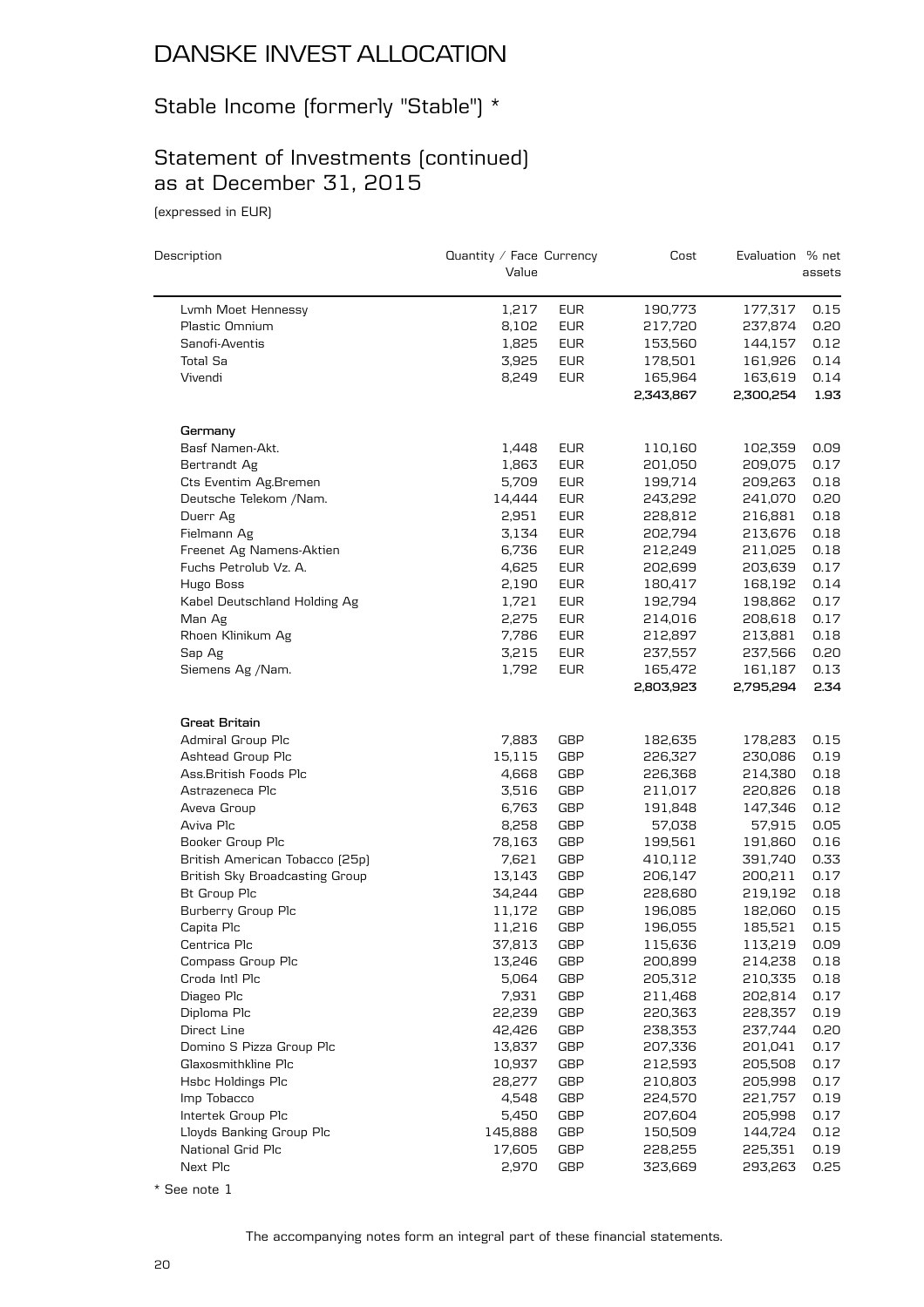# DANSKE INVEST ALLOCATION

## Stable Income (formerly "Stable") *

## Statement of Investments (continued) as at December 31, 2015

(expressed in EUR)

| Description | Quantity / Face Value | Currency | Cost | Evaluation | % net assets |
|---|---|---|---|---|---|
| Lvmh Moet Hennessy | 1,217 | EUR | 190,773 | 177,317 | 0.15 |
| Plastic Omnium | 8,102 | EUR | 217,720 | 237,874 | 0.20 |
| Sanofi-Aventis | 1,825 | EUR | 153,560 | 144,157 | 0.12 |
| Total Sa | 3,925 | EUR | 178,501 | 161,926 | 0.14 |
| Vivendi | 8,249 | EUR | 165,964 | 163,619 | 0.14 |
| | | | **2,343,867** | **2,300,254** | **1.93** |
| **Germany** | | | | | |
| Basf Namen-Akt. | 1,448 | EUR | 110,160 | 102,359 | 0.09 |
| Bertrandt Ag | 1,863 | EUR | 201,050 | 209,075 | 0.17 |
| Cts Eventim Ag.Bremen | 5,709 | EUR | 199,714 | 209,263 | 0.18 |
| Deutsche Telekom /Nam. | 14,444 | EUR | 243,292 | 241,070 | 0.20 |
| Duerr Ag | 2,951 | EUR | 228,812 | 216,881 | 0.18 |
| Fielmann Ag | 3,134 | EUR | 202,794 | 213,676 | 0.18 |
| Freenet Ag Namens-Aktien | 6,736 | EUR | 212,249 | 211,025 | 0.18 |
| Fuchs Petrolub Vz. A. | 4,625 | EUR | 202,699 | 203,639 | 0.17 |
| Hugo Boss | 2,190 | EUR | 180,417 | 168,192 | 0.14 |
| Kabel Deutschland Holding Ag | 1,721 | EUR | 192,794 | 198,862 | 0.17 |
| Man Ag | 2,275 | EUR | 214,016 | 208,618 | 0.17 |
| Rhoen Klinikum Ag | 7,786 | EUR | 212,897 | 213,881 | 0.18 |
| Sap Ag | 3,215 | EUR | 237,557 | 237,566 | 0.20 |
| Siemens Ag /Nam. | 1,792 | EUR | 165,472 | 161,187 | 0.13 |
| | | | **2,803,923** | **2,795,294** | **2.34** |
| **Great Britain** | | | | | |
| Admiral Group Plc | 7,883 | GBP | 182,635 | 178,283 | 0.15 |
| Ashtead Group Plc | 15,115 | GBP | 226,327 | 230,086 | 0.19 |
| Ass.British Foods Plc | 4,668 | GBP | 226,368 | 214,380 | 0.18 |
| Astrazeneca Plc | 3,516 | GBP | 211,017 | 220,826 | 0.18 |
| Aveva Group | 6,763 | GBP | 191,848 | 147,346 | 0.12 |
| Aviva Plc | 8,258 | GBP | 57,038 | 57,915 | 0.05 |
| Booker Group Plc | 78,163 | GBP | 199,561 | 191,860 | 0.16 |
| British American Tobacco (25p) | 7,621 | GBP | 410,112 | 391,740 | 0.33 |
| British Sky Broadcasting Group | 13,143 | GBP | 206,147 | 200,211 | 0.17 |
| Bt Group Plc | 34,244 | GBP | 228,680 | 219,192 | 0.18 |
| Burberry Group Plc | 11,172 | GBP | 196,085 | 182,060 | 0.15 |
| Capita Plc | 11,216 | GBP | 196,055 | 185,521 | 0.15 |
| Centrica Plc | 37,813 | GBP | 115,636 | 113,219 | 0.09 |
| Compass Group Plc | 13,246 | GBP | 200,899 | 214,238 | 0.18 |
| Croda Intl Plc | 5,064 | GBP | 205,312 | 210,335 | 0.18 |
| Diageo Plc | 7,931 | GBP | 211,468 | 202,814 | 0.17 |
| Diploma Plc | 22,239 | GBP | 220,363 | 228,357 | 0.19 |
| Direct Line | 42,426 | GBP | 238,353 | 237,744 | 0.20 |
| Domino S Pizza Group Plc | 13,837 | GBP | 207,336 | 201,041 | 0.17 |
| Glaxosmithkline Plc | 10,937 | GBP | 212,593 | 205,508 | 0.17 |
| Hsbc Holdings Plc | 28,277 | GBP | 210,803 | 205,998 | 0.17 |
| Imp Tobacco | 4,548 | GBP | 224,570 | 221,757 | 0.19 |
| Intertek Group Plc | 5,450 | GBP | 207,604 | 205,998 | 0.17 |
| Lloyds Banking Group Plc | 145,888 | GBP | 150,509 | 144,724 | 0.12 |
| National Grid Plc | 17,605 | GBP | 228,255 | 225,351 | 0.19 |
| Next Plc | 2,970 | GBP | 323,669 | 293,263 | 0.25 |

* See note 1

The accompanying notes form an integral part of these financial statements.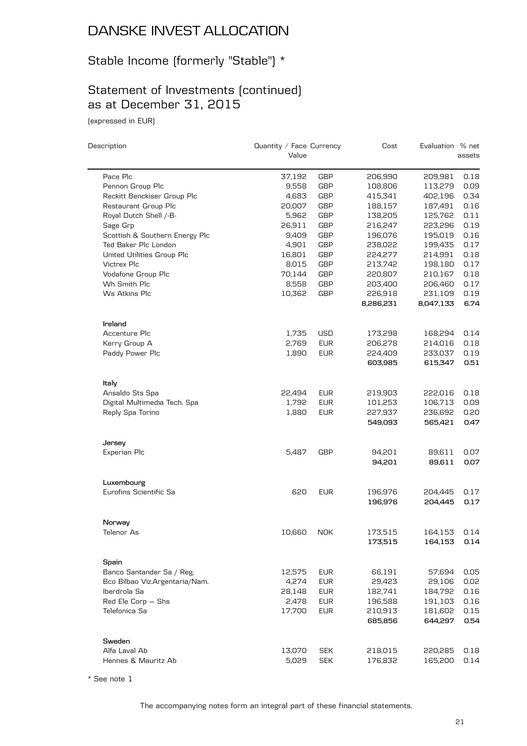# DANSKE INVEST ALLOCATION

## Stable Income (formerly "Stable") *

## Statement of Investments (continued) as at December 31, 2015

(expressed in EUR)

| Description | Quantity / Face Value | Currency | Cost | Evaluation | % net assets |
|---|---|---|---|---|---|
| Pace Plc | 37,192 | GBP | 206,990 | 209,981 | 0.18 |
| Pennon Group Plc | 9,558 | GBP | 108,806 | 113,279 | 0.09 |
| Reckitt Benckiser Group Plc | 4,683 | GBP | 415,341 | 402,196 | 0.34 |
| Restaurant Group Plc | 20,007 | GBP | 188,157 | 187,491 | 0.16 |
| Royal Dutch Shell /-B- | 5,962 | GBP | 138,205 | 125,762 | 0.11 |
| Sage Grp | 26,911 | GBP | 216,247 | 223,296 | 0.19 |
| Scottish & Southern Energy Plc | 9,409 | GBP | 196,076 | 195,019 | 0.16 |
| Ted Baker Plc London | 4,901 | GBP | 238,022 | 199,435 | 0.17 |
| United Utilities Group Plc | 16,801 | GBP | 224,277 | 214,991 | 0.18 |
| Victrex Plc | 8,015 | GBP | 213,742 | 198,180 | 0.17 |
| Vodafone Group Plc | 70,144 | GBP | 220,807 | 210,167 | 0.18 |
| Wh Smith Plc | 8,558 | GBP | 203,400 | 206,460 | 0.17 |
| Ws Atkins Plc | 10,362 | GBP | 226,918 | 231,109 | 0.19 |
| | | | **8,286,231** | **8,047,133** | **6.74** |
| **Ireland** | | | | | |
| Accenture Plc | 1,735 | USD | 173,298 | 168,294 | 0.14 |
| Kerry Group A | 2,769 | EUR | 206,278 | 214,016 | 0.18 |
| Paddy Power Plc | 1,890 | EUR | 224,409 | 233,037 | 0.19 |
| | | | **603,985** | **615,347** | **0.51** |
| **Italy** | | | | | |
| Ansaldo Sts Spa | 22,494 | EUR | 219,903 | 222,016 | 0.18 |
| Digital Multimedia Tech. Spa | 1,792 | EUR | 101,253 | 106,713 | 0.09 |
| Reply Spa Torino | 1,880 | EUR | 227,937 | 236,692 | 0.20 |
| | | | **549,093** | **565,421** | **0.47** |
| **Jersey** | | | | | |
| Experian Plc | 5,487 | GBP | 94,201 | 89,611 | 0.07 |
| | | | **94,201** | **89,611** | **0.07** |
| **Luxembourg** | | | | | |
| Eurofins Scientific Sa | 620 | EUR | 196,976 | 204,445 | 0.17 |
| | | | **196,976** | **204,445** | **0.17** |
| **Norway** | | | | | |
| Telenor As | 10,660 | NOK | 173,515 | 164,153 | 0.14 |
| | | | **173,515** | **164,153** | **0.14** |
| **Spain** | | | | | |
| Banco Santander Sa / Reg. | 12,575 | EUR | 66,191 | 57,694 | 0.05 |
| Bco Bilbao Viz.Argentaria/Nam. | 4,274 | EUR | 29,423 | 29,106 | 0.02 |
| Iberdrola Sa | 28,148 | EUR | 182,741 | 184,792 | 0.16 |
| Red Ele Corp – Shs | 2,478 | EUR | 196,588 | 191,103 | 0.16 |
| Telefonica Sa | 17,700 | EUR | 210,913 | 181,602 | 0.15 |
| | | | **685,856** | **644,297** | **0.54** |
| **Sweden** | | | | | |
| Alfa Laval Ab | 13,070 | SEK | 218,015 | 220,285 | 0.18 |
| Hennes & Mauritz Ab | 5,029 | SEK | 176,832 | 165,200 | 0.14 |

* See note 1

The accompanying notes form an integral part of these financial statements.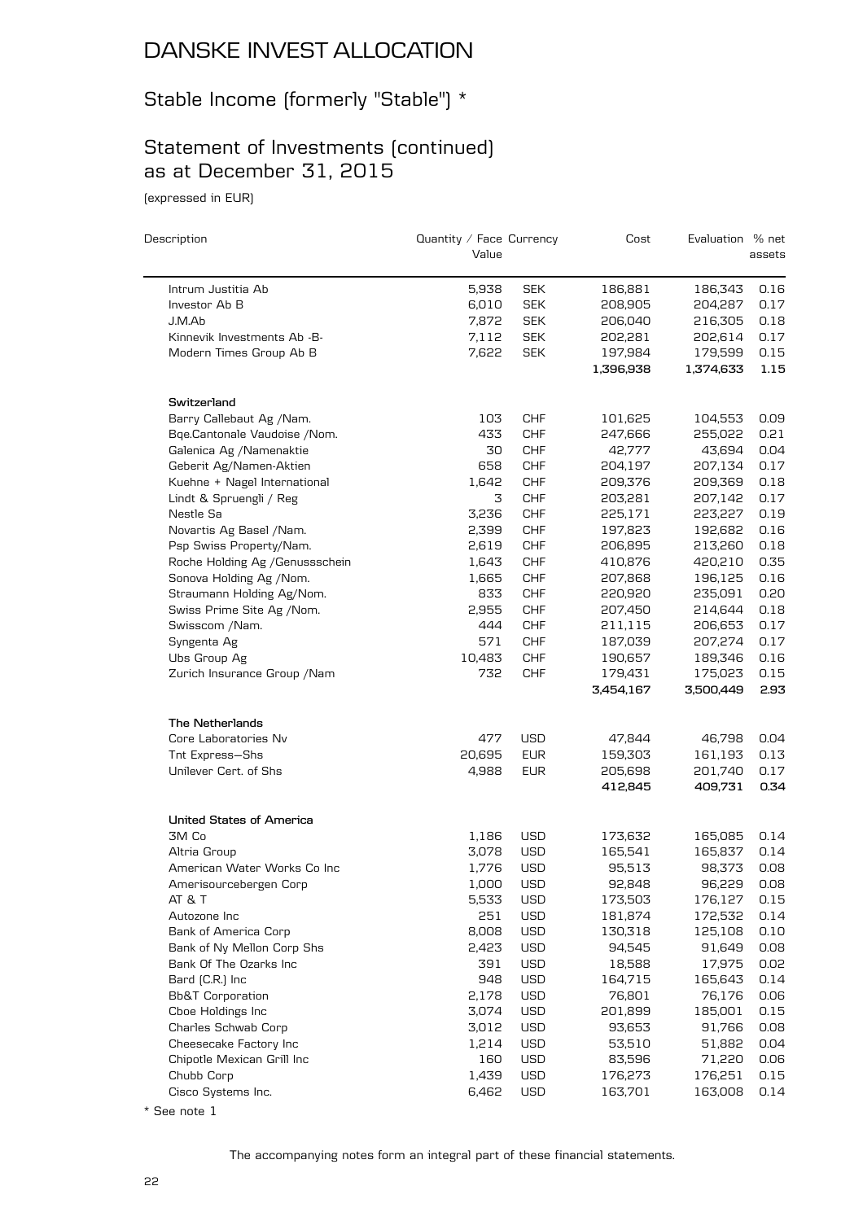# DANSKE INVEST ALLOCATION

## Stable Income (formerly "Stable") *

## Statement of Investments (continued) as at December 31, 2015

(expressed in EUR)

| Description | Quantity / Face Value | Currency | Cost | Evaluation | % net assets |
|---|---|---|---|---|---|
| Intrum Justitia Ab | 5,938 | SEK | 186,881 | 186,343 | 0.16 |
| Investor Ab B | 6,010 | SEK | 208,905 | 204,287 | 0.17 |
| J.M.Ab | 7,872 | SEK | 206,040 | 216,305 | 0.18 |
| Kinnevik Investments Ab -B- | 7,112 | SEK | 202,281 | 202,614 | 0.17 |
| Modern Times Group Ab B | 7,622 | SEK | 197,984 | 179,599 | 0.15 |
| | | | **1,396,938** | **1,374,633** | **1.15** |
| **Switzerland** | | | | | |
| Barry Callebaut Ag /Nam. | 103 | CHF | 101,625 | 104,553 | 0.09 |
| Bqe.Cantonale Vaudoise /Nom. | 433 | CHF | 247,666 | 255,022 | 0.21 |
| Galenica Ag /Namenaktie | 30 | CHF | 42,777 | 43,694 | 0.04 |
| Geberit Ag/Namen-Aktien | 658 | CHF | 204,197 | 207,134 | 0.17 |
| Kuehne + Nagel International | 1,642 | CHF | 209,376 | 209,369 | 0.18 |
| Lindt & Spruengli / Reg | 3 | CHF | 203,281 | 207,142 | 0.17 |
| Nestle Sa | 3,236 | CHF | 225,171 | 223,227 | 0.19 |
| Novartis Ag Basel /Nam. | 2,399 | CHF | 197,823 | 192,682 | 0.16 |
| Psp Swiss Property/Nam. | 2,619 | CHF | 206,895 | 213,260 | 0.18 |
| Roche Holding Ag /Genussschein | 1,643 | CHF | 410,876 | 420,210 | 0.35 |
| Sonova Holding Ag /Nom. | 1,665 | CHF | 207,868 | 196,125 | 0.16 |
| Straumann Holding Ag/Nom. | 833 | CHF | 220,920 | 235,091 | 0.20 |
| Swiss Prime Site Ag /Nom. | 2,955 | CHF | 207,450 | 214,644 | 0.18 |
| Swisscom /Nam. | 444 | CHF | 211,115 | 206,653 | 0.17 |
| Syngenta Ag | 571 | CHF | 187,039 | 207,274 | 0.17 |
| Ubs Group Ag | 10,483 | CHF | 190,657 | 189,346 | 0.16 |
| Zurich Insurance Group /Nam | 732 | CHF | 179,431 | 175,023 | 0.15 |
| | | | **3,454,167** | **3,500,449** | **2.93** |
| **The Netherlands** | | | | | |
| Core Laboratories Nv | 477 | USD | 47,844 | 46,798 | 0.04 |
| Tnt Express—Shs | 20,695 | EUR | 159,303 | 161,193 | 0.13 |
| Unilever Cert. of Shs | 4,988 | EUR | 205,698 | 201,740 | 0.17 |
| | | | **412,845** | **409,731** | **0.34** |
| **United States of America** | | | | | |
| 3M Co | 1,186 | USD | 173,632 | 165,085 | 0.14 |
| Altria Group | 3,078 | USD | 165,541 | 165,837 | 0.14 |
| American Water Works Co Inc | 1,776 | USD | 95,513 | 98,373 | 0.08 |
| Amerisourcebergen Corp | 1,000 | USD | 92,848 | 96,229 | 0.08 |
| AT & T | 5,533 | USD | 173,503 | 176,127 | 0.15 |
| Autozone Inc | 251 | USD | 181,874 | 172,532 | 0.14 |
| Bank of America Corp | 8,008 | USD | 130,318 | 125,108 | 0.10 |
| Bank of Ny Mellon Corp Shs | 2,423 | USD | 94,545 | 91,649 | 0.08 |
| Bank Of The Ozarks Inc | 391 | USD | 18,588 | 17,975 | 0.02 |
| Bard (C.R.) Inc | 948 | USD | 164,715 | 165,643 | 0.14 |
| Bb&T Corporation | 2,178 | USD | 76,801 | 76,176 | 0.06 |
| Cboe Holdings Inc | 3,074 | USD | 201,899 | 185,001 | 0.15 |
| Charles Schwab Corp | 3,012 | USD | 93,653 | 91,766 | 0.08 |
| Cheesecake Factory Inc | 1,214 | USD | 53,510 | 51,882 | 0.04 |
| Chipotle Mexican Grill Inc | 160 | USD | 83,596 | 71,220 | 0.06 |
| Chubb Corp | 1,439 | USD | 176,273 | 176,251 | 0.15 |
| Cisco Systems Inc. | 6,462 | USD | 163,701 | 163,008 | 0.14 |

* See note 1

The accompanying notes form an integral part of these financial statements.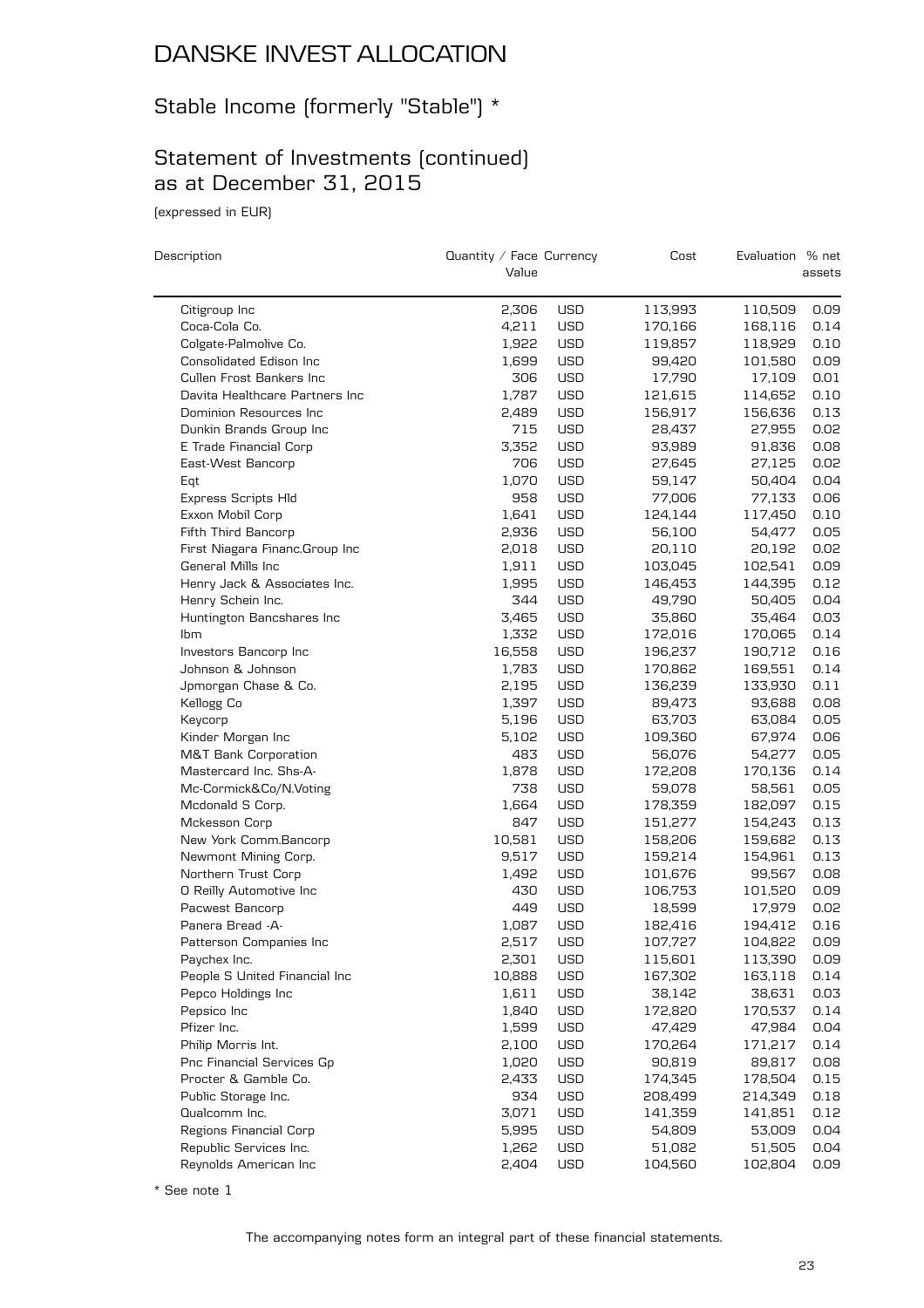# DANSKE INVEST ALLOCATION

## Stable Income (formerly "Stable") *

## Statement of Investments (continued) as at December 31, 2015

(expressed in EUR)

| Description | Quantity / Face Value | Currency | Cost | Evaluation | % net assets |
|---|---|---|---|---|---|
| Citigroup Inc | 2,306 | USD | 113,993 | 110,509 | 0.09 |
| Coca-Cola Co. | 4,211 | USD | 170,166 | 168,116 | 0.14 |
| Colgate-Palmolive Co. | 1,922 | USD | 119,857 | 118,929 | 0.10 |
| Consolidated Edison Inc | 1,699 | USD | 99,420 | 101,580 | 0.09 |
| Cullen Frost Bankers Inc | 306 | USD | 17,790 | 17,109 | 0.01 |
| Davita Healthcare Partners Inc | 1,787 | USD | 121,615 | 114,652 | 0.10 |
| Dominion Resources Inc | 2,489 | USD | 156,917 | 156,636 | 0.13 |
| Dunkin Brands Group Inc | 715 | USD | 28,437 | 27,955 | 0.02 |
| E Trade Financial Corp | 3,352 | USD | 93,989 | 91,836 | 0.08 |
| East-West Bancorp | 706 | USD | 27,645 | 27,125 | 0.02 |
| Eqt | 1,070 | USD | 59,147 | 50,404 | 0.04 |
| Express Scripts Hld | 958 | USD | 77,006 | 77,133 | 0.06 |
| Exxon Mobil Corp | 1,641 | USD | 124,144 | 117,450 | 0.10 |
| Fifth Third Bancorp | 2,936 | USD | 56,100 | 54,477 | 0.05 |
| First Niagara Financ.Group Inc | 2,018 | USD | 20,110 | 20,192 | 0.02 |
| General Mills Inc | 1,911 | USD | 103,045 | 102,541 | 0.09 |
| Henry Jack & Associates Inc. | 1,995 | USD | 146,453 | 144,395 | 0.12 |
| Henry Schein Inc. | 344 | USD | 49,790 | 50,405 | 0.04 |
| Huntington Bancshares Inc | 3,465 | USD | 35,860 | 35,464 | 0.03 |
| Ibm | 1,332 | USD | 172,016 | 170,065 | 0.14 |
| Investors Bancorp Inc | 16,558 | USD | 196,237 | 190,712 | 0.16 |
| Johnson & Johnson | 1,783 | USD | 170,862 | 169,551 | 0.14 |
| Jpmorgan Chase & Co. | 2,195 | USD | 136,239 | 133,930 | 0.11 |
| Kellogg Co | 1,397 | USD | 89,473 | 93,688 | 0.08 |
| Keycorp | 5,196 | USD | 63,703 | 63,084 | 0.05 |
| Kinder Morgan Inc | 5,102 | USD | 109,360 | 67,974 | 0.06 |
| M&T Bank Corporation | 483 | USD | 56,076 | 54,277 | 0.05 |
| Mastercard Inc. Shs-A- | 1,878 | USD | 172,208 | 170,136 | 0.14 |
| Mc-Cormick&Co/N.Voting | 738 | USD | 59,078 | 58,561 | 0.05 |
| Mcdonald S Corp. | 1,664 | USD | 178,359 | 182,097 | 0.15 |
| Mckesson Corp | 847 | USD | 151,277 | 154,243 | 0.13 |
| New York Comm.Bancorp | 10,581 | USD | 158,206 | 159,682 | 0.13 |
| Newmont Mining Corp. | 9,517 | USD | 159,214 | 154,961 | 0.13 |
| Northern Trust Corp | 1,492 | USD | 101,676 | 99,567 | 0.08 |
| O Reilly Automotive Inc | 430 | USD | 106,753 | 101,520 | 0.09 |
| Pacwest Bancorp | 449 | USD | 18,599 | 17,979 | 0.02 |
| Panera Bread -A- | 1,087 | USD | 182,416 | 194,412 | 0.16 |
| Patterson Companies Inc | 2,517 | USD | 107,727 | 104,822 | 0.09 |
| Paychex Inc. | 2,301 | USD | 115,601 | 113,390 | 0.09 |
| People S United Financial Inc | 10,888 | USD | 167,302 | 163,118 | 0.14 |
| Pepco Holdings Inc | 1,611 | USD | 38,142 | 38,631 | 0.03 |
| Pepsico Inc | 1,840 | USD | 172,820 | 170,537 | 0.14 |
| Pfizer Inc. | 1,599 | USD | 47,429 | 47,984 | 0.04 |
| Philip Morris Int. | 2,100 | USD | 170,264 | 171,217 | 0.14 |
| Pnc Financial Services Gp | 1,020 | USD | 90,819 | 89,817 | 0.08 |
| Procter & Gamble Co. | 2,433 | USD | 174,345 | 178,504 | 0.15 |
| Public Storage Inc. | 934 | USD | 208,499 | 214,349 | 0.18 |
| Qualcomm Inc. | 3,071 | USD | 141,359 | 141,851 | 0.12 |
| Regions Financial Corp | 5,995 | USD | 54,809 | 53,009 | 0.04 |
| Republic Services Inc. | 1,262 | USD | 51,082 | 51,505 | 0.04 |
| Reynolds American Inc | 2,404 | USD | 104,560 | 102,804 | 0.09 |

* See note 1

The accompanying notes form an integral part of these financial statements.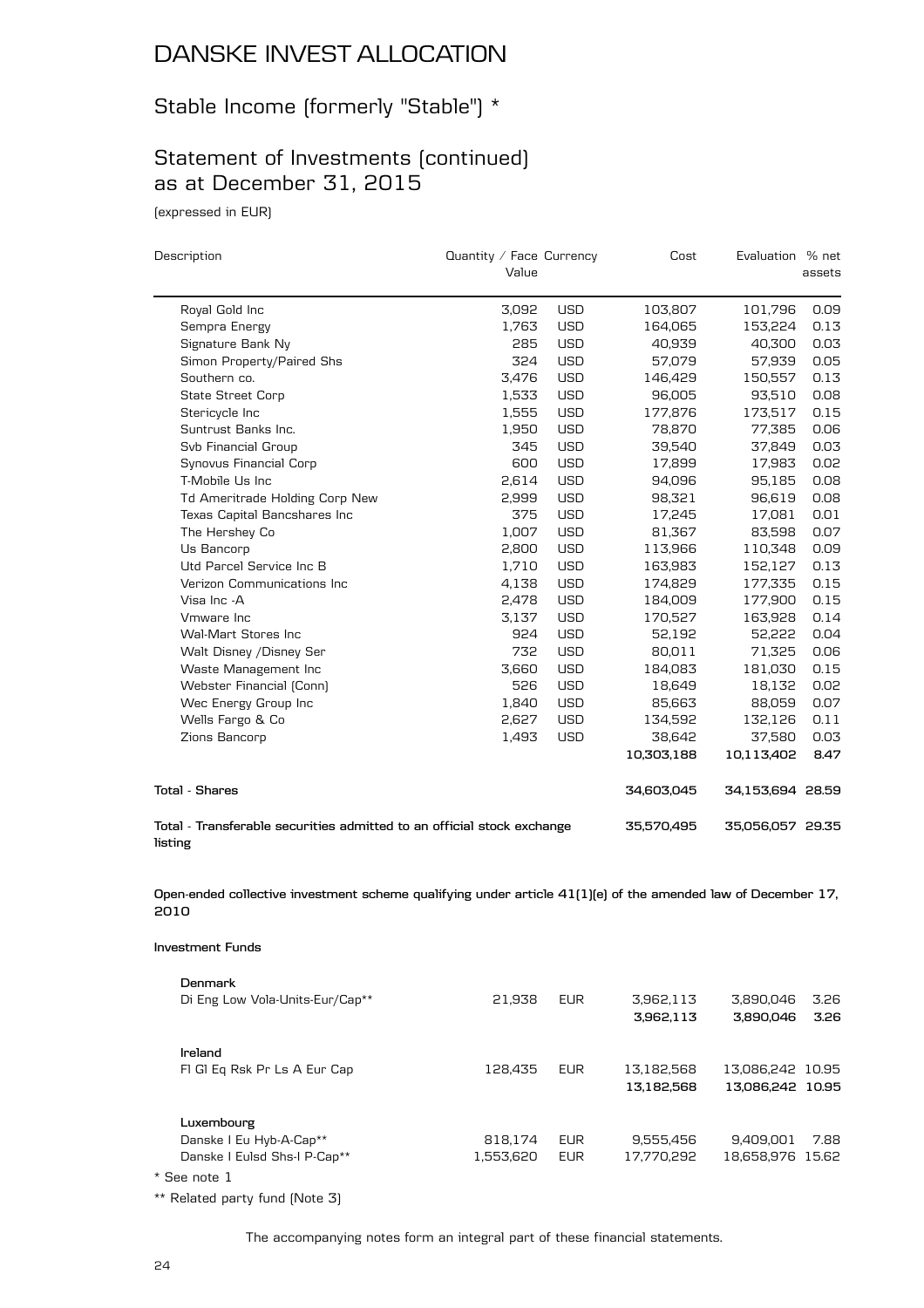# DANSKE INVEST ALLOCATION

## Stable Income (formerly "Stable") *

## Statement of Investments (continued) as at December 31, 2015

(expressed in EUR)

| Description | Quantity / Face Value | Currency | Cost | Evaluation | % net assets |
|---|---|---|---|---|---|
| Royal Gold Inc | 3,092 | USD | 103,807 | 101,796 | 0.09 |
| Sempra Energy | 1,763 | USD | 164,065 | 153,224 | 0.13 |
| Signature Bank Ny | 285 | USD | 40,939 | 40,300 | 0.03 |
| Simon Property/Paired Shs | 324 | USD | 57,079 | 57,939 | 0.05 |
| Southern co. | 3,476 | USD | 146,429 | 150,557 | 0.13 |
| State Street Corp | 1,533 | USD | 96,005 | 93,510 | 0.08 |
| Stericycle Inc | 1,555 | USD | 177,876 | 173,517 | 0.15 |
| Suntrust Banks Inc. | 1,950 | USD | 78,870 | 77,385 | 0.06 |
| Svb Financial Group | 345 | USD | 39,540 | 37,849 | 0.03 |
| Synovus Financial Corp | 600 | USD | 17,899 | 17,983 | 0.02 |
| T-Mobile Us Inc | 2,614 | USD | 94,096 | 95,185 | 0.08 |
| Td Ameritrade Holding Corp New | 2,999 | USD | 98,321 | 96,619 | 0.08 |
| Texas Capital Bancshares Inc | 375 | USD | 17,245 | 17,081 | 0.01 |
| The Hershey Co | 1,007 | USD | 81,367 | 83,598 | 0.07 |
| Us Bancorp | 2,800 | USD | 113,966 | 110,348 | 0.09 |
| Utd Parcel Service Inc B | 1,710 | USD | 163,983 | 152,127 | 0.13 |
| Verizon Communications Inc | 4,138 | USD | 174,829 | 177,335 | 0.15 |
| Visa Inc -A | 2,478 | USD | 184,009 | 177,900 | 0.15 |
| Vmware Inc | 3,137 | USD | 170,527 | 163,928 | 0.14 |
| Wal-Mart Stores Inc | 924 | USD | 52,192 | 52,222 | 0.04 |
| Walt Disney /Disney Ser | 732 | USD | 80,011 | 71,325 | 0.06 |
| Waste Management Inc | 3,660 | USD | 184,083 | 181,030 | 0.15 |
| Webster Financial (Conn) | 526 | USD | 18,649 | 18,132 | 0.02 |
| Wec Energy Group Inc | 1,840 | USD | 85,663 | 88,059 | 0.07 |
| Wells Fargo & Co | 2,627 | USD | 134,592 | 132,126 | 0.11 |
| Zions Bancorp | 1,493 | USD | 38,642 | 37,580 | 0.03 |
| | | | **10,303,188** | **10,113,402** | **8.47** |
| **Total - Shares** | | | **34,603,045** | **34,153,694** | **28.59** |
| **Total - Transferable securities admitted to an official stock exchange listing** | | | **35,570,495** | **35,056,057** | **29.35** |
| **Open-ended collective investment scheme qualifying under article 41(1)(e) of the amended law of December 17, 2010** | | | | | |
| **Investment Funds** | | | | | |
| **Denmark** | | | | | |
| Di Eng Low Vola-Units-Eur/Cap** | 21,938 | EUR | 3,962,113 | 3,890,046 | 3.26 |
| | | | **3,962,113** | **3,890,046** | **3.26** |
| **Ireland** | | | | | |
| Fl Gl Eq Rsk Pr Ls A Eur Cap | 128,435 | EUR | 13,182,568 | 13,086,242 | 10.95 |
| | | | **13,182,568** | **13,086,242** | **10.95** |
| **Luxembourg** | | | | | |
| Danske I Eu Hyb-A-Cap** | 818,174 | EUR | 9,555,456 | 9,409,001 | 7.88 |
| Danske I Eulsd Shs-I P-Cap** | 1,553,620 | EUR | 17,770,292 | 18,658,976 | 15.62 |

* See note 1

** Related party fund (Note 3)

The accompanying notes form an integral part of these financial statements.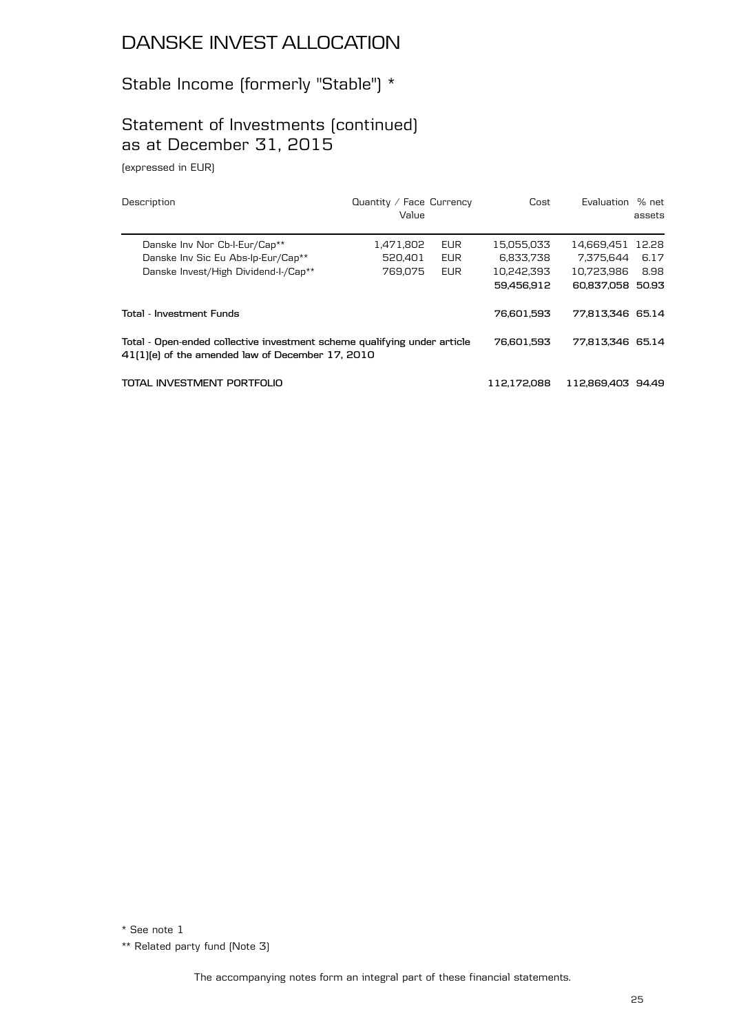# DANSKE INVEST ALLOCATION

## Stable Income (formerly "Stable") *

## Statement of Investments (continued) as at December 31, 2015

(expressed in EUR)

| Description | Quantity / Face Value | Currency | Cost | Evaluation | % net assets |
|---|---|---|---|---|---|
| Danske Inv Nor Cb-I-Eur/Cap** | 1,471,802 | EUR | 15,055,033 | 14,669,451 | 12.28 |
| Danske Inv Sic Eu Abs-Ip-Eur/Cap** | 520,401 | EUR | 6,833,738 | 7,375,644 | 6.17 |
| Danske Invest/High Dividend-I-/Cap** | 769,075 | EUR | 10,242,393 | 10,723,986 | 8.98 |
| | | | **59,456,912** | **60,837,058** | **50.93** |
| **Total - Investment Funds** | | | **76,601,593** | **77,813,346** | **65.14** |
| **Total - Open-ended collective investment scheme qualifying under article 41(1)(e) of the amended law of December 17, 2010** | | | **76,601,593** | **77,813,346** | **65.14** |
| **TOTAL INVESTMENT PORTFOLIO** | | | **112,172,088** | **112,869,403** | **94.49** |

* See note 1

** Related party fund (Note 3)

The accompanying notes form an integral part of these financial statements.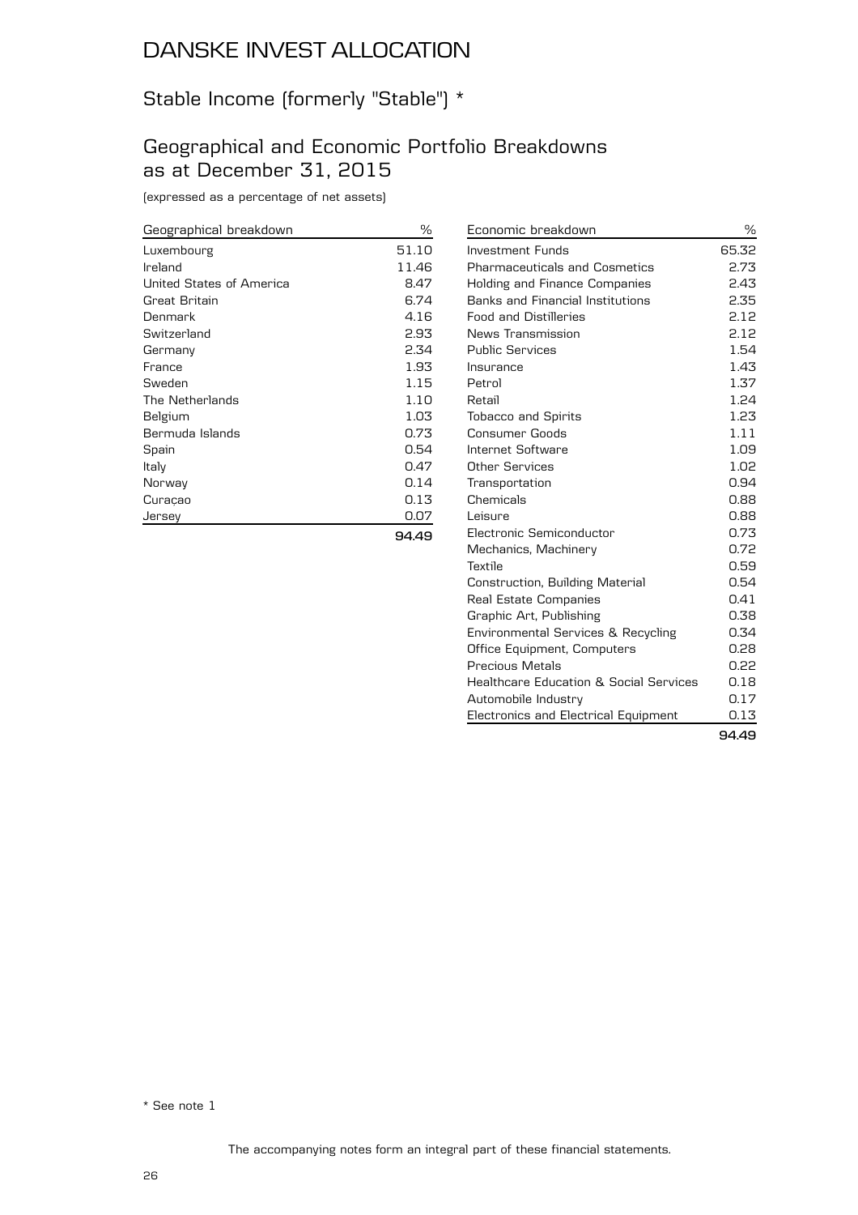# DANSKE INVEST ALLOCATION

## Stable Income (formerly "Stable") *

## Geographical and Economic Portfolio Breakdowns as at December 31, 2015

(expressed as a percentage of net assets)

| Geographical breakdown | % |
|---|---|
| Luxembourg | 51.10 |
| Ireland | 11.46 |
| United States of America | 8.47 |
| Great Britain | 6.74 |
| Denmark | 4.16 |
| Switzerland | 2.93 |
| Germany | 2.34 |
| France | 1.93 |
| Sweden | 1.15 |
| The Netherlands | 1.10 |
| Belgium | 1.03 |
| Bermuda Islands | 0.73 |
| Spain | 0.54 |
| Italy | 0.47 |
| Norway | 0.14 |
| Curaçao | 0.13 |
| Jersey | 0.07 |
| | **94.49** |

| Economic breakdown | % |
|---|---|
| Investment Funds | 65.32 |
| Pharmaceuticals and Cosmetics | 2.73 |
| Holding and Finance Companies | 2.43 |
| Banks and Financial Institutions | 2.35 |
| Food and Distilleries | 2.12 |
| News Transmission | 2.12 |
| Public Services | 1.54 |
| Insurance | 1.43 |
| Petrol | 1.37 |
| Retail | 1.24 |
| Tobacco and Spirits | 1.23 |
| Consumer Goods | 1.11 |
| Internet Software | 1.09 |
| Other Services | 1.02 |
| Transportation | 0.94 |
| Chemicals | 0.88 |
| Leisure | 0.88 |
| Electronic Semiconductor | 0.73 |
| Mechanics, Machinery | 0.72 |
| Textile | 0.59 |
| Construction, Building Material | 0.54 |
| Real Estate Companies | 0.41 |
| Graphic Art, Publishing | 0.38 |
| Environmental Services & Recycling | 0.34 |
| Office Equipment, Computers | 0.28 |
| Precious Metals | 0.22 |
| Healthcare Education & Social Services | 0.18 |
| Automobile Industry | 0.17 |
| Electronics and Electrical Equipment | 0.13 |
| | **94.49** |

* See note 1

The accompanying notes form an integral part of these financial statements.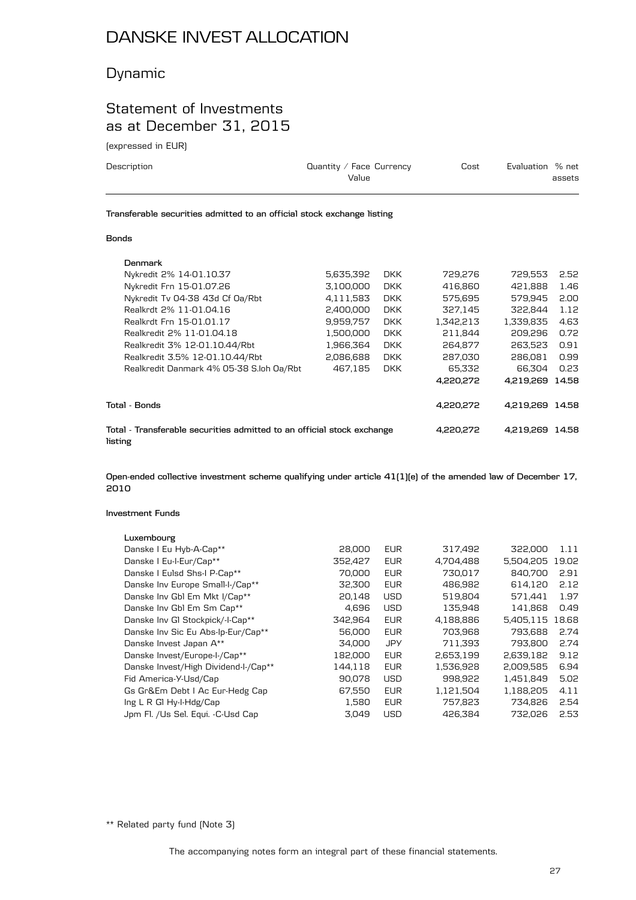# DANSKE INVEST ALLOCATION

## Dynamic

## Statement of Investments as at December 31, 2015

(expressed in EUR)

| Description | Quantity / Face Value | Currency | Cost | Evaluation | % net assets |
|---|---|---|---|---|---|
| **Transferable securities admitted to an official stock exchange listing** | | | | | |
| **Bonds** | | | | | |
| **Denmark** | | | | | |
| Nykredit 2% 14-01.10.37 | 5,635,392 | DKK | 729,276 | 729,553 | 2.52 |
| Nykredit Frn 15-01.07.26 | 3,100,000 | DKK | 416,860 | 421,888 | 1.46 |
| Nykredit Tv 04-38 43d Cf Oa/Rbt | 4,111,583 | DKK | 575,695 | 579,945 | 2.00 |
| Realkrdt 2% 11-01.04.16 | 2,400,000 | DKK | 327,145 | 322,844 | 1.12 |
| Realkrdt Frn 15-01.01.17 | 9,959,757 | DKK | 1,342,213 | 1,339,835 | 4.63 |
| Realkredit 2% 11-01.04.18 | 1,500,000 | DKK | 211,844 | 209,296 | 0.72 |
| Realkredit 3% 12-01.10.44/Rbt | 1,966,364 | DKK | 264,877 | 263,523 | 0.91 |
| Realkredit 3.5% 12-01.10.44/Rbt | 2,086,688 | DKK | 287,030 | 286,081 | 0.99 |
| Realkredit Danmark 4% 05-38 S.loh Oa/Rbt | 467,185 | DKK | 65,332 | 66,304 | 0.23 |
| | | | **4,220,272** | **4,219,269** | **14.58** |
| **Total - Bonds** | | | **4,220,272** | **4,219,269** | **14.58** |
| **Total - Transferable securities admitted to an official stock exchange listing** | | | **4,220,272** | **4,219,269** | **14.58** |
| **Open-ended collective investment scheme qualifying under article 41(1)(e) of the amended law of December 17, 2010** | | | | | |
| **Investment Funds** | | | | | |
| **Luxembourg** | | | | | |
| Danske I Eu Hyb-A-Cap** | 28,000 | EUR | 317,492 | 322,000 | 1.11 |
| Danske I Eu-I-Eur/Cap** | 352,427 | EUR | 4,704,488 | 5,504,205 | 19.02 |
| Danske I Eulsd Shs-I P-Cap** | 70,000 | EUR | 730,017 | 840,700 | 2.91 |
| Danske Inv Europe Small-I-/Cap** | 32,300 | EUR | 486,982 | 614,120 | 2.12 |
| Danske Inv Gbl Em Mkt I/Cap** | 20,148 | USD | 519,804 | 571,441 | 1.97 |
| Danske Inv Gbl Em Sm Cap** | 4,696 | USD | 135,948 | 141,868 | 0.49 |
| Danske Inv Gl Stockpick/-I-Cap** | 342,964 | EUR | 4,188,886 | 5,405,115 | 18.68 |
| Danske Inv Sic Eu Abs-Ip-Eur/Cap** | 56,000 | EUR | 703,968 | 793,688 | 2.74 |
| Danske Invest Japan A** | 34,000 | JPY | 711,393 | 793,800 | 2.74 |
| Danske Invest/Europe-I-/Cap** | 182,000 | EUR | 2,653,199 | 2,639,182 | 9.12 |
| Danske Invest/High Dividend-I-/Cap** | 144,118 | EUR | 1,536,928 | 2,009,585 | 6.94 |
| Fid America-Y-Usd/Cap | 90,078 | USD | 998,922 | 1,451,849 | 5.02 |
| Gs Gr&Em Debt I Ac Eur-Hedg Cap | 67,550 | EUR | 1,121,504 | 1,188,205 | 4.11 |
| Ing L R Gl Hy-I-Hdg/Cap | 1,580 | EUR | 757,823 | 734,826 | 2.54 |
| Jpm Fl. /Us Sel. Equi. -C-Usd Cap | 3,049 | USD | 426,384 | 732,026 | 2.53 |

** Related party fund (Note 3)

The accompanying notes form an integral part of these financial statements.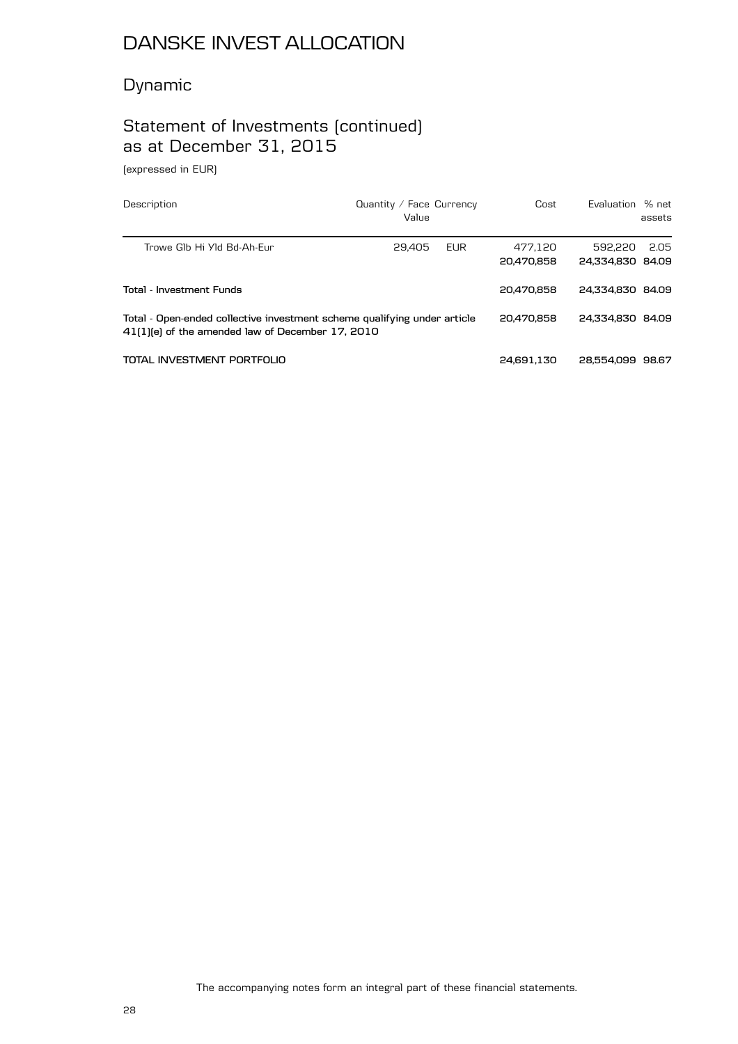# DANSKE INVEST ALLOCATION

## Dynamic

## Statement of Investments (continued) as at December 31, 2015

(expressed in EUR)

| Description | Quantity / Face Value | Currency | Cost | Evaluation | % net assets |
|---|---|---|---|---|---|
| Trowe Glb Hi Yld Bd-Ah-Eur | 29,405 | EUR | 477,120 | 592,220 | 2.05 |
| | | | **20,470,858** | **24,334,830** | **84.09** |
| **Total - Investment Funds** | | | **20,470,858** | **24,334,830** | **84.09** |
| **Total - Open-ended collective investment scheme qualifying under article 41(1)(e) of the amended law of December 17, 2010** | | | **20,470,858** | **24,334,830** | **84.09** |
| **TOTAL INVESTMENT PORTFOLIO** | | | **24,691,130** | **28,554,099** | **98.67** |

The accompanying notes form an integral part of these financial statements.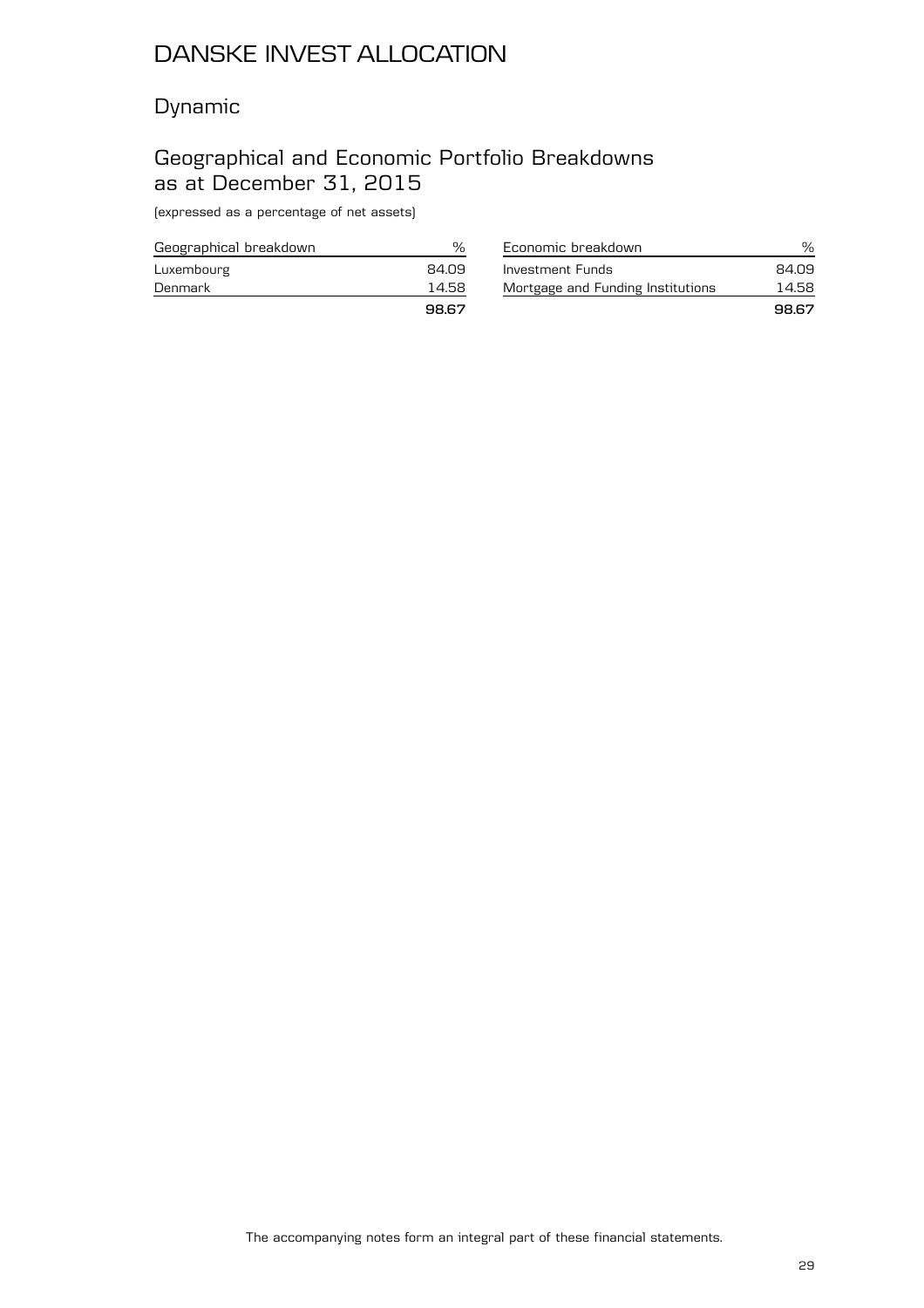# DANSKE INVEST ALLOCATION

## Dynamic

## Geographical and Economic Portfolio Breakdowns as at December 31, 2015

(expressed as a percentage of net assets)

| Geographical breakdown | % |
|---|---|
| Luxembourg | 84.09 |
| Denmark | 14.58 |
| | **98.67** |

| Economic breakdown | % |
|---|---|
| Investment Funds | 84.09 |
| Mortgage and Funding Institutions | 14.58 |
| | **98.67** |

The accompanying notes form an integral part of these financial statements.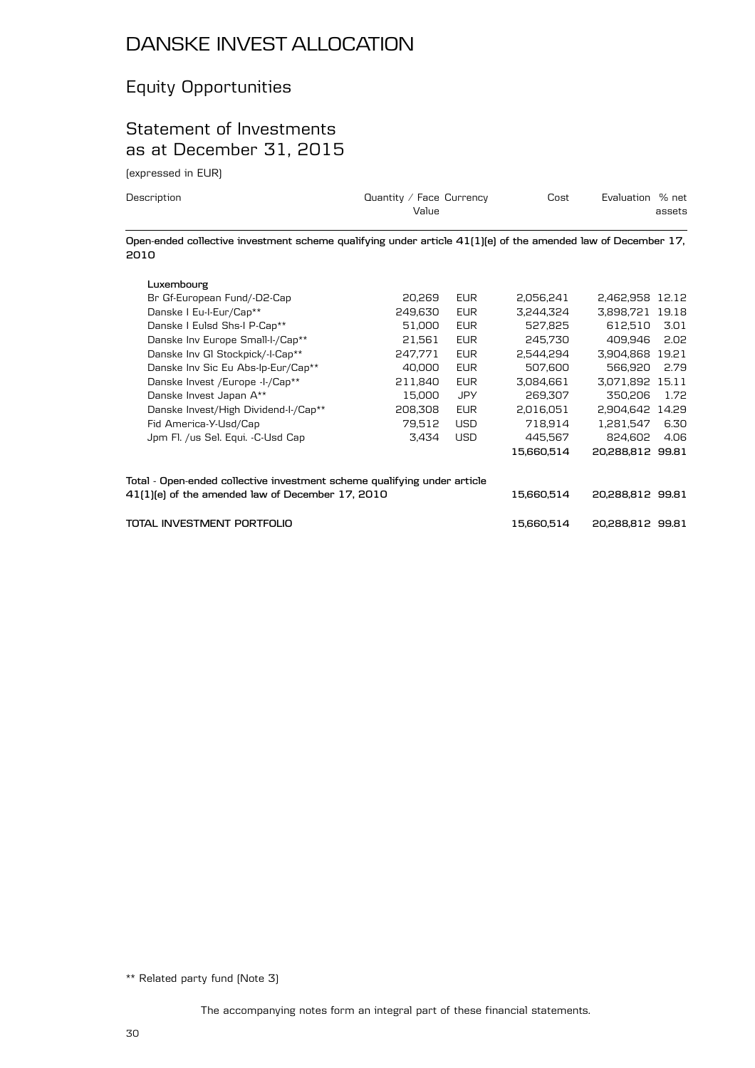# DANSKE INVEST ALLOCATION

## Equity Opportunities

## Statement of Investments as at December 31, 2015

(expressed in EUR)

| Description | Quantity / Face Value | Currency | Cost | Evaluation | % net assets |
|---|---|---|---|---|---|
| **Open-ended collective investment scheme qualifying under article 41(1)(e) of the amended law of December 17, 2010** | | | | | |
| **Luxembourg** | | | | | |
| Br Gf-European Fund/-D2-Cap | 20,269 | EUR | 2,056,241 | 2,462,958 | 12.12 |
| Danske I Eu-I-Eur/Cap** | 249,630 | EUR | 3,244,324 | 3,898,721 | 19.18 |
| Danske I Eulsd Shs-I P-Cap** | 51,000 | EUR | 527,825 | 612,510 | 3.01 |
| Danske Inv Europe Small-I-/Cap** | 21,561 | EUR | 245,730 | 409,946 | 2.02 |
| Danske Inv Gl Stockpick/-I-Cap** | 247,771 | EUR | 2,544,294 | 3,904,868 | 19.21 |
| Danske Inv Sic Eu Abs-Ip-Eur/Cap** | 40,000 | EUR | 507,600 | 566,920 | 2.79 |
| Danske Invest /Europe -I-/Cap** | 211,840 | EUR | 3,084,661 | 3,071,892 | 15.11 |
| Danske Invest Japan A** | 15,000 | JPY | 269,307 | 350,206 | 1.72 |
| Danske Invest/High Dividend-I-/Cap** | 208,308 | EUR | 2,016,051 | 2,904,642 | 14.29 |
| Fid America-Y-Usd/Cap | 79,512 | USD | 718,914 | 1,281,547 | 6.30 |
| Jpm Fl. /us Sel. Equi. -C-Usd Cap | 3,434 | USD | 445,567 | 824,602 | 4.06 |
| | | | **15,660,514** | **20,288,812** | **99.81** |
| **Total - Open-ended collective investment scheme qualifying under article 41(1)(e) of the amended law of December 17, 2010** | | | **15,660,514** | **20,288,812** | **99.81** |
| **TOTAL INVESTMENT PORTFOLIO** | | | **15,660,514** | **20,288,812** | **99.81** |

** Related party fund (Note 3)

The accompanying notes form an integral part of these financial statements.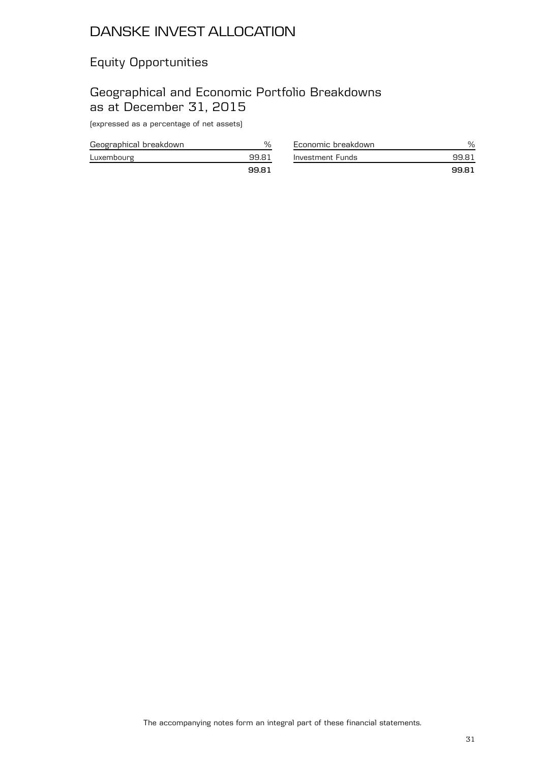# DANSKE INVEST ALLOCATION

## Equity Opportunities

## Geographical and Economic Portfolio Breakdowns as at December 31, 2015

(expressed as a percentage of net assets)

| Geographical breakdown | % |
|---|---|
| Luxembourg | 99.81 |
| | **99.81** |

| Economic breakdown | % |
|---|---|
| Investment Funds | 99.81 |
| | **99.81** |

The accompanying notes form an integral part of these financial statements.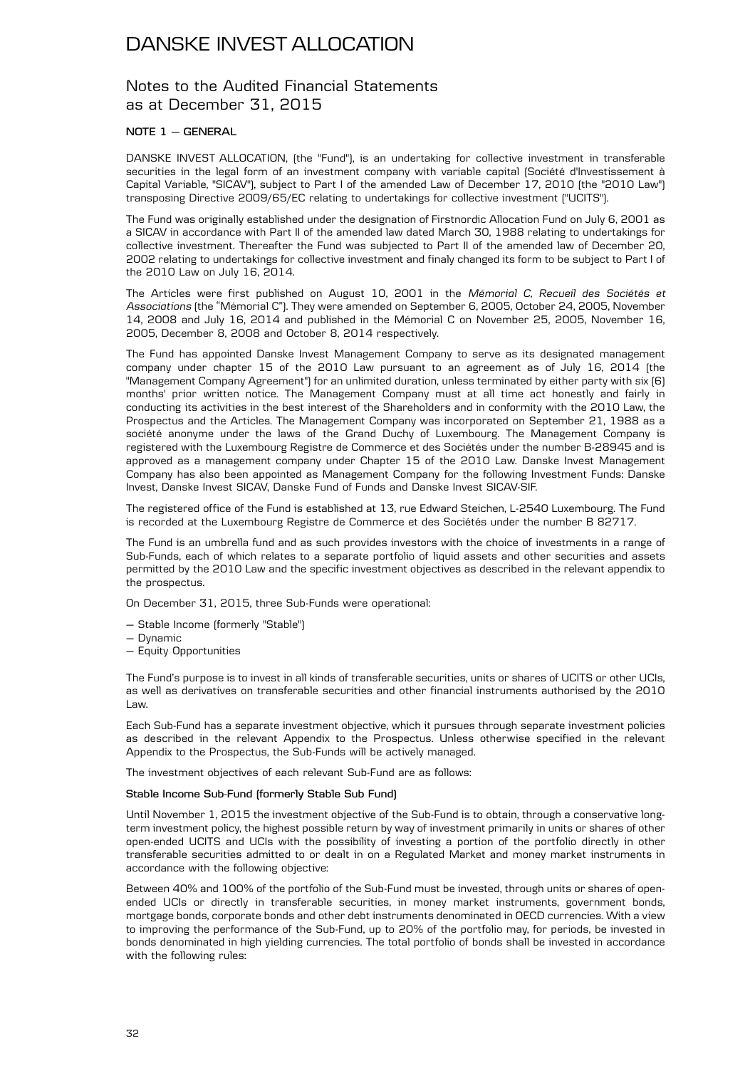# DANSKE INVEST ALLOCATION

## Notes to the Audited Financial Statements as at December 31, 2015

### NOTE 1 – GENERAL

DANSKE INVEST ALLOCATION, (the "Fund"), is an undertaking for collective investment in transferable securities in the legal form of an investment company with variable capital (Société d'Investissement à Capital Variable, "SICAV"), subject to Part I of the amended Law of December 17, 2010 (the "2010 Law") transposing Directive 2009/65/EC relating to undertakings for collective investment ("UCITS").

The Fund was originally established under the designation of Firstnordic Allocation Fund on July 6, 2001 as a SICAV in accordance with Part II of the amended law dated March 30, 1988 relating to undertakings for collective investment. Thereafter the Fund was subjected to Part II of the amended law of December 20, 2002 relating to undertakings for collective investment and finaly changed its form to be subject to Part I of the 2010 Law on July 16, 2014.

The Articles were first published on August 10, 2001 in the *Mémorial C, Recueil des Sociétés et Associations* (the "Mémorial C"). They were amended on September 6, 2005, October 24, 2005, November 14, 2008 and July 16, 2014 and published in the Mémorial C on November 25, 2005, November 16, 2005, December 8, 2008 and October 8, 2014 respectively.

The Fund has appointed Danske Invest Management Company to serve as its designated management company under chapter 15 of the 2010 Law pursuant to an agreement as of July 16, 2014 (the "Management Company Agreement") for an unlimited duration, unless terminated by either party with six (6) months' prior written notice. The Management Company must at all time act honestly and fairly in conducting its activities in the best interest of the Shareholders and in conformity with the 2010 Law, the Prospectus and the Articles. The Management Company was incorporated on September 21, 1988 as a société anonyme under the laws of the Grand Duchy of Luxembourg. The Management Company is registered with the Luxembourg Registre de Commerce et des Sociétés under the number B-28945 and is approved as a management company under Chapter 15 of the 2010 Law. Danske Invest Management Company has also been appointed as Management Company for the following Investment Funds: Danske Invest, Danske Invest SICAV, Danske Fund of Funds and Danske Invest SICAV-SIF.

The registered office of the Fund is established at 13, rue Edward Steichen, L-2540 Luxembourg. The Fund is recorded at the Luxembourg Registre de Commerce et des Sociétés under the number B 82717.

The Fund is an umbrella fund and as such provides investors with the choice of investments in a range of Sub-Funds, each of which relates to a separate portfolio of liquid assets and other securities and assets permitted by the 2010 Law and the specific investment objectives as described in the relevant appendix to the prospectus.

On December 31, 2015, three Sub-Funds were operational:

- Stable Income (formerly "Stable")
- Dynamic
- Equity Opportunities

The Fund's purpose is to invest in all kinds of transferable securities, units or shares of UCITS or other UCIs, as well as derivatives on transferable securities and other financial instruments authorised by the 2010 Law.

Each Sub-Fund has a separate investment objective, which it pursues through separate investment policies as described in the relevant Appendix to the Prospectus. Unless otherwise specified in the relevant Appendix to the Prospectus, the Sub-Funds will be actively managed.

The investment objectives of each relevant Sub-Fund are as follows:

**Stable Income Sub-Fund (formerly Stable Sub Fund)**

Until November 1, 2015 the investment objective of the Sub-Fund is to obtain, through a conservative long-term investment policy, the highest possible return by way of investment primarily in units or shares of other open-ended UCITS and UCIs with the possibility of investing a portion of the portfolio directly in other transferable securities admitted to or dealt in on a Regulated Market and money market instruments in accordance with the following objective:

Between 40% and 100% of the portfolio of the Sub-Fund must be invested, through units or shares of open-ended UCIs or directly in transferable securities, in money market instruments, government bonds, mortgage bonds, corporate bonds and other debt instruments denominated in OECD currencies. With a view to improving the performance of the Sub-Fund, up to 20% of the portfolio may, for periods, be invested in bonds denominated in high yielding currencies. The total portfolio of bonds shall be invested in accordance with the following rules: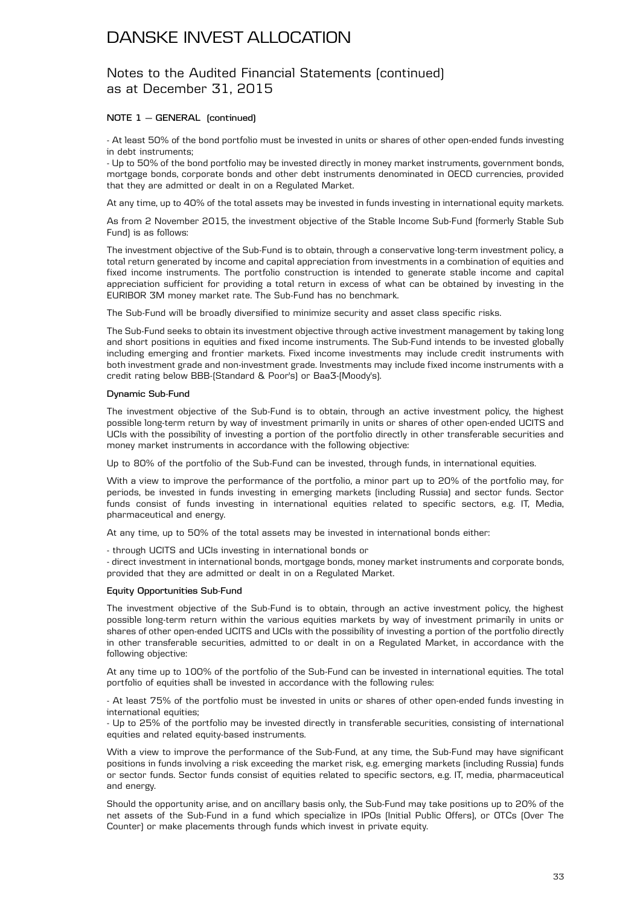# DANSKE INVEST ALLOCATION

## Notes to the Audited Financial Statements (continued) as at December 31, 2015

### NOTE 1 – GENERAL (continued)

- At least 50% of the bond portfolio must be invested in units or shares of other open-ended funds investing in debt instruments;
- Up to 50% of the bond portfolio may be invested directly in money market instruments, government bonds, mortgage bonds, corporate bonds and other debt instruments denominated in OECD currencies, provided that they are admitted or dealt in on a Regulated Market.

At any time, up to 40% of the total assets may be invested in funds investing in international equity markets.

As from 2 November 2015, the investment objective of the Stable Income Sub-Fund (formerly Stable Sub Fund) is as follows:

The investment objective of the Sub-Fund is to obtain, through a conservative long-term investment policy, a total return generated by income and capital appreciation from investments in a combination of equities and fixed income instruments. The portfolio construction is intended to generate stable income and capital appreciation sufficient for providing a total return in excess of what can be obtained by investing in the EURIBOR 3M money market rate. The Sub-Fund has no benchmark.

The Sub-Fund will be broadly diversified to minimize security and asset class specific risks.

The Sub-Fund seeks to obtain its investment objective through active investment management by taking long and short positions in equities and fixed income instruments. The Sub-Fund intends to be invested globally including emerging and frontier markets. Fixed income investments may include credit instruments with both investment grade and non-investment grade. Investments may include fixed income instruments with a credit rating below BBB-(Standard & Poor's) or Baa3-(Moody's).

#### Dynamic Sub-Fund

The investment objective of the Sub-Fund is to obtain, through an active investment policy, the highest possible long-term return by way of investment primarily in units or shares of other open-ended UCITS and UCIs with the possibility of investing a portion of the portfolio directly in other transferable securities and money market instruments in accordance with the following objective:

Up to 80% of the portfolio of the Sub-Fund can be invested, through funds, in international equities.

With a view to improve the performance of the portfolio, a minor part up to 20% of the portfolio may, for periods, be invested in funds investing in emerging markets (including Russia) and sector funds. Sector funds consist of funds investing in international equities related to specific sectors, e.g. IT, Media, pharmaceutical and energy.

At any time, up to 50% of the total assets may be invested in international bonds either:

- through UCITS and UCIs investing in international bonds or
- direct investment in international bonds, mortgage bonds, money market instruments and corporate bonds, provided that they are admitted or dealt in on a Regulated Market.

#### Equity Opportunities Sub-Fund

The investment objective of the Sub-Fund is to obtain, through an active investment policy, the highest possible long-term return within the various equities markets by way of investment primarily in units or shares of other open-ended UCITS and UCIs with the possibility of investing a portion of the portfolio directly in other transferable securities, admitted to or dealt in on a Regulated Market, in accordance with the following objective:

At any time up to 100% of the portfolio of the Sub-Fund can be invested in international equities. The total portfolio of equities shall be invested in accordance with the following rules:

- At least 75% of the portfolio must be invested in units or shares of other open-ended funds investing in international equities;
- Up to 25% of the portfolio may be invested directly in transferable securities, consisting of international equities and related equity-based instruments.

With a view to improve the performance of the Sub-Fund, at any time, the Sub-Fund may have significant positions in funds involving a risk exceeding the market risk, e.g. emerging markets (including Russia) funds or sector funds. Sector funds consist of equities related to specific sectors, e.g. IT, media, pharmaceutical and energy.

Should the opportunity arise, and on ancillary basis only, the Sub-Fund may take positions up to 20% of the net assets of the Sub-Fund in a fund which specialize in IPOs (Initial Public Offers), or OTCs (Over The Counter) or make placements through funds which invest in private equity.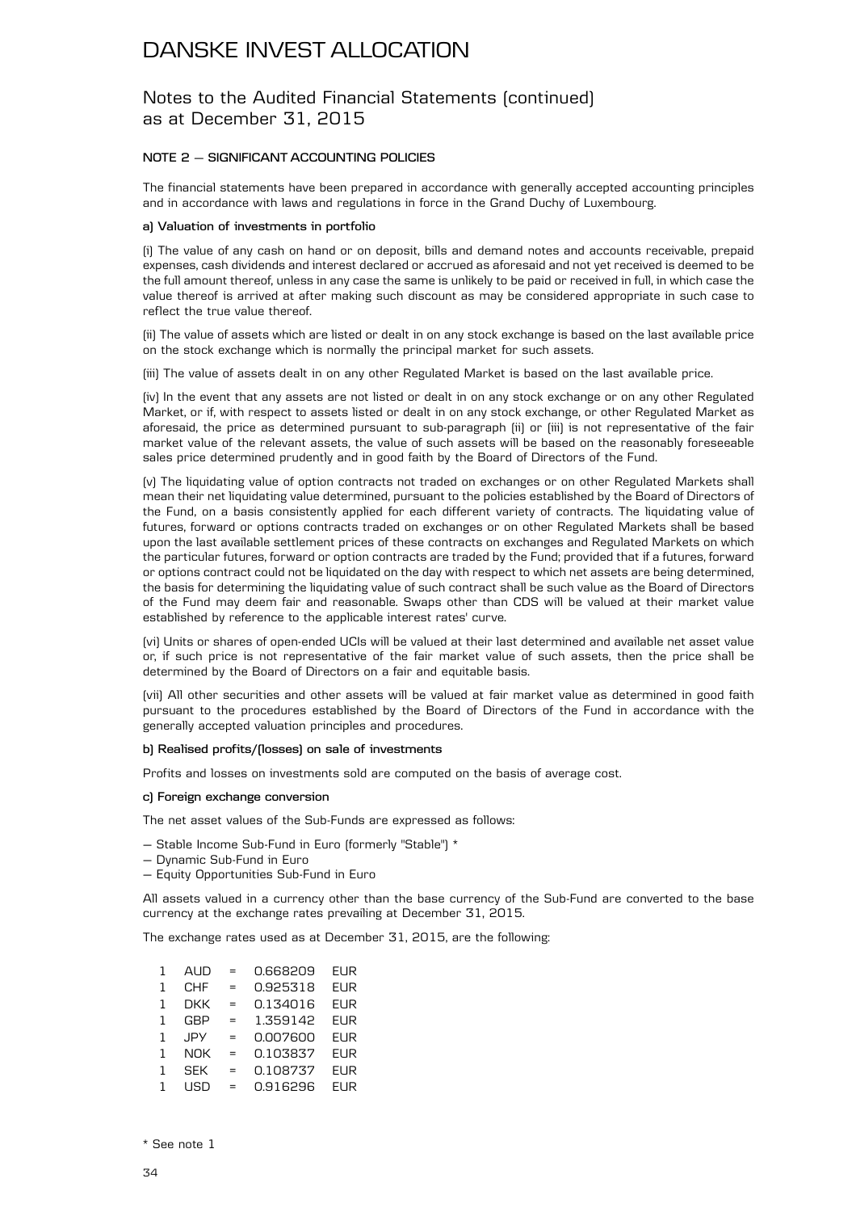# DANSKE INVEST ALLOCATION

## Notes to the Audited Financial Statements (continued) as at December 31, 2015

### NOTE 2 – SIGNIFICANT ACCOUNTING POLICIES

The financial statements have been prepared in accordance with generally accepted accounting principles and in accordance with laws and regulations in force in the Grand Duchy of Luxembourg.

**a) Valuation of investments in portfolio**

(i) The value of any cash on hand or on deposit, bills and demand notes and accounts receivable, prepaid expenses, cash dividends and interest declared or accrued as aforesaid and not yet received is deemed to be the full amount thereof, unless in any case the same is unlikely to be paid or received in full, in which case the value thereof is arrived at after making such discount as may be considered appropriate in such case to reflect the true value thereof.

(ii) The value of assets which are listed or dealt in on any stock exchange is based on the last available price on the stock exchange which is normally the principal market for such assets.

(iii) The value of assets dealt in on any other Regulated Market is based on the last available price.

(iv) In the event that any assets are not listed or dealt in on any stock exchange or on any other Regulated Market, or if, with respect to assets listed or dealt in on any stock exchange, or other Regulated Market as aforesaid, the price as determined pursuant to sub-paragraph (ii) or (iii) is not representative of the fair market value of the relevant assets, the value of such assets will be based on the reasonably foreseeable sales price determined prudently and in good faith by the Board of Directors of the Fund.

(v) The liquidating value of option contracts not traded on exchanges or on other Regulated Markets shall mean their net liquidating value determined, pursuant to the policies established by the Board of Directors of the Fund, on a basis consistently applied for each different variety of contracts. The liquidating value of futures, forward or options contracts traded on exchanges or on other Regulated Markets shall be based upon the last available settlement prices of these contracts on exchanges and Regulated Markets on which the particular futures, forward or option contracts are traded by the Fund; provided that if a futures, forward or options contract could not be liquidated on the day with respect to which net assets are being determined, the basis for determining the liquidating value of such contract shall be such value as the Board of Directors of the Fund may deem fair and reasonable. Swaps other than CDS will be valued at their market value established by reference to the applicable interest rates' curve.

(vi) Units or shares of open-ended UCIs will be valued at their last determined and available net asset value or, if such price is not representative of the fair market value of such assets, then the price shall be determined by the Board of Directors on a fair and equitable basis.

(vii) All other securities and other assets will be valued at fair market value as determined in good faith pursuant to the procedures established by the Board of Directors of the Fund in accordance with the generally accepted valuation principles and procedures.

**b) Realised profits/(losses) on sale of investments**

Profits and losses on investments sold are computed on the basis of average cost.

**c) Foreign exchange conversion**

The net asset values of the Sub-Funds are expressed as follows:

- Stable Income Sub-Fund in Euro (formerly "Stable") *
- Dynamic Sub-Fund in Euro
- Equity Opportunities Sub-Fund in Euro

All assets valued in a currency other than the base currency of the Sub-Fund are converted to the base currency at the exchange rates prevailing at December 31, 2015.

The exchange rates used as at December 31, 2015, are the following:

| | | | | |
|---|---|---|---|---|
| 1 | AUD | = | 0.668209 | EUR |
| 1 | CHF | = | 0.925318 | EUR |
| 1 | DKK | = | 0.134016 | EUR |
| 1 | GBP | = | 1.359142 | EUR |
| 1 | JPY | = | 0.007600 | EUR |
| 1 | NOK | = | 0.103837 | EUR |
| 1 | SEK | = | 0.108737 | EUR |
| 1 | USD | = | 0.916296 | EUR |

\* See note 1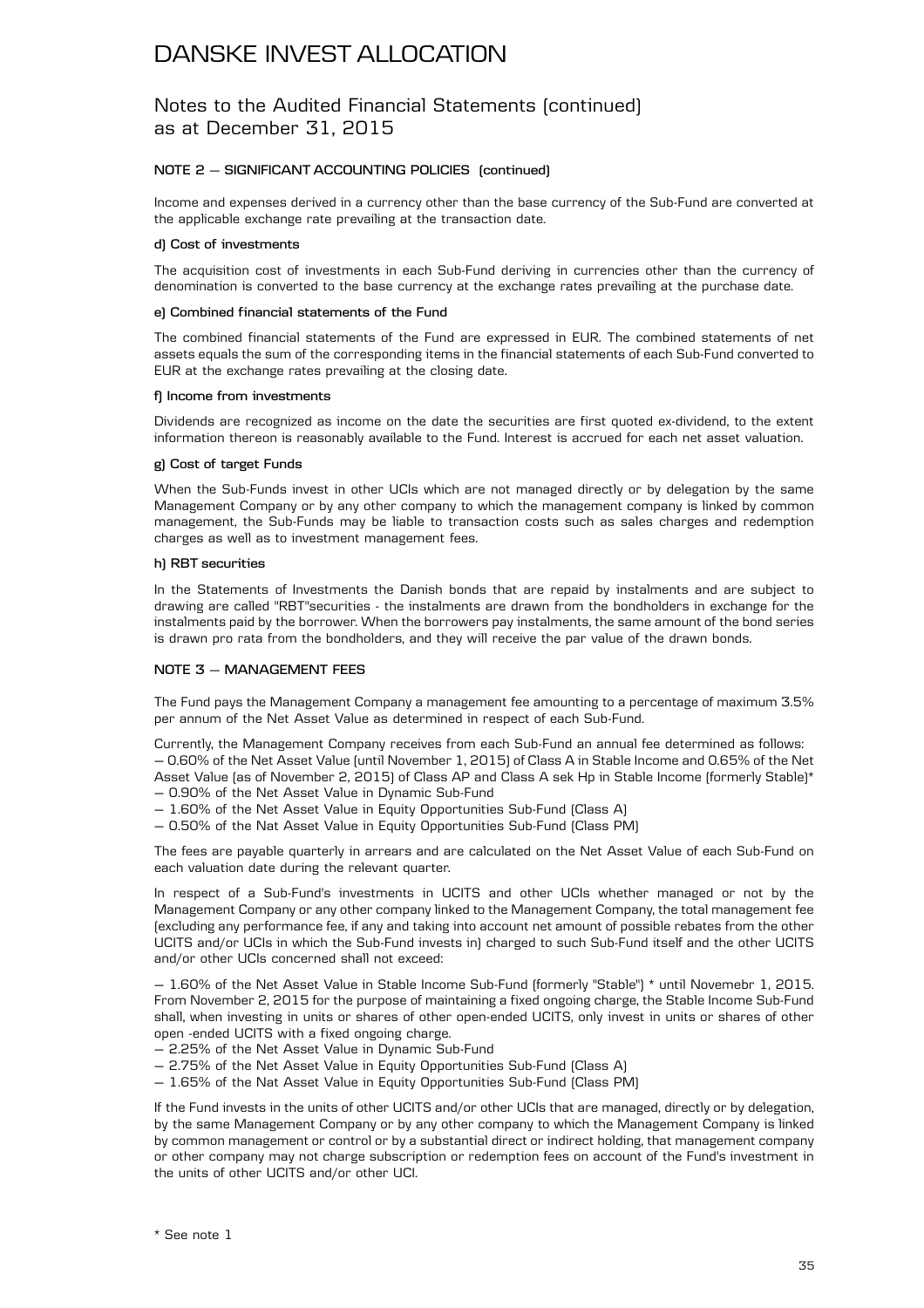# DANSKE INVEST ALLOCATION

## Notes to the Audited Financial Statements (continued) as at December 31, 2015

### NOTE 2 – SIGNIFICANT ACCOUNTING POLICIES (continued)

Income and expenses derived in a currency other than the base currency of the Sub-Fund are converted at the applicable exchange rate prevailing at the transaction date.

**d) Cost of investments**

The acquisition cost of investments in each Sub-Fund deriving in currencies other than the currency of denomination is converted to the base currency at the exchange rates prevailing at the purchase date.

**e) Combined financial statements of the Fund**

The combined financial statements of the Fund are expressed in EUR. The combined statements of net assets equals the sum of the corresponding items in the financial statements of each Sub-Fund converted to EUR at the exchange rates prevailing at the closing date.

**f) Income from investments**

Dividends are recognized as income on the date the securities are first quoted ex-dividend, to the extent information thereon is reasonably available to the Fund. Interest is accrued for each net asset valuation.

**g) Cost of target Funds**

When the Sub-Funds invest in other UCIs which are not managed directly or by delegation by the same Management Company or by any other company to which the management company is linked by common management, the Sub-Funds may be liable to transaction costs such as sales charges and redemption charges as well as to investment management fees.

**h) RBT securities**

In the Statements of Investments the Danish bonds that are repaid by instalments and are subject to drawing are called "RBT"securities - the instalments are drawn from the bondholders in exchange for the instalments paid by the borrower. When the borrowers pay instalments, the same amount of the bond series is drawn pro rata from the bondholders, and they will receive the par value of the drawn bonds.

### NOTE 3 – MANAGEMENT FEES

The Fund pays the Management Company a management fee amounting to a percentage of maximum 3.5% per annum of the Net Asset Value as determined in respect of each Sub-Fund.

Currently, the Management Company receives from each Sub-Fund an annual fee determined as follows:
- 0.60% of the Net Asset Value (until November 1, 2015) of Class A in Stable Income and 0.65% of the Net Asset Value (as of November 2, 2015) of Class AP and Class A sek Hp in Stable Income (formerly Stable)*
- 0.90% of the Net Asset Value in Dynamic Sub-Fund
- 1.60% of the Net Asset Value in Equity Opportunities Sub-Fund (Class A)
- 0.50% of the Nat Asset Value in Equity Opportunities Sub-Fund (Class PM)

The fees are payable quarterly in arrears and are calculated on the Net Asset Value of each Sub-Fund on each valuation date during the relevant quarter.

In respect of a Sub-Fund's investments in UCITS and other UCIs whether managed or not by the Management Company or any other company linked to the Management Company, the total management fee (excluding any performance fee, if any and taking into account net amount of possible rebates from the other UCITS and/or UCIs in which the Sub-Fund invests in) charged to such Sub-Fund itself and the other UCITS and/or other UCIs concerned shall not exceed:

- 1.60% of the Net Asset Value in Stable Income Sub-Fund (formerly "Stable") * until Novemebr 1, 2015. From November 2, 2015 for the purpose of maintaining a fixed ongoing charge, the Stable Income Sub-Fund shall, when investing in units or shares of other open-ended UCITS, only invest in units or shares of other open -ended UCITS with a fixed ongoing charge.
- 2.25% of the Net Asset Value in Dynamic Sub-Fund
- 2.75% of the Net Asset Value in Equity Opportunities Sub-Fund (Class A)
- 1.65% of the Nat Asset Value in Equity Opportunities Sub-Fund (Class PM)

If the Fund invests in the units of other UCITS and/or other UCIs that are managed, directly or by delegation, by the same Management Company or by any other company to which the Management Company is linked by common management or control or by a substantial direct or indirect holding, that management company or other company may not charge subscription or redemption fees on account of the Fund's investment in the units of other UCITS and/or other UCI.

\* See note 1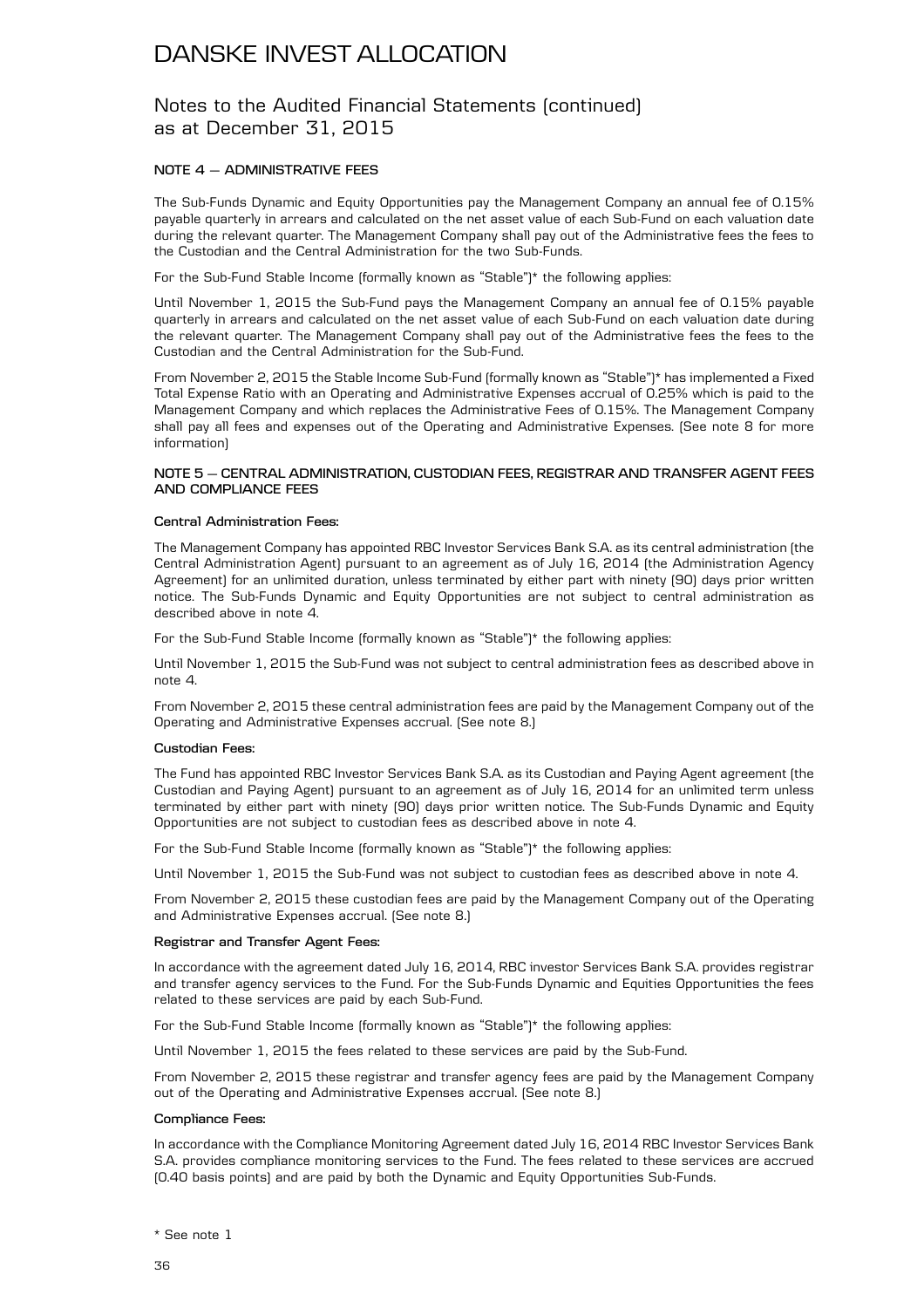# DANSKE INVEST ALLOCATION

## Notes to the Audited Financial Statements (continued) as at December 31, 2015

### NOTE 4 – ADMINISTRATIVE FEES

The Sub-Funds Dynamic and Equity Opportunities pay the Management Company an annual fee of 0.15% payable quarterly in arrears and calculated on the net asset value of each Sub-Fund on each valuation date during the relevant quarter. The Management Company shall pay out of the Administrative fees the fees to the Custodian and the Central Administration for the two Sub-Funds.

For the Sub-Fund Stable Income (formally known as "Stable")* the following applies:

Until November 1, 2015 the Sub-Fund pays the Management Company an annual fee of 0.15% payable quarterly in arrears and calculated on the net asset value of each Sub-Fund on each valuation date during the relevant quarter. The Management Company shall pay out of the Administrative fees the fees to the Custodian and the Central Administration for the Sub-Fund.

From November 2, 2015 the Stable Income Sub-Fund (formally known as "Stable")* has implemented a Fixed Total Expense Ratio with an Operating and Administrative Expenses accrual of 0.25% which is paid to the Management Company and which replaces the Administrative Fees of 0.15%. The Management Company shall pay all fees and expenses out of the Operating and Administrative Expenses. (See note 8 for more information)

### NOTE 5 – CENTRAL ADMINISTRATION, CUSTODIAN FEES, REGISTRAR AND TRANSFER AGENT FEES AND COMPLIANCE FEES

**Central Administration Fees:**

The Management Company has appointed RBC Investor Services Bank S.A. as its central administration (the Central Administration Agent) pursuant to an agreement as of July 16, 2014 (the Administration Agency Agreement) for an unlimited duration, unless terminated by either part with ninety (90) days prior written notice. The Sub-Funds Dynamic and Equity Opportunities are not subject to central administration as described above in note 4.

For the Sub-Fund Stable Income (formally known as "Stable")* the following applies:

Until November 1, 2015 the Sub-Fund was not subject to central administration fees as described above in note 4.

From November 2, 2015 these central administration fees are paid by the Management Company out of the Operating and Administrative Expenses accrual. (See note 8.)

**Custodian Fees:**

The Fund has appointed RBC Investor Services Bank S.A. as its Custodian and Paying Agent agreement (the Custodian and Paying Agent) pursuant to an agreement as of July 16, 2014 for an unlimited term unless terminated by either part with ninety (90) days prior written notice. The Sub-Funds Dynamic and Equity Opportunities are not subject to custodian fees as described above in note 4.

For the Sub-Fund Stable Income (formally known as "Stable")* the following applies:

Until November 1, 2015 the Sub-Fund was not subject to custodian fees as described above in note 4.

From November 2, 2015 these custodian fees are paid by the Management Company out of the Operating and Administrative Expenses accrual. (See note 8.)

**Registrar and Transfer Agent Fees:**

In accordance with the agreement dated July 16, 2014, RBC investor Services Bank S.A. provides registrar and transfer agency services to the Fund. For the Sub-Funds Dynamic and Equities Opportunities the fees related to these services are paid by each Sub-Fund.

For the Sub-Fund Stable Income (formally known as "Stable")* the following applies:

Until November 1, 2015 the fees related to these services are paid by the Sub-Fund.

From November 2, 2015 these registrar and transfer agency fees are paid by the Management Company out of the Operating and Administrative Expenses accrual. (See note 8.)

**Compliance Fees:**

In accordance with the Compliance Monitoring Agreement dated July 16, 2014 RBC Investor Services Bank S.A. provides compliance monitoring services to the Fund. The fees related to these services are accrued (0.40 basis points) and are paid by both the Dynamic and Equity Opportunities Sub-Funds.

\* See note 1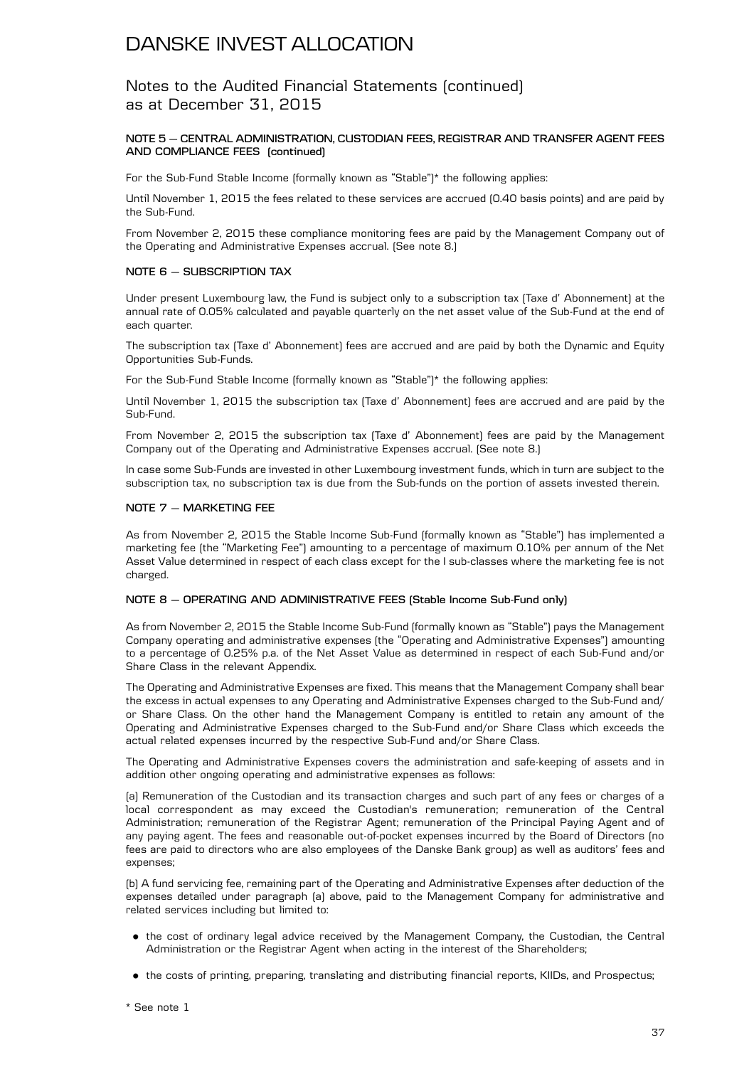# DANSKE INVEST ALLOCATION

## Notes to the Audited Financial Statements (continued) as at December 31, 2015

### NOTE 5 – CENTRAL ADMINISTRATION, CUSTODIAN FEES, REGISTRAR AND TRANSFER AGENT FEES AND COMPLIANCE FEES (continued)

For the Sub-Fund Stable Income (formally known as "Stable")* the following applies:

Until November 1, 2015 the fees related to these services are accrued (0.40 basis points) and are paid by the Sub-Fund.

From November 2, 2015 these compliance monitoring fees are paid by the Management Company out of the Operating and Administrative Expenses accrual. (See note 8.)

### NOTE 6 – SUBSCRIPTION TAX

Under present Luxembourg law, the Fund is subject only to a subscription tax (Taxe d' Abonnement) at the annual rate of 0.05% calculated and payable quarterly on the net asset value of the Sub-Fund at the end of each quarter.

The subscription tax (Taxe d' Abonnement) fees are accrued and are paid by both the Dynamic and Equity Opportunities Sub-Funds.

For the Sub-Fund Stable Income (formally known as "Stable")* the following applies:

Until November 1, 2015 the subscription tax (Taxe d' Abonnement) fees are accrued and are paid by the Sub-Fund.

From November 2, 2015 the subscription tax (Taxe d' Abonnement) fees are paid by the Management Company out of the Operating and Administrative Expenses accrual. (See note 8.)

In case some Sub-Funds are invested in other Luxembourg investment funds, which in turn are subject to the subscription tax, no subscription tax is due from the Sub-funds on the portion of assets invested therein.

### NOTE 7 – MARKETING FEE

As from November 2, 2015 the Stable Income Sub-Fund (formally known as "Stable") has implemented a marketing fee (the "Marketing Fee") amounting to a percentage of maximum 0.10% per annum of the Net Asset Value determined in respect of each class except for the I sub-classes where the marketing fee is not charged.

### NOTE 8 – OPERATING AND ADMINISTRATIVE FEES (Stable Income Sub-Fund only)

As from November 2, 2015 the Stable Income Sub-Fund (formally known as "Stable") pays the Management Company operating and administrative expenses (the "Operating and Administrative Expenses") amounting to a percentage of 0.25% p.a. of the Net Asset Value as determined in respect of each Sub-Fund and/or Share Class in the relevant Appendix.

The Operating and Administrative Expenses are fixed. This means that the Management Company shall bear the excess in actual expenses to any Operating and Administrative Expenses charged to the Sub-Fund and/or Share Class. On the other hand the Management Company is entitled to retain any amount of the Operating and Administrative Expenses charged to the Sub-Fund and/or Share Class which exceeds the actual related expenses incurred by the respective Sub-Fund and/or Share Class.

The Operating and Administrative Expenses covers the administration and safe-keeping of assets and in addition other ongoing operating and administrative expenses as follows:

(a) Remuneration of the Custodian and its transaction charges and such part of any fees or charges of a local correspondent as may exceed the Custodian's remuneration; remuneration of the Central Administration; remuneration of the Registrar Agent; remuneration of the Principal Paying Agent and of any paying agent. The fees and reasonable out-of-pocket expenses incurred by the Board of Directors (no fees are paid to directors who are also employees of the Danske Bank group) as well as auditors' fees and expenses;

(b) A fund servicing fee, remaining part of the Operating and Administrative Expenses after deduction of the expenses detailed under paragraph (a) above, paid to the Management Company for administrative and related services including but limited to:

- the cost of ordinary legal advice received by the Management Company, the Custodian, the Central Administration or the Registrar Agent when acting in the interest of the Shareholders;
- the costs of printing, preparing, translating and distributing financial reports, KIIDs, and Prospectus;

* See note 1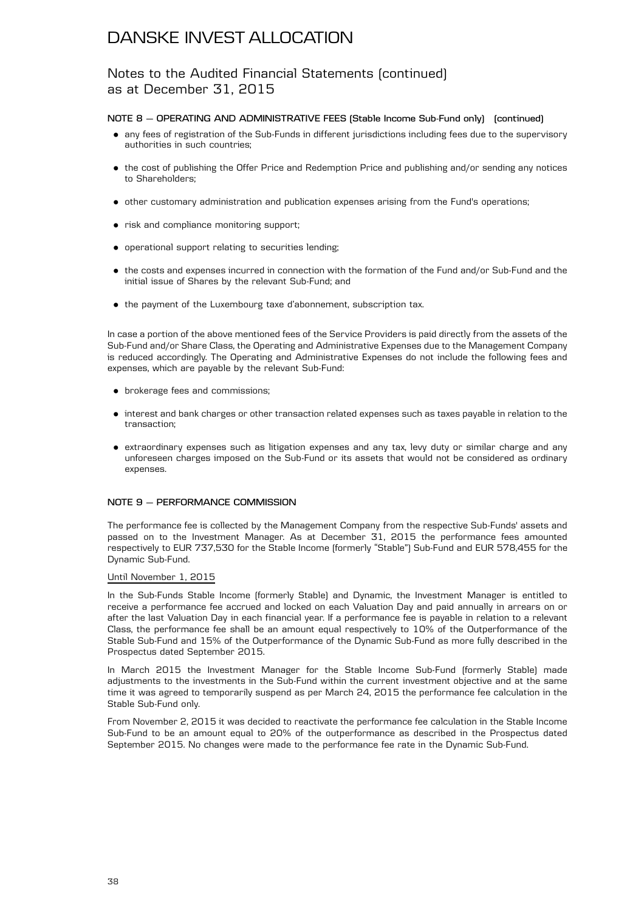# DANSKE INVEST ALLOCATION

## Notes to the Audited Financial Statements (continued) as at December 31, 2015

### NOTE 8 – OPERATING AND ADMINISTRATIVE FEES (Stable Income Sub-Fund only) (continued)

- any fees of registration of the Sub-Funds in different jurisdictions including fees due to the supervisory authorities in such countries;
- the cost of publishing the Offer Price and Redemption Price and publishing and/or sending any notices to Shareholders;
- other customary administration and publication expenses arising from the Fund's operations;
- risk and compliance monitoring support;
- operational support relating to securities lending;
- the costs and expenses incurred in connection with the formation of the Fund and/or Sub-Fund and the initial issue of Shares by the relevant Sub-Fund; and
- the payment of the Luxembourg taxe d'abonnement, subscription tax.

In case a portion of the above mentioned fees of the Service Providers is paid directly from the assets of the Sub-Fund and/or Share Class, the Operating and Administrative Expenses due to the Management Company is reduced accordingly. The Operating and Administrative Expenses do not include the following fees and expenses, which are payable by the relevant Sub-Fund:

- brokerage fees and commissions;
- interest and bank charges or other transaction related expenses such as taxes payable in relation to the transaction;
- extraordinary expenses such as litigation expenses and any tax, levy duty or similar charge and any unforeseen charges imposed on the Sub-Fund or its assets that would not be considered as ordinary expenses.

### NOTE 9 – PERFORMANCE COMMISSION

The performance fee is collected by the Management Company from the respective Sub-Funds' assets and passed on to the Investment Manager. As at December 31, 2015 the performance fees amounted respectively to EUR 737,530 for the Stable Income (formerly "Stable") Sub-Fund and EUR 578,455 for the Dynamic Sub-Fund.

Until November 1, 2015

In the Sub-Funds Stable Income (formerly Stable) and Dynamic, the Investment Manager is entitled to receive a performance fee accrued and locked on each Valuation Day and paid annually in arrears on or after the last Valuation Day in each financial year. If a performance fee is payable in relation to a relevant Class, the performance fee shall be an amount equal respectively to 10% of the Outperformance of the Stable Sub-Fund and 15% of the Outperformance of the Dynamic Sub-Fund as more fully described in the Prospectus dated September 2015.

In March 2015 the Investment Manager for the Stable Income Sub-Fund (formerly Stable) made adjustments to the investments in the Sub-Fund within the current investment objective and at the same time it was agreed to temporarily suspend as per March 24, 2015 the performance fee calculation in the Stable Sub-Fund only.

From November 2, 2015 it was decided to reactivate the performance fee calculation in the Stable Income Sub-Fund to be an amount equal to 20% of the outperformance as described in the Prospectus dated September 2015. No changes were made to the performance fee rate in the Dynamic Sub-Fund.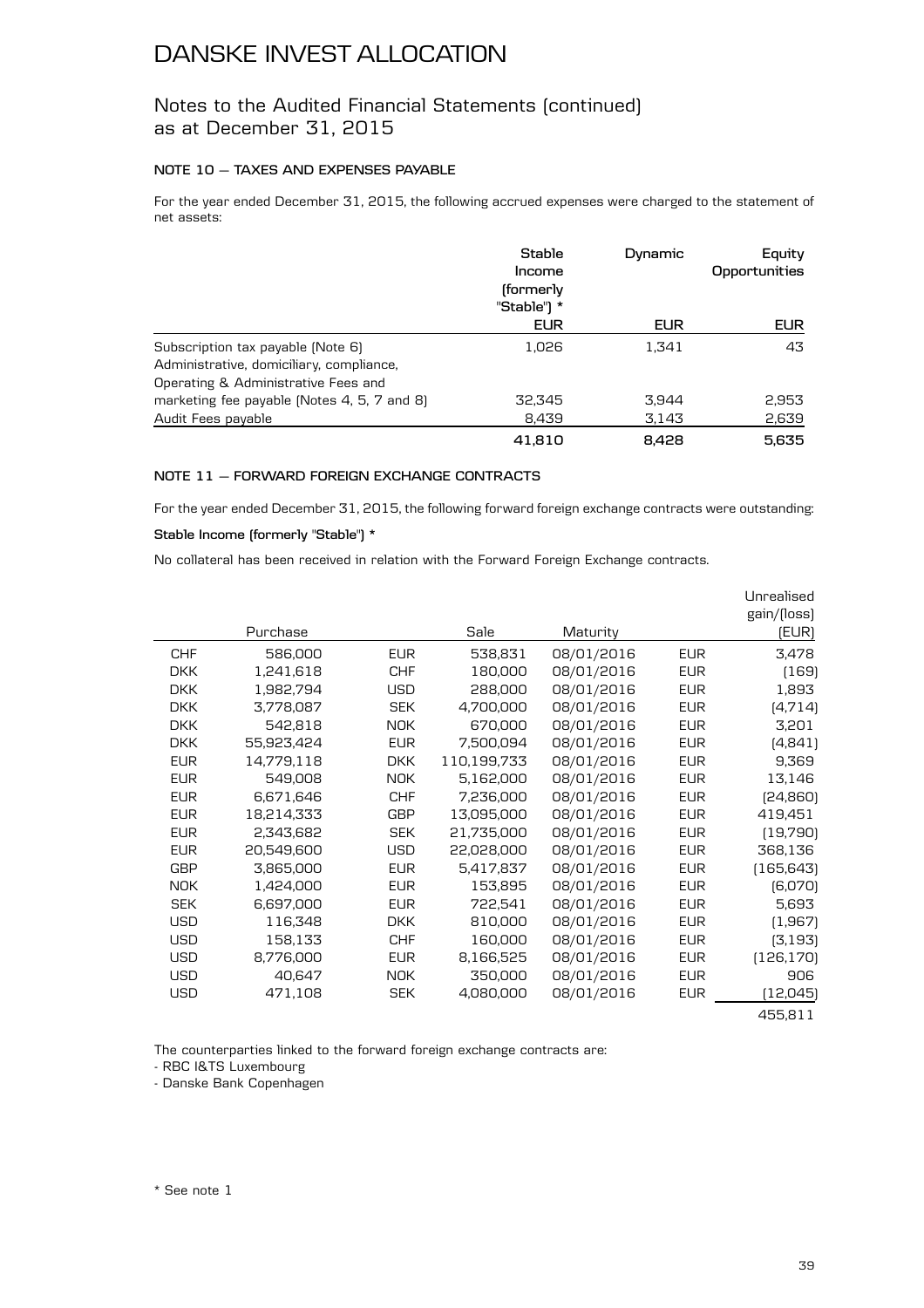# DANSKE INVEST ALLOCATION

## Notes to the Audited Financial Statements (continued) as at December 31, 2015

### NOTE 10 – TAXES AND EXPENSES PAYABLE

For the year ended December 31, 2015, the following accrued expenses were charged to the statement of net assets:

| | Stable Income (formerly "Stable") * | Dynamic | Equity Opportunities |
|---|---|---|---|
| | EUR | EUR | EUR |
| Subscription tax payable (Note 6) | 1,026 | 1,341 | 43 |
| Administrative, domiciliary, compliance, Operating & Administrative Fees and marketing fee payable (Notes 4, 5, 7 and 8) | 32,345 | 3,944 | 2,953 |
| Audit Fees payable | 8,439 | 3,143 | 2,639 |
| | **41,810** | **8,428** | **5,635** |

### NOTE 11 – FORWARD FOREIGN EXCHANGE CONTRACTS

For the year ended December 31, 2015, the following forward foreign exchange contracts were outstanding:

**Stable Income (formerly "Stable") ***

No collateral has been received in relation with the Forward Foreign Exchange contracts.

| | Purchase | | Sale | Maturity | | Unrealised gain/(loss) (EUR) |
|---|---|---|---|---|---|---|
| CHF | 586,000 | EUR | 538,831 | 08/01/2016 | EUR | 3,478 |
| DKK | 1,241,618 | CHF | 180,000 | 08/01/2016 | EUR | (169) |
| DKK | 1,982,794 | USD | 288,000 | 08/01/2016 | EUR | 1,893 |
| DKK | 3,778,087 | SEK | 4,700,000 | 08/01/2016 | EUR | (4,714) |
| DKK | 542,818 | NOK | 670,000 | 08/01/2016 | EUR | 3,201 |
| DKK | 55,923,424 | EUR | 7,500,094 | 08/01/2016 | EUR | (4,841) |
| EUR | 14,779,118 | DKK | 110,199,733 | 08/01/2016 | EUR | 9,369 |
| EUR | 549,008 | NOK | 5,162,000 | 08/01/2016 | EUR | 13,146 |
| EUR | 6,671,646 | CHF | 7,236,000 | 08/01/2016 | EUR | (24,860) |
| EUR | 18,214,333 | GBP | 13,095,000 | 08/01/2016 | EUR | 419,451 |
| EUR | 2,343,682 | SEK | 21,735,000 | 08/01/2016 | EUR | (19,790) |
| EUR | 20,549,600 | USD | 22,028,000 | 08/01/2016 | EUR | 368,136 |
| GBP | 3,865,000 | EUR | 5,417,837 | 08/01/2016 | EUR | (165,643) |
| NOK | 1,424,000 | EUR | 153,895 | 08/01/2016 | EUR | (6,070) |
| SEK | 6,697,000 | EUR | 722,541 | 08/01/2016 | EUR | 5,693 |
| USD | 116,348 | DKK | 810,000 | 08/01/2016 | EUR | (1,967) |
| USD | 158,133 | CHF | 160,000 | 08/01/2016 | EUR | (3,193) |
| USD | 8,776,000 | EUR | 8,166,525 | 08/01/2016 | EUR | (126,170) |
| USD | 40,647 | NOK | 350,000 | 08/01/2016 | EUR | 906 |
| USD | 471,108 | SEK | 4,080,000 | 08/01/2016 | EUR | (12,045) |
| | | | | | | 455,811 |

The counterparties linked to the forward foreign exchange contracts are:

- RBC I&TS Luxembourg
- Danske Bank Copenhagen

* See note 1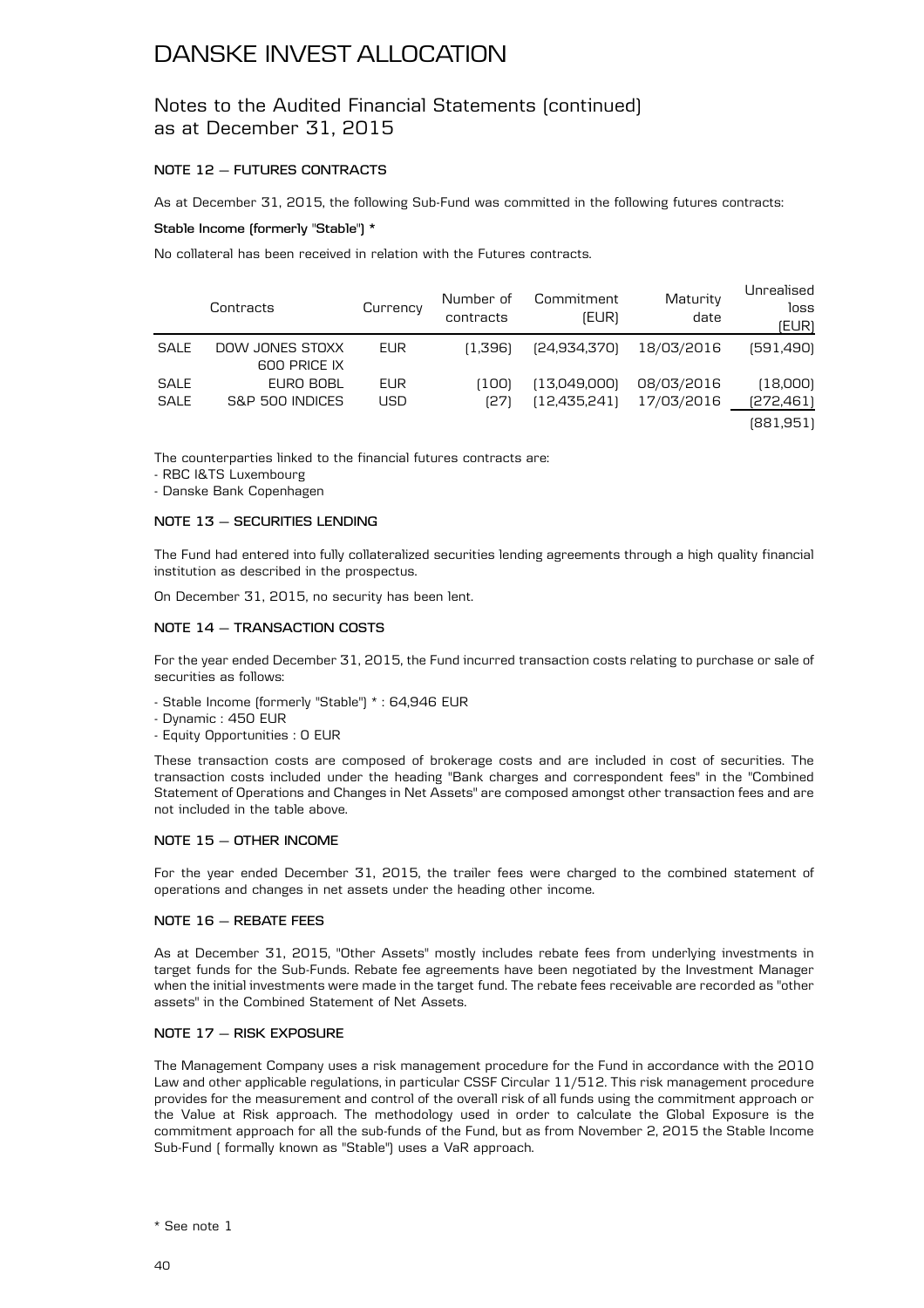# DANSKE INVEST ALLOCATION

## Notes to the Audited Financial Statements (continued) as at December 31, 2015

### NOTE 12 – FUTURES CONTRACTS

As at December 31, 2015, the following Sub-Fund was committed in the following futures contracts:

**Stable Income (formerly "Stable") ***

No collateral has been received in relation with the Futures contracts.

| | Contracts | Currency | Number of contracts | Commitment (EUR) | Maturity date | Unrealised loss (EUR) |
|---|---|---|---|---|---|---|
| SALE | DOW JONES STOXX 600 PRICE IX | EUR | (1,396) | (24,934,370) | 18/03/2016 | (591,490) |
| SALE | EURO BOBL | EUR | (100) | (13,049,000) | 08/03/2016 | (18,000) |
| SALE | S&P 500 INDICES | USD | (27) | (12,435,241) | 17/03/2016 | (272,461) |
| | | | | | | (881,951) |

The counterparties linked to the financial futures contracts are:
- RBC I&TS Luxembourg
- Danske Bank Copenhagen

### NOTE 13 – SECURITIES LENDING

The Fund had entered into fully collateralized securities lending agreements through a high quality financial institution as described in the prospectus.

On December 31, 2015, no security has been lent.

### NOTE 14 – TRANSACTION COSTS

For the year ended December 31, 2015, the Fund incurred transaction costs relating to purchase or sale of securities as follows:

- Stable Income (formerly "Stable") * : 64,946 EUR
- Dynamic : 450 EUR
- Equity Opportunities : 0 EUR

These transaction costs are composed of brokerage costs and are included in cost of securities. The transaction costs included under the heading "Bank charges and correspondent fees" in the "Combined Statement of Operations and Changes in Net Assets" are composed amongst other transaction fees and are not included in the table above.

### NOTE 15 – OTHER INCOME

For the year ended December 31, 2015, the trailer fees were charged to the combined statement of operations and changes in net assets under the heading other income.

### NOTE 16 – REBATE FEES

As at December 31, 2015, "Other Assets" mostly includes rebate fees from underlying investments in target funds for the Sub-Funds. Rebate fee agreements have been negotiated by the Investment Manager when the initial investments were made in the target fund. The rebate fees receivable are recorded as "other assets" in the Combined Statement of Net Assets.

### NOTE 17 – RISK EXPOSURE

The Management Company uses a risk management procedure for the Fund in accordance with the 2010 Law and other applicable regulations, in particular CSSF Circular 11/512. This risk management procedure provides for the measurement and control of the overall risk of all funds using the commitment approach or the Value at Risk approach. The methodology used in order to calculate the Global Exposure is the commitment approach for all the sub-funds of the Fund, but as from November 2, 2015 the Stable Income Sub-Fund ( formally known as "Stable") uses a VaR approach.

\* See note 1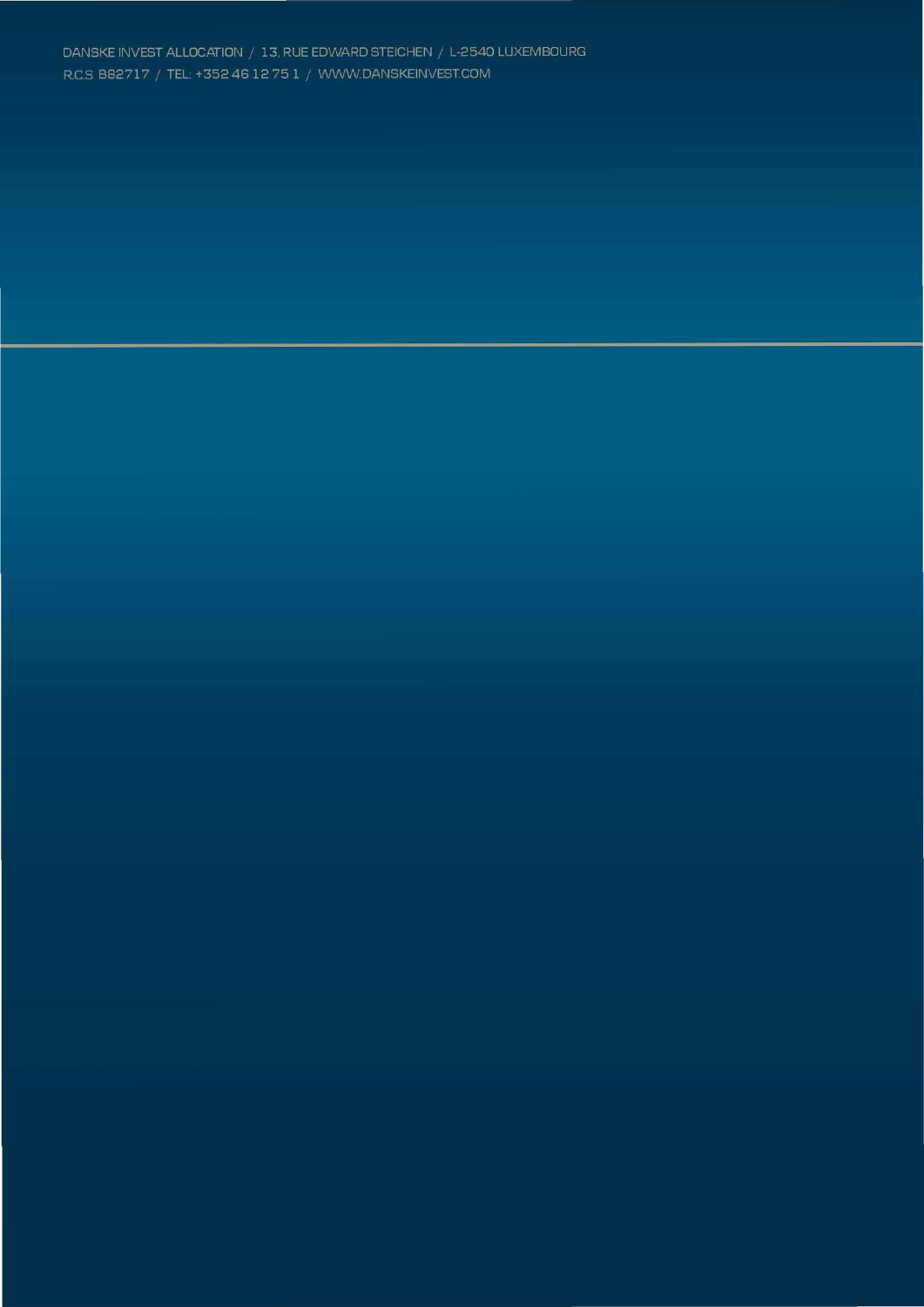DANSKE INVEST ALLOCATION / 13, RUE EDWARD STEICHEN / L-2540 LUXEMBOURG
R.C.S B82717 / TEL: +352 46 12 75 1 / WWW.DANSKEINVEST.COM